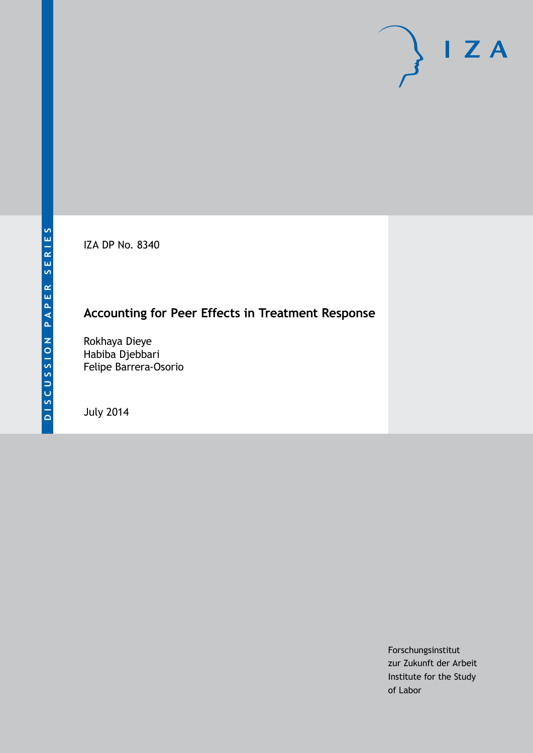DISCUSSION PAPER SERIES

IZA

IZA DP No. 8340

# Accounting for Peer Effects in Treatment Response

Rokhaya Dieye
Habiba Djebbari
Felipe Barrera-Osorio

July 2014

Forschungsinstitut
zur Zukunft der Arbeit
Institute for the Study
of Labor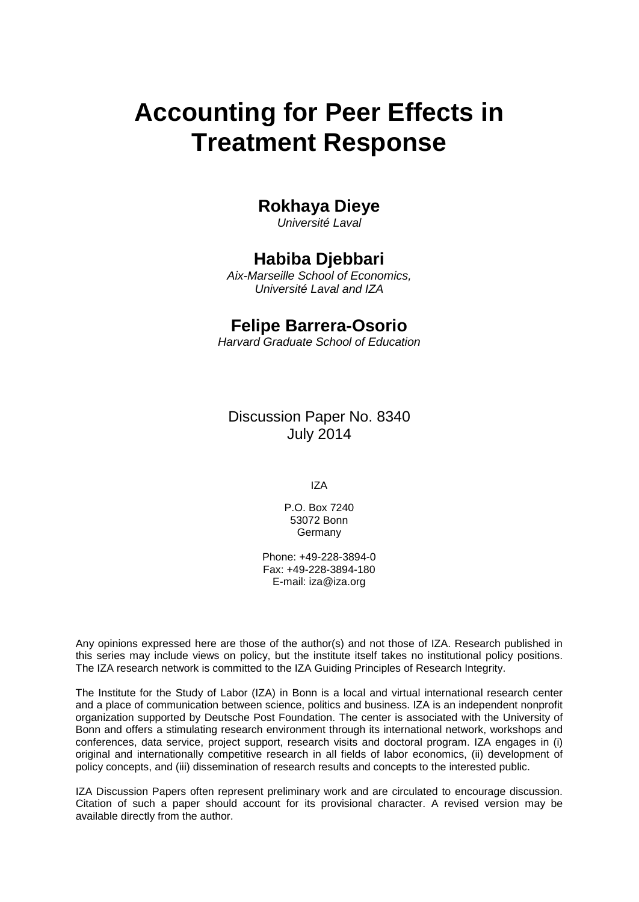# Accounting for Peer Effects in Treatment Response

**Rokhaya Dieye**
*Université Laval*

**Habiba Djebbari**
*Aix-Marseille School of Economics,*
*Université Laval and IZA*

**Felipe Barrera-Osorio**
*Harvard Graduate School of Education*

Discussion Paper No. 8340
July 2014

IZA

P.O. Box 7240
53072 Bonn
Germany

Phone: +49-228-3894-0
Fax: +49-228-3894-180
E-mail: iza@iza.org

Any opinions expressed here are those of the author(s) and not those of IZA. Research published in this series may include views on policy, but the institute itself takes no institutional policy positions. The IZA research network is committed to the IZA Guiding Principles of Research Integrity.

The Institute for the Study of Labor (IZA) in Bonn is a local and virtual international research center and a place of communication between science, politics and business. IZA is an independent nonprofit organization supported by Deutsche Post Foundation. The center is associated with the University of Bonn and offers a stimulating research environment through its international network, workshops and conferences, data service, project support, research visits and doctoral program. IZA engages in (i) original and internationally competitive research in all fields of labor economics, (ii) development of policy concepts, and (iii) dissemination of research results and concepts to the interested public.

IZA Discussion Papers often represent preliminary work and are circulated to encourage discussion. Citation of such a paper should account for its provisional character. A revised version may be available directly from the author.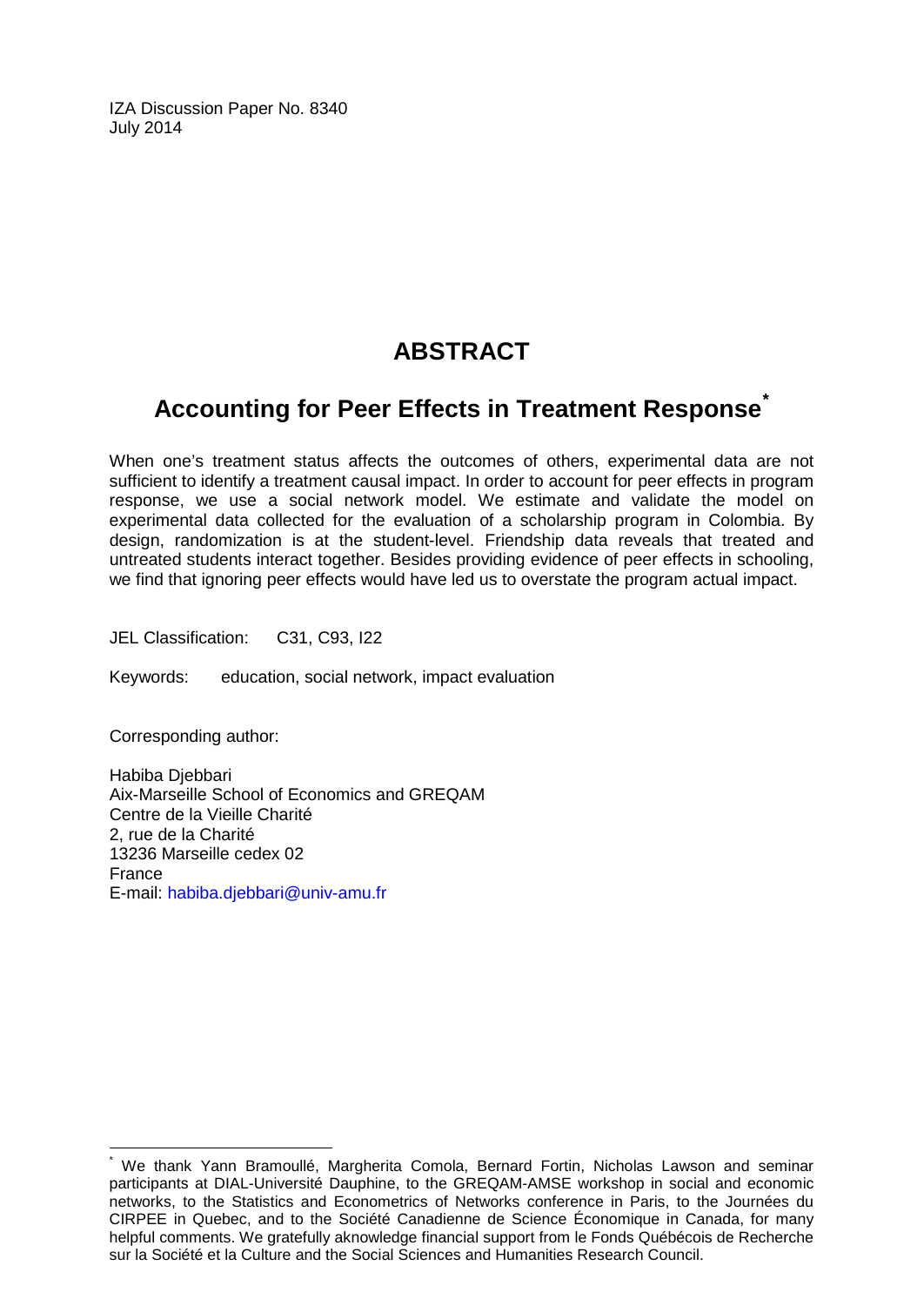IZA Discussion Paper No. 8340
July 2014

# ABSTRACT

## Accounting for Peer Effects in Treatment Response[*]

When one's treatment status affects the outcomes of others, experimental data are not sufficient to identify a treatment causal impact. In order to account for peer effects in program response, we use a social network model. We estimate and validate the model on experimental data collected for the evaluation of a scholarship program in Colombia. By design, randomization is at the student-level. Friendship data reveals that treated and untreated students interact together. Besides providing evidence of peer effects in schooling, we find that ignoring peer effects would have led us to overstate the program actual impact.

JEL Classification: C31, C93, I22

Keywords: education, social network, impact evaluation

Corresponding author:

Habiba Djebbari
Aix-Marseille School of Economics and GREQAM
Centre de la Vieille Charité
2, rue de la Charité
13236 Marseille cedex 02
France
E-mail: habiba.djebbari@univ-amu.fr

[*] We thank Yann Bramoullé, Margherita Comola, Bernard Fortin, Nicholas Lawson and seminar participants at DIAL-Université Dauphine, to the GREQAM-AMSE workshop in social and economic networks, to the Statistics and Econometrics of Networks conference in Paris, to the Journées du CIRPEE in Quebec, and to the Société Canadienne de Science Économique in Canada, for many helpful comments. We gratefully aknowledge financial support from le Fonds Québécois de Recherche sur la Société et la Culture and the Social Sciences and Humanities Research Council.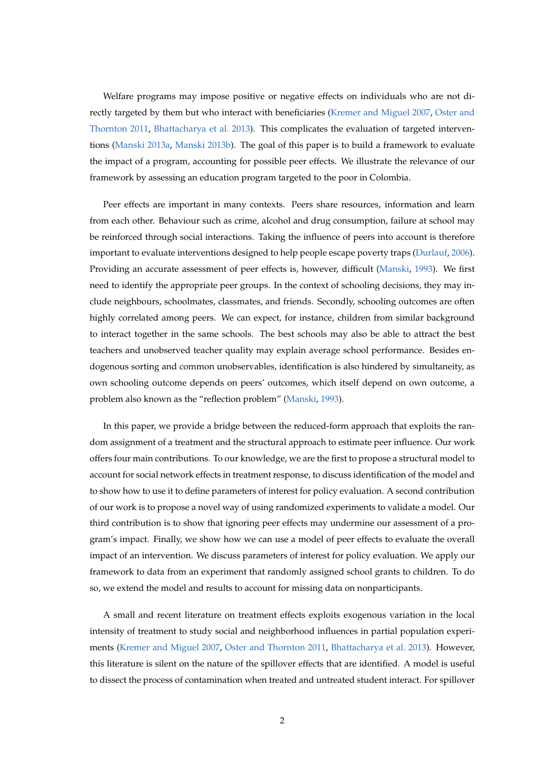Welfare programs may impose positive or negative effects on individuals who are not directly targeted by them but who interact with beneficiaries (Kremer and Miguel 2007, Oster and Thornton 2011, Bhattacharya et al. 2013). This complicates the evaluation of targeted interventions (Manski 2013a, Manski 2013b). The goal of this paper is to build a framework to evaluate the impact of a program, accounting for possible peer effects. We illustrate the relevance of our framework by assessing an education program targeted to the poor in Colombia.

Peer effects are important in many contexts. Peers share resources, information and learn from each other. Behaviour such as crime, alcohol and drug consumption, failure at school may be reinforced through social interactions. Taking the influence of peers into account is therefore important to evaluate interventions designed to help people escape poverty traps (Durlauf, 2006). Providing an accurate assessment of peer effects is, however, difficult (Manski, 1993). We first need to identify the appropriate peer groups. In the context of schooling decisions, they may include neighbours, schoolmates, classmates, and friends. Secondly, schooling outcomes are often highly correlated among peers. We can expect, for instance, children from similar background to interact together in the same schools. The best schools may also be able to attract the best teachers and unobserved teacher quality may explain average school performance. Besides endogenous sorting and common unobservables, identification is also hindered by simultaneity, as own schooling outcome depends on peers' outcomes, which itself depend on own outcome, a problem also known as the "reflection problem" (Manski, 1993).

In this paper, we provide a bridge between the reduced-form approach that exploits the random assignment of a treatment and the structural approach to estimate peer influence. Our work offers four main contributions. To our knowledge, we are the first to propose a structural model to account for social network effects in treatment response, to discuss identification of the model and to show how to use it to define parameters of interest for policy evaluation. A second contribution of our work is to propose a novel way of using randomized experiments to validate a model. Our third contribution is to show that ignoring peer effects may undermine our assessment of a program's impact. Finally, we show how we can use a model of peer effects to evaluate the overall impact of an intervention. We discuss parameters of interest for policy evaluation. We apply our framework to data from an experiment that randomly assigned school grants to children. To do so, we extend the model and results to account for missing data on nonparticipants.

A small and recent literature on treatment effects exploits exogenous variation in the local intensity of treatment to study social and neighborhood influences in partial population experiments (Kremer and Miguel 2007, Oster and Thornton 2011, Bhattacharya et al. 2013). However, this literature is silent on the nature of the spillover effects that are identified. A model is useful to dissect the process of contamination when treated and untreated student interact. For spillover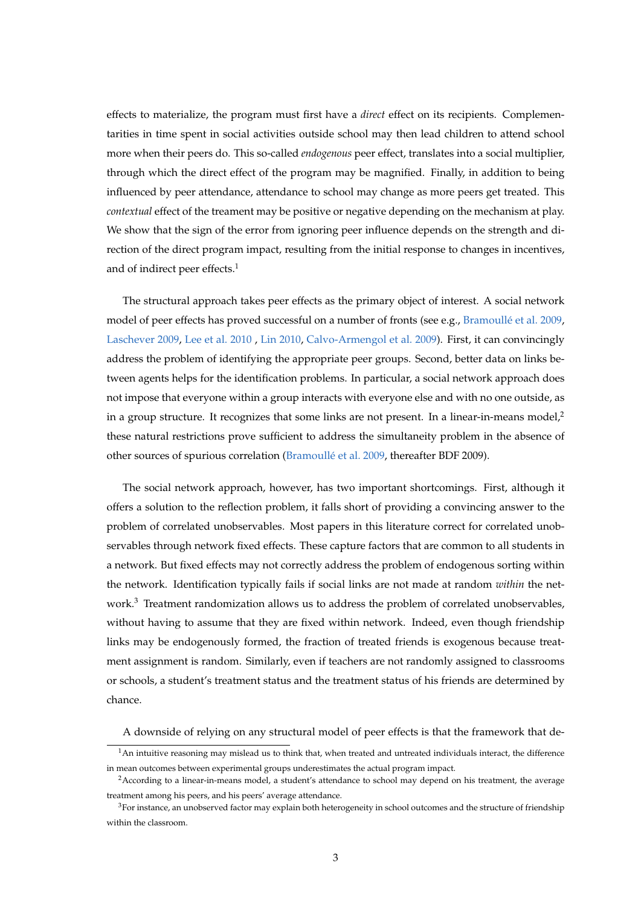effects to materialize, the program must first have a *direct* effect on its recipients. Complementarities in time spent in social activities outside school may then lead children to attend school more when their peers do. This so-called *endogenous* peer effect, translates into a social multiplier, through which the direct effect of the program may be magnified. Finally, in addition to being influenced by peer attendance, attendance to school may change as more peers get treated. This *contextual* effect of the treament may be positive or negative depending on the mechanism at play. We show that the sign of the error from ignoring peer influence depends on the strength and direction of the direct program impact, resulting from the initial response to changes in incentives, and of indirect peer effects.[1]

The structural approach takes peer effects as the primary object of interest. A social network model of peer effects has proved successful on a number of fronts (see e.g., Bramoullé et al. 2009, Laschever 2009, Lee et al. 2010 , Lin 2010, Calvo-Armengol et al. 2009). First, it can convincingly address the problem of identifying the appropriate peer groups. Second, better data on links between agents helps for the identification problems. In particular, a social network approach does not impose that everyone within a group interacts with everyone else and with no one outside, as in a group structure. It recognizes that some links are not present. In a linear-in-means model,[2] these natural restrictions prove sufficient to address the simultaneity problem in the absence of other sources of spurious correlation (Bramoullé et al. 2009, thereafter BDF 2009).

The social network approach, however, has two important shortcomings. First, although it offers a solution to the reflection problem, it falls short of providing a convincing answer to the problem of correlated unobservables. Most papers in this literature correct for correlated unobservables through network fixed effects. These capture factors that are common to all students in a network. But fixed effects may not correctly address the problem of endogenous sorting within the network. Identification typically fails if social links are not made at random *within* the network.[3] Treatment randomization allows us to address the problem of correlated unobservables, without having to assume that they are fixed within network. Indeed, even though friendship links may be endogenously formed, the fraction of treated friends is exogenous because treatment assignment is random. Similarly, even if teachers are not randomly assigned to classrooms or schools, a student's treatment status and the treatment status of his friends are determined by chance.

A downside of relying on any structural model of peer effects is that the framework that de-

[1] An intuitive reasoning may mislead us to think that, when treated and untreated individuals interact, the difference in mean outcomes between experimental groups underestimates the actual program impact.

[2] According to a linear-in-means model, a student's attendance to school may depend on his treatment, the average treatment among his peers, and his peers' average attendance.

[3] For instance, an unobserved factor may explain both heterogeneity in school outcomes and the structure of friendship within the classroom.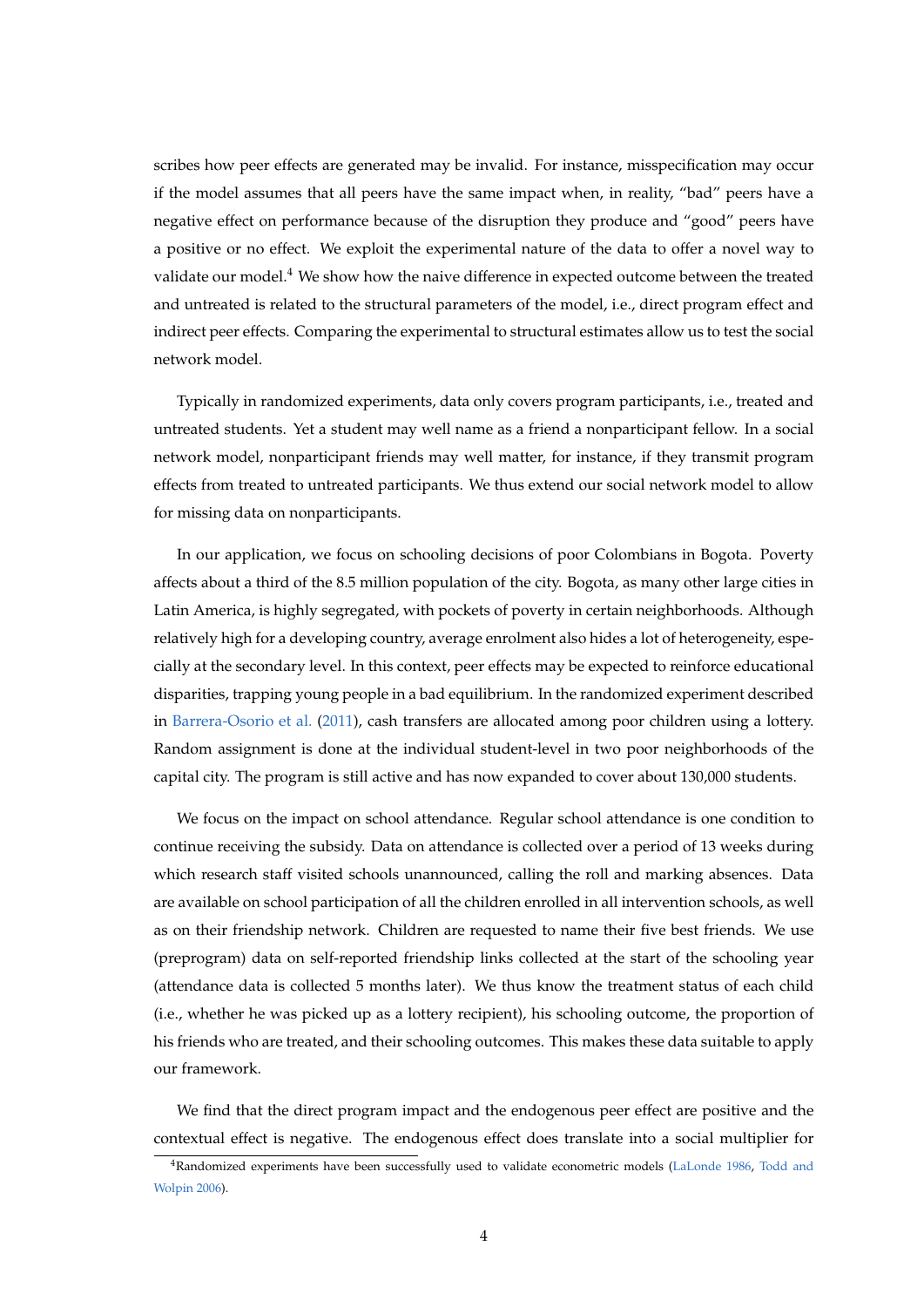scribes how peer effects are generated may be invalid. For instance, misspecification may occur if the model assumes that all peers have the same impact when, in reality, "bad" peers have a negative effect on performance because of the disruption they produce and "good" peers have a positive or no effect. We exploit the experimental nature of the data to offer a novel way to validate our model.[4] We show how the naive difference in expected outcome between the treated and untreated is related to the structural parameters of the model, i.e., direct program effect and indirect peer effects. Comparing the experimental to structural estimates allow us to test the social network model.

Typically in randomized experiments, data only covers program participants, i.e., treated and untreated students. Yet a student may well name as a friend a nonparticipant fellow. In a social network model, nonparticipant friends may well matter, for instance, if they transmit program effects from treated to untreated participants. We thus extend our social network model to allow for missing data on nonparticipants.

In our application, we focus on schooling decisions of poor Colombians in Bogota. Poverty affects about a third of the 8.5 million population of the city. Bogota, as many other large cities in Latin America, is highly segregated, with pockets of poverty in certain neighborhoods. Although relatively high for a developing country, average enrolment also hides a lot of heterogeneity, especially at the secondary level. In this context, peer effects may be expected to reinforce educational disparities, trapping young people in a bad equilibrium. In the randomized experiment described in Barrera-Osorio et al. (2011), cash transfers are allocated among poor children using a lottery. Random assignment is done at the individual student-level in two poor neighborhoods of the capital city. The program is still active and has now expanded to cover about 130,000 students.

We focus on the impact on school attendance. Regular school attendance is one condition to continue receiving the subsidy. Data on attendance is collected over a period of 13 weeks during which research staff visited schools unannounced, calling the roll and marking absences. Data are available on school participation of all the children enrolled in all intervention schools, as well as on their friendship network. Children are requested to name their five best friends. We use (preprogram) data on self-reported friendship links collected at the start of the schooling year (attendance data is collected 5 months later). We thus know the treatment status of each child (i.e., whether he was picked up as a lottery recipient), his schooling outcome, the proportion of his friends who are treated, and their schooling outcomes. This makes these data suitable to apply our framework.

We find that the direct program impact and the endogenous peer effect are positive and the contextual effect is negative. The endogenous effect does translate into a social multiplier for

[4] Randomized experiments have been successfully used to validate econometric models (LaLonde 1986, Todd and Wolpin 2006).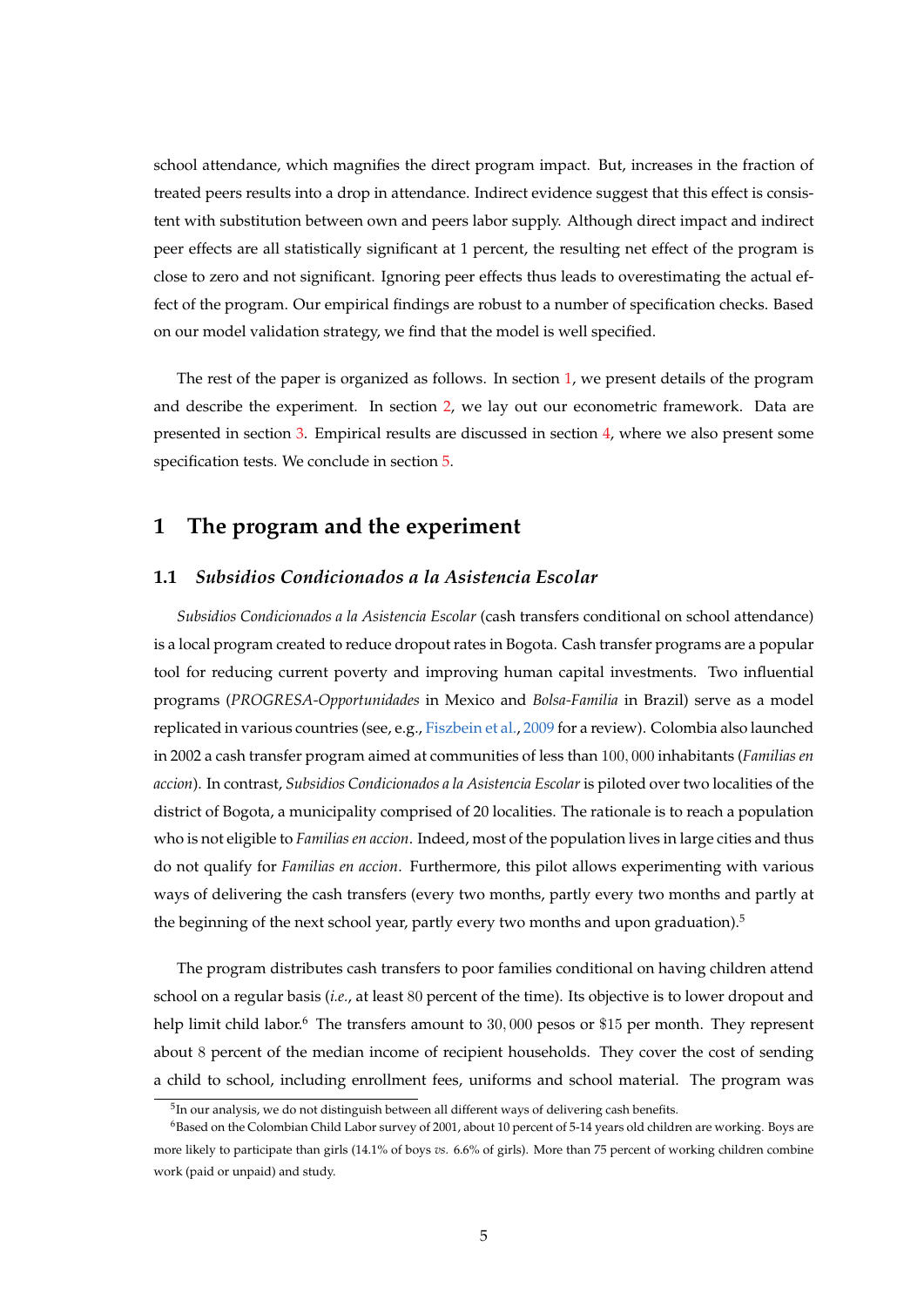school attendance, which magnifies the direct program impact. But, increases in the fraction of treated peers results into a drop in attendance. Indirect evidence suggest that this effect is consistent with substitution between own and peers labor supply. Although direct impact and indirect peer effects are all statistically significant at 1 percent, the resulting net effect of the program is close to zero and not significant. Ignoring peer effects thus leads to overestimating the actual effect of the program. Our empirical findings are robust to a number of specification checks. Based on our model validation strategy, we find that the model is well specified.

The rest of the paper is organized as follows. In section 1, we present details of the program and describe the experiment. In section 2, we lay out our econometric framework. Data are presented in section 3. Empirical results are discussed in section 4, where we also present some specification tests. We conclude in section 5.

# 1 The program and the experiment

## 1.1 *Subsidios Condicionados a la Asistencia Escolar*

*Subsidios Condicionados a la Asistencia Escolar* (cash transfers conditional on school attendance) is a local program created to reduce dropout rates in Bogota. Cash transfer programs are a popular tool for reducing current poverty and improving human capital investments. Two influential programs (*PROGRESA-Opportunidades* in Mexico and *Bolsa-Familia* in Brazil) serve as a model replicated in various countries (see, e.g., Fiszbein et al., 2009 for a review). Colombia also launched in 2002 a cash transfer program aimed at communities of less than $100,000$ inhabitants (*Familias en accion*). In contrast, *Subsidios Condicionados a la Asistencia Escolar* is piloted over two localities of the district of Bogota, a municipality comprised of 20 localities. The rationale is to reach a population who is not eligible to *Familias en accion*. Indeed, most of the population lives in large cities and thus do not qualify for *Familias en accion*. Furthermore, this pilot allows experimenting with various ways of delivering the cash transfers (every two months, partly every two months and partly at the beginning of the next school year, partly every two months and upon graduation).[5]

The program distributes cash transfers to poor families conditional on having children attend school on a regular basis (*i.e.*, at least $80$ percent of the time). Its objective is to lower dropout and help limit child labor.[6] The transfers amount to $30,000$ pesos or $15 per month. They represent about $8$ percent of the median income of recipient households. They cover the cost of sending a child to school, including enrollment fees, uniforms and school material. The program was

[5] In our analysis, we do not distinguish between all different ways of delivering cash benefits.

[6] Based on the Colombian Child Labor survey of 2001, about 10 percent of 5-14 years old children are working. Boys are more likely to participate than girls (14.1% of boys *vs.* 6.6% of girls). More than 75 percent of working children combine work (paid or unpaid) and study.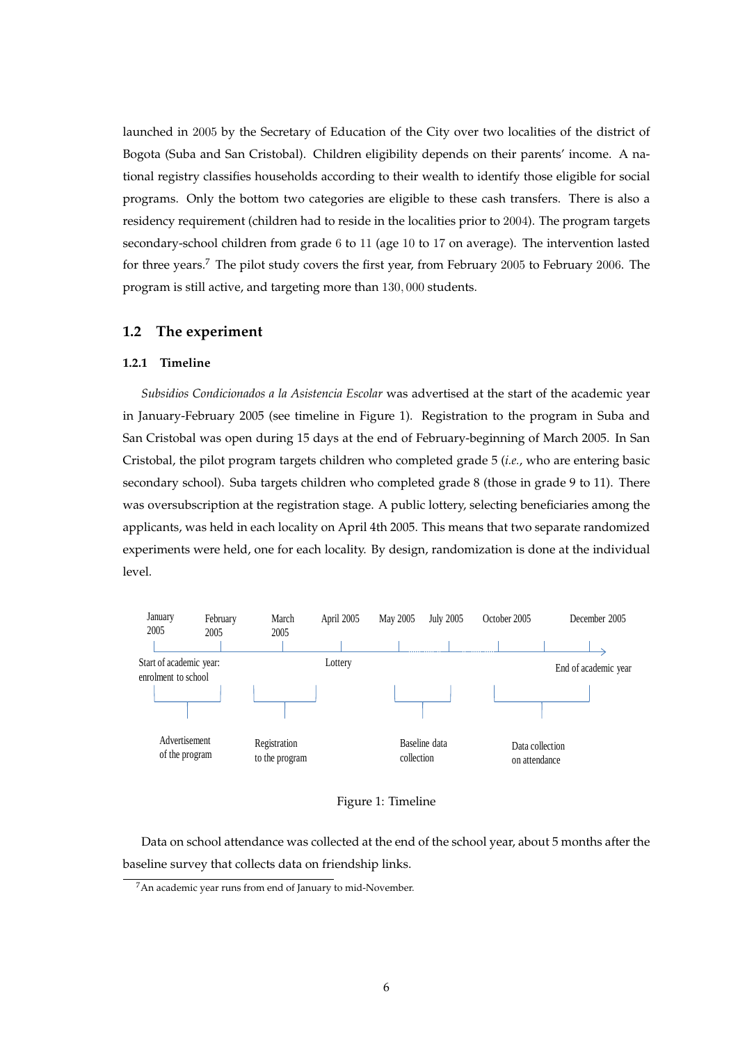launched in 2005 by the Secretary of Education of the City over two localities of the district of Bogota (Suba and San Cristobal). Children eligibility depends on their parents' income. A national registry classifies households according to their wealth to identify those eligible for social programs. Only the bottom two categories are eligible to these cash transfers. There is also a residency requirement (children had to reside in the localities prior to 2004). The program targets secondary-school children from grade 6 to 11 (age 10 to 17 on average). The intervention lasted for three years.[7] The pilot study covers the first year, from February 2005 to February 2006. The program is still active, and targeting more than 130, 000 students.

## 1.2 The experiment

### 1.2.1 Timeline

*Subsidios Condicionados a la Asistencia Escolar* was advertised at the start of the academic year in January-February 2005 (see timeline in Figure 1). Registration to the program in Suba and San Cristobal was open during 15 days at the end of February-beginning of March 2005. In San Cristobal, the pilot program targets children who completed grade 5 (*i.e.*, who are entering basic secondary school). Suba targets children who completed grade 8 (those in grade 9 to 11). There was oversubscription at the registration stage. A public lottery, selecting beneficiaries among the applicants, was held in each locality on April 4th 2005. This means that two separate randomized experiments were held, one for each locality. By design, randomization is done at the individual level.

January 2005 | February 2005 | March 2005 | April 2005 | May 2005 | July 2005 | October 2005 | December 2005

Start of academic year: enrolment to school | Lottery | End of academic year

Advertisement of the program | Registration to the program | Baseline data collection | Data collection on attendance

Figure 1: Timeline

Data on school attendance was collected at the end of the school year, about 5 months after the baseline survey that collects data on friendship links.

[7] An academic year runs from end of January to mid-November.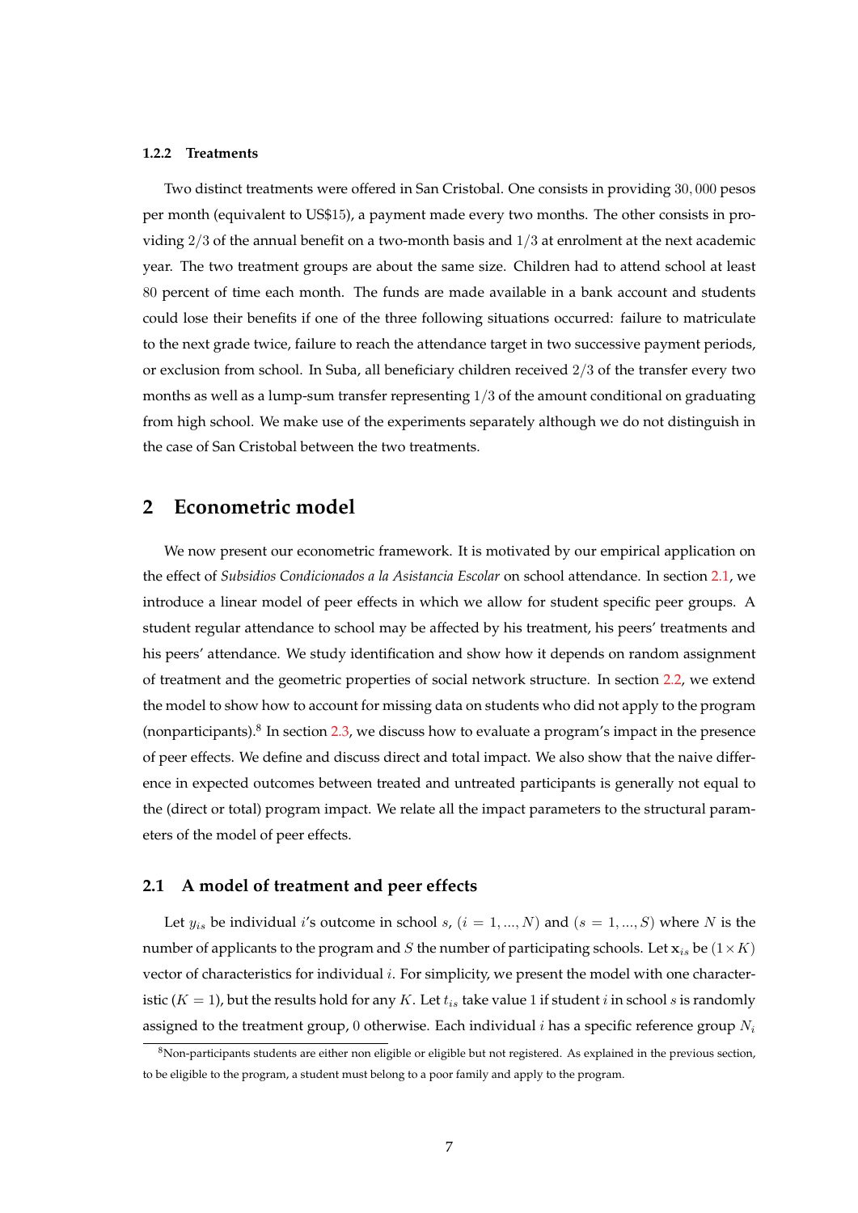#### 1.2.2 Treatments

Two distinct treatments were offered in San Cristobal. One consists in providing $30,000$ pesos per month (equivalent to US$15), a payment made every two months. The other consists in providing $2/3$ of the annual benefit on a two-month basis and $1/3$ at enrolment at the next academic year. The two treatment groups are about the same size. Children had to attend school at least $80$ percent of time each month. The funds are made available in a bank account and students could lose their benefits if one of the three following situations occurred: failure to matriculate to the next grade twice, failure to reach the attendance target in two successive payment periods, or exclusion from school. In Suba, all beneficiary children received $2/3$ of the transfer every two months as well as a lump-sum transfer representing $1/3$ of the amount conditional on graduating from high school. We make use of the experiments separately although we do not distinguish in the case of San Cristobal between the two treatments.

## 2 Econometric model

We now present our econometric framework. It is motivated by our empirical application on the effect of *Subsidios Condicionados a la Asistancia Escolar* on school attendance. In section 2.1, we introduce a linear model of peer effects in which we allow for student specific peer groups. A student regular attendance to school may be affected by his treatment, his peers' treatments and his peers' attendance. We study identification and show how it depends on random assignment of treatment and the geometric properties of social network structure. In section 2.2, we extend the model to show how to account for missing data on students who did not apply to the program (nonparticipants).[8] In section 2.3, we discuss how to evaluate a program's impact in the presence of peer effects. We define and discuss direct and total impact. We also show that the naive difference in expected outcomes between treated and untreated participants is generally not equal to the (direct or total) program impact. We relate all the impact parameters to the structural parameters of the model of peer effects.

### 2.1 A model of treatment and peer effects

Let $y_{is}$ be individual $i$'s outcome in school $s$, $(i = 1, ..., N)$ and $(s = 1, ..., S)$ where $N$ is the number of applicants to the program and $S$ the number of participating schools. Let $\mathbf{x}_{is}$ be $(1 \times K)$ vector of characteristics for individual $i$. For simplicity, we present the model with one characteristic ($K = 1$), but the results hold for any $K$. Let $t_{is}$ take value 1 if student $i$ in school $s$ is randomly assigned to the treatment group, 0 otherwise. Each individual $i$ has a specific reference group $N_i$

[8] Non-participants students are either non eligible or eligible but not registered. As explained in the previous section, to be eligible to the program, a student must belong to a poor family and apply to the program.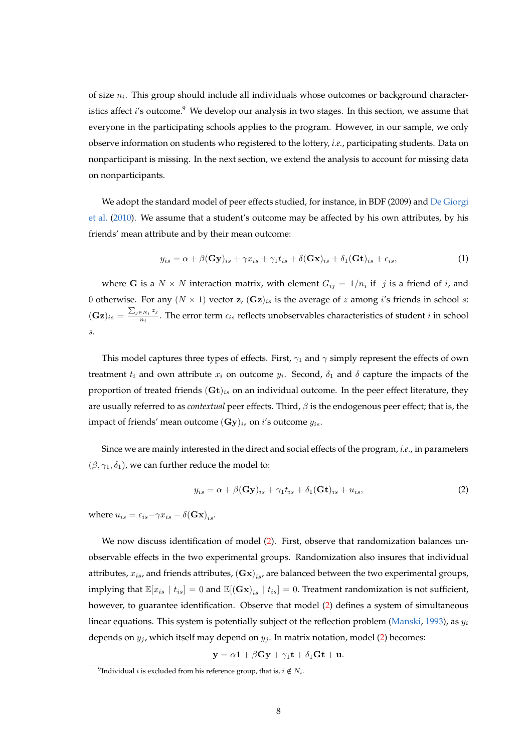of size $n_i$. This group should include all individuals whose outcomes or background characteristics affect $i$'s outcome.[9] We develop our analysis in two stages. In this section, we assume that everyone in the participating schools applies to the program. However, in our sample, we only observe information on students who registered to the lottery, *i.e.*, participating students. Data on nonparticipant is missing. In the next section, we extend the analysis to account for missing data on nonparticipants.

We adopt the standard model of peer effects studied, for instance, in BDF (2009) and De Giorgi et al. (2010). We assume that a student's outcome may be affected by his own attributes, by his friends' mean attribute and by their mean outcome:

$$y_{is} = \alpha + \beta(\mathbf{Gy})_{is} + \gamma x_{is} + \gamma_1 t_{is} + \delta(\mathbf{Gx})_{is} + \delta_1(\mathbf{Gt})_{is} + \epsilon_{is}, \tag{1}$$

where $\mathbf{G}$ is a $N \times N$ interaction matrix, with element $G_{ij} = 1/n_i$ if $j$ is a friend of $i$, and 0 otherwise. For any $(N \times 1)$ vector $\mathbf{z}$, $(\mathbf{Gz})_{is}$ is the average of $z$ among $i$'s friends in school $s$: $(\mathbf{Gz})_{is} = \frac{\sum_{j \in N_i} z_j}{n_i}$. The error term $\epsilon_{is}$ reflects unobservables characteristics of student $i$ in school $s$.

This model captures three types of effects. First, $\gamma_1$ and $\gamma$ simply represent the effects of own treatment $t_i$ and own attribute $x_i$ on outcome $y_i$. Second, $\delta_1$ and $\delta$ capture the impacts of the proportion of treated friends $(\mathbf{Gt})_{is}$ on an individual outcome. In the peer effect literature, they are usually referred to as *contextual* peer effects. Third, $\beta$ is the endogenous peer effect; that is, the impact of friends' mean outcome $(\mathbf{Gy})_{is}$ on $i$'s outcome $y_{is}$.

Since we are mainly interested in the direct and social effects of the program, *i.e.*, in parameters $(\beta, \gamma_1, \delta_1)$, we can further reduce the model to:

$$y_{is} = \alpha + \beta(\mathbf{Gy})_{is} + \gamma_1 t_{is} + \delta_1(\mathbf{Gt})_{is} + u_{is}, \tag{2}$$

where $u_{is} = \epsilon_{is} - \gamma x_{is} - \delta(\mathbf{Gx})_{is}$.

We now discuss identification of model (2). First, observe that randomization balances unobservable effects in the two experimental groups. Randomization also insures that individual attributes, $x_{is}$, and friends attributes, $(\mathbf{Gx})_{is}$, are balanced between the two experimental groups, implying that $\mathbb{E}[x_{is} \mid t_{is}] = 0$ and $\mathbb{E}[(\mathbf{Gx})_{is} \mid t_{is}] = 0$. Treatment randomization is not sufficient, however, to guarantee identification. Observe that model (2) defines a system of simultaneous linear equations. This system is potentially subject ot the reflection problem (Manski, 1993), as $y_i$ depends on $y_j$, which itself may depend on $y_j$. In matrix notation, model (2) becomes:

$$\mathbf{y} = \alpha\mathbf{1} + \beta\mathbf{Gy} + \gamma_1\mathbf{t} + \delta_1\mathbf{Gt} + \mathbf{u}.$$

[9] Individual $i$ is excluded from his reference group, that is, $i \notin N_i$.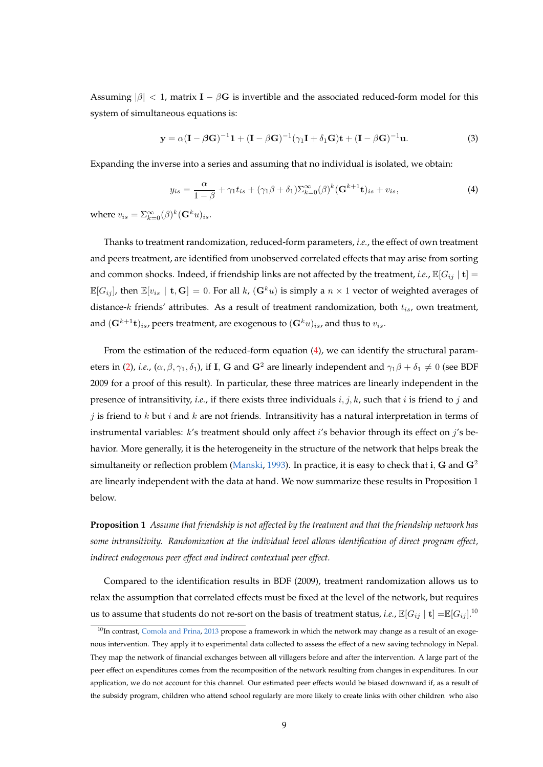Assuming $|\beta| < 1$, matrix $\mathbf{I} - \beta\mathbf{G}$ is invertible and the associated reduced-form model for this system of simultaneous equations is:

$$\mathbf{y} = \alpha(\mathbf{I} - \boldsymbol{\beta}\mathbf{G})^{-1}\mathbf{1} + (\mathbf{I} - \beta\mathbf{G})^{-1}(\gamma_1\mathbf{I} + \delta_1\mathbf{G})\mathbf{t} + (\mathbf{I} - \beta\mathbf{G})^{-1}\mathbf{u}. \tag{3}$$

Expanding the inverse into a series and assuming that no individual is isolated, we obtain:

$$y_{is} = \frac{\alpha}{1-\beta} + \gamma_1 t_{is} + (\gamma_1\beta + \delta_1)\Sigma_{k=0}^{\infty}(\beta)^k(\mathbf{G}^{k+1}\mathbf{t})_{is} + v_{is}, \tag{4}$$

where $v_{is} = \Sigma_{k=0}^{\infty}(\beta)^k(\mathbf{G}^k u)_{is}$.

Thanks to treatment randomization, reduced-form parameters, *i.e.*, the effect of own treatment and peers treatment, are identified from unobserved correlated effects that may arise from sorting and common shocks. Indeed, if friendship links are not affected by the treatment, *i.e.*, $\mathbb{E}[G_{ij} \mid \mathbf{t}] = \mathbb{E}[G_{ij}]$, then $\mathbb{E}[v_{is} \mid \mathbf{t}, \mathbf{G}] = 0$. For all $k$, $(\mathbf{G}^k u)$ is simply a $n \times 1$ vector of weighted averages of distance-$k$ friends' attributes. As a result of treatment randomization, both $t_{is}$, own treatment, and $(\mathbf{G}^{k+1}\mathbf{t})_{is}$, peers treatment, are exogenous to $(\mathbf{G}^k u)_{is}$, and thus to $v_{is}$.

From the estimation of the reduced-form equation (4), we can identify the structural parameters in (2), *i.e.*, $(\alpha, \beta, \gamma_1, \delta_1)$, if $\mathbf{I}$, $\mathbf{G}$ and $\mathbf{G}^2$ are linearly independent and $\gamma_1\beta + \delta_1 \neq 0$ (see BDF 2009 for a proof of this result). In particular, these three matrices are linearly independent in the presence of intransitivity, *i.e.*, if there exists three individuals $i, j, k$, such that $i$ is friend to $j$ and $j$ is friend to $k$ but $i$ and $k$ are not friends. Intransitivity has a natural interpretation in terms of instrumental variables: $k$'s treatment should only affect $i$'s behavior through its effect on $j$'s behavior. More generally, it is the heterogeneity in the structure of the network that helps break the simultaneity or reflection problem (Manski, 1993). In practice, it is easy to check that $\mathbf{i}$, $\mathbf{G}$ and $\mathbf{G}^2$ are linearly independent with the data at hand. We now summarize these results in Proposition 1 below.

**Proposition 1** *Assume that friendship is not affected by the treatment and that the friendship network has some intransitivity. Randomization at the individual level allows identification of direct program effect, indirect endogenous peer effect and indirect contextual peer effect.*

Compared to the identification results in BDF (2009), treatment randomization allows us to relax the assumption that correlated effects must be fixed at the level of the network, but requires us to assume that students do not re-sort on the basis of treatment status, *i.e.*, $\mathbb{E}[G_{ij} \mid \mathbf{t}] = \mathbb{E}[G_{ij}]$.[10]

[10]In contrast, Comola and Prina, 2013 propose a framework in which the network may change as a result of an exogenous intervention. They apply it to experimental data collected to assess the effect of a new saving technology in Nepal. They map the network of financial exchanges between all villagers before and after the intervention. A large part of the peer effect on expenditures comes from the recomposition of the network resulting from changes in expenditures. In our application, we do not account for this channel. Our estimated peer effects would be biased downward if, as a result of the subsidy program, children who attend school regularly are more likely to create links with other children who also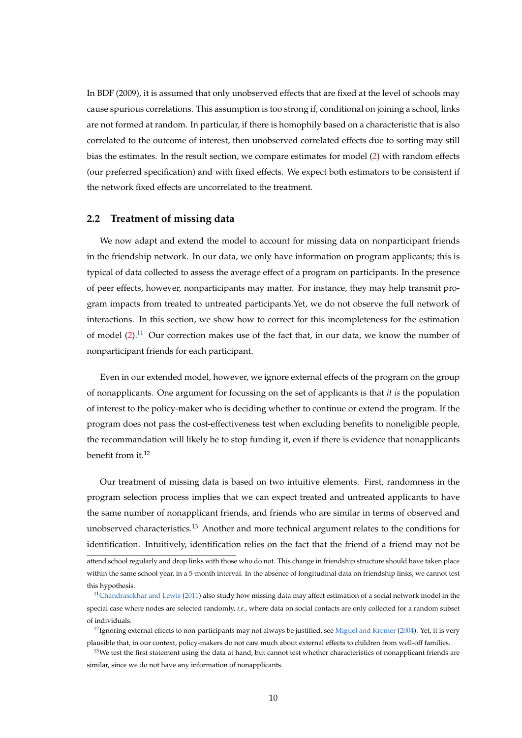In BDF (2009), it is assumed that only unobserved effects that are fixed at the level of schools may cause spurious correlations. This assumption is too strong if, conditional on joining a school, links are not formed at random. In particular, if there is homophily based on a characteristic that is also correlated to the outcome of interest, then unobserved correlated effects due to sorting may still bias the estimates. In the result section, we compare estimates for model (2) with random effects (our preferred specification) and with fixed effects. We expect both estimators to be consistent if the network fixed effects are uncorrelated to the treatment.

## 2.2 Treatment of missing data

We now adapt and extend the model to account for missing data on nonparticipant friends in the friendship network. In our data, we only have information on program applicants; this is typical of data collected to assess the average effect of a program on participants. In the presence of peer effects, however, nonparticipants may matter. For instance, they may help transmit program impacts from treated to untreated participants.Yet, we do not observe the full network of interactions. In this section, we show how to correct for this incompleteness for the estimation of model (2).[11] Our correction makes use of the fact that, in our data, we know the number of nonparticipant friends for each participant.

Even in our extended model, however, we ignore external effects of the program on the group of nonapplicants. One argument for focussing on the set of applicants is that *it is* the population of interest to the policy-maker who is deciding whether to continue or extend the program. If the program does not pass the cost-effectiveness test when excluding benefits to noneligible people, the recommandation will likely be to stop funding it, even if there is evidence that nonapplicants benefit from it.[12]

Our treatment of missing data is based on two intuitive elements. First, randomness in the program selection process implies that we can expect treated and untreated applicants to have the same number of nonapplicant friends, and friends who are similar in terms of observed and unobserved characteristics.[13] Another and more technical argument relates to the conditions for identification. Intuitively, identification relies on the fact that the friend of a friend may not be

attend school regularly and drop links with those who do not. This change in friendship structure should have taken place within the same school year, in a 5-month interval. In the absence of longitudinal data on friendship links, we cannot test this hypothesis.

[11] Chandrasekhar and Lewis (2011) also study how missing data may affect estimation of a social network model in the special case where nodes are selected randomly, *i.e.*, where data on social contacts are only collected for a random subset of individuals.

[12] Ignoring external effects to non-participants may not always be justified, see Miguel and Kremer (2004). Yet, it is very plausible that, in our context, policy-makers do not care much about external effects to children from well-off families.

[13] We test the first statement using the data at hand, but cannot test whether characteristics of nonapplicant friends are similar, since we do not have any information of nonapplicants.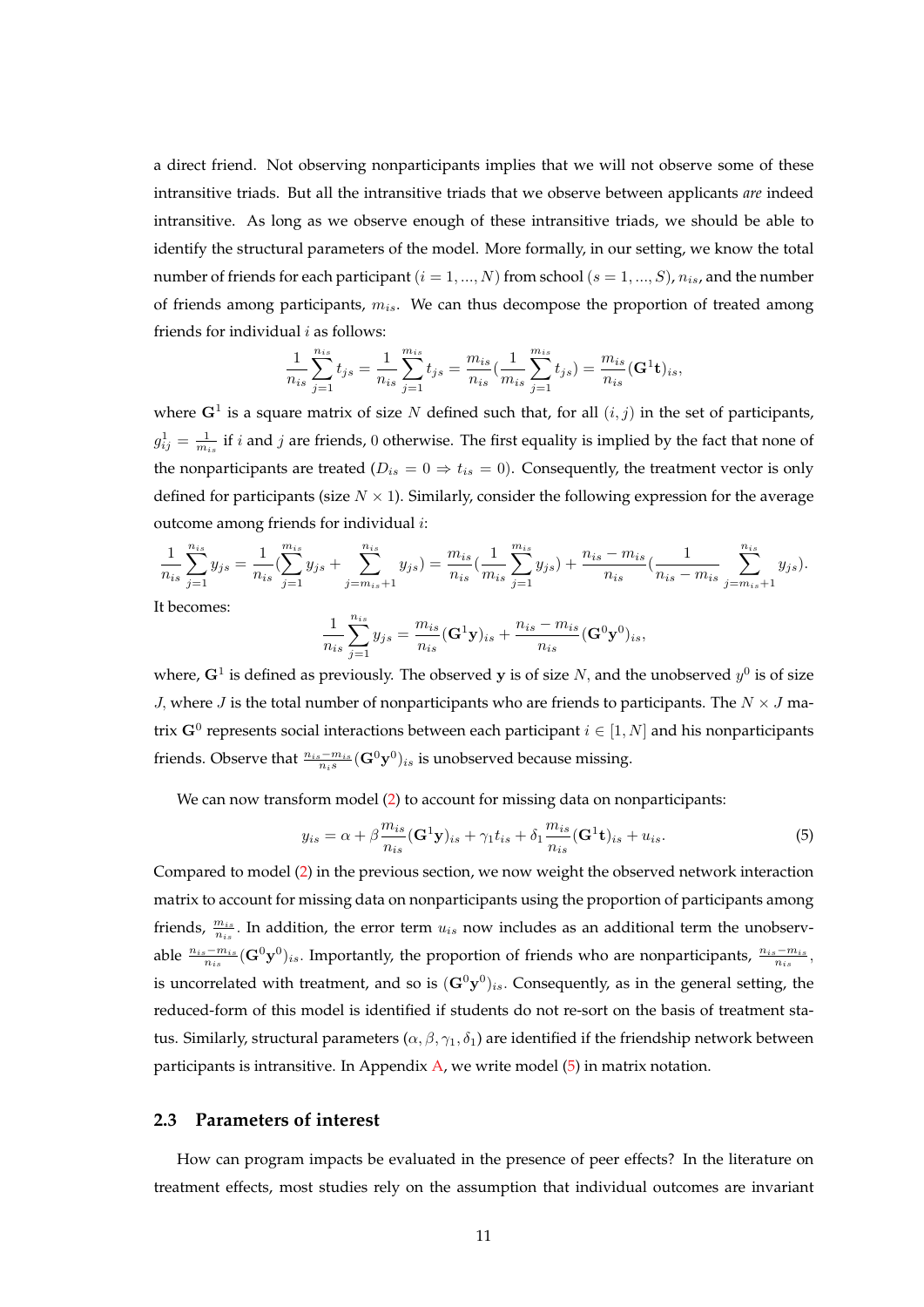a direct friend. Not observing nonparticipants implies that we will not observe some of these intransitive triads. But all the intransitive triads that we observe between applicants *are* indeed intransitive. As long as we observe enough of these intransitive triads, we should be able to identify the structural parameters of the model. More formally, in our setting, we know the total number of friends for each participant ($i = 1, ..., N$) from school ($s = 1, ..., S$), $n_{is}$, and the number of friends among participants, $m_{is}$. We can thus decompose the proportion of treated among friends for individual $i$ as follows:

$$\frac{1}{n_{is}}\sum_{j=1}^{n_{is}} t_{js} = \frac{1}{n_{is}}\sum_{j=1}^{m_{is}} t_{js} = \frac{m_{is}}{n_{is}}\left(\frac{1}{m_{is}}\sum_{j=1}^{m_{is}} t_{js}\right) = \frac{m_{is}}{n_{is}}(\mathbf{G}^1\mathbf{t})_{is},$$

where $\mathbf{G}^1$ is a square matrix of size $N$ defined such that, for all $(i, j)$ in the set of participants, $g^1_{ij} = \frac{1}{m_{is}}$ if $i$ and $j$ are friends, 0 otherwise. The first equality is implied by the fact that none of the nonparticipants are treated ($D_{is} = 0 \Rightarrow t_{is} = 0$). Consequently, the treatment vector is only defined for participants (size $N \times 1$). Similarly, consider the following expression for the average outcome among friends for individual $i$:

$$\frac{1}{n_{is}}\sum_{j=1}^{n_{is}} y_{js} = \frac{1}{n_{is}}\left(\sum_{j=1}^{m_{is}} y_{js} + \sum_{j=m_{is}+1}^{n_{is}} y_{js}\right) = \frac{m_{is}}{n_{is}}\left(\frac{1}{m_{is}}\sum_{j=1}^{m_{is}} y_{js}\right) + \frac{n_{is}-m_{is}}{n_{is}}\left(\frac{1}{n_{is}-m_{is}}\sum_{j=m_{is}+1}^{n_{is}} y_{js}\right).$$

It becomes:

$$\frac{1}{n_{is}}\sum_{j=1}^{n_{is}} y_{js} = \frac{m_{is}}{n_{is}}(\mathbf{G}^1\mathbf{y})_{is} + \frac{n_{is}-m_{is}}{n_{is}}(\mathbf{G}^0\mathbf{y}^0)_{is},$$

where, $\mathbf{G}^1$ is defined as previously. The observed $\mathbf{y}$ is of size $N$, and the unobserved $y^0$ is of size $J$, where $J$ is the total number of nonparticipants who are friends to participants. The $N \times J$ matrix $\mathbf{G}^0$ represents social interactions between each participant $i \in [1, N]$ and his nonparticipants friends. Observe that $\frac{n_{is}-m_{is}}{n_i s}(\mathbf{G}^0\mathbf{y}^0)_{is}$ is unobserved because missing.

We can now transform model (2) to account for missing data on nonparticipants:

$$y_{is} = \alpha + \beta\frac{m_{is}}{n_{is}}(\mathbf{G}^1\mathbf{y})_{is} + \gamma_1 t_{is} + \delta_1\frac{m_{is}}{n_{is}}(\mathbf{G}^1\mathbf{t})_{is} + u_{is}. \tag{5}$$

Compared to model (2) in the previous section, we now weight the observed network interaction matrix to account for missing data on nonparticipants using the proportion of participants among friends, $\frac{m_{is}}{n_{is}}$. In addition, the error term $u_{is}$ now includes as an additional term the unobservable $\frac{n_{is}-m_{is}}{n_{is}}(\mathbf{G}^0\mathbf{y}^0)_{is}$. Importantly, the proportion of friends who are nonparticipants, $\frac{n_{is}-m_{is}}{n_{is}}$, is uncorrelated with treatment, and so is $(\mathbf{G}^0\mathbf{y}^0)_{is}$. Consequently, as in the general setting, the reduced-form of this model is identified if students do not re-sort on the basis of treatment status. Similarly, structural parameters $(\alpha, \beta, \gamma_1, \delta_1)$ are identified if the friendship network between participants is intransitive. In Appendix A, we write model (5) in matrix notation.

## 2.3 Parameters of interest

How can program impacts be evaluated in the presence of peer effects? In the literature on treatment effects, most studies rely on the assumption that individual outcomes are invariant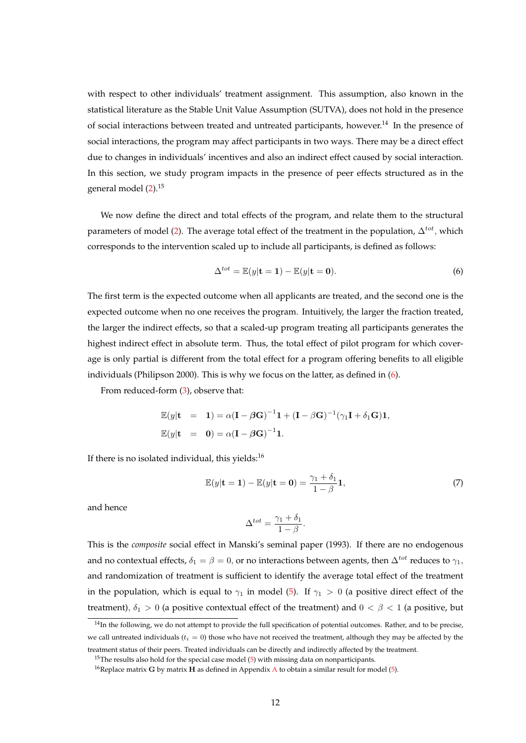with respect to other individuals' treatment assignment. This assumption, also known in the statistical literature as the Stable Unit Value Assumption (SUTVA), does not hold in the presence of social interactions between treated and untreated participants, however.[14] In the presence of social interactions, the program may affect participants in two ways. There may be a direct effect due to changes in individuals' incentives and also an indirect effect caused by social interaction. In this section, we study program impacts in the presence of peer effects structured as in the general model (2).[15]

We now define the direct and total effects of the program, and relate them to the structural parameters of model (2). The average total effect of the treatment in the population, $\Delta^{tot}$, which corresponds to the intervention scaled up to include all participants, is defined as follows:

$$\Delta^{tot} = \mathbb{E}(y|\mathbf{t} = \mathbf{1}) - \mathbb{E}(y|\mathbf{t} = \mathbf{0}). \tag{6}$$

The first term is the expected outcome when all applicants are treated, and the second one is the expected outcome when no one receives the program. Intuitively, the larger the fraction treated, the larger the indirect effects, so that a scaled-up program treating all participants generates the highest indirect effect in absolute term. Thus, the total effect of pilot program for which coverage is only partial is different from the total effect for a program offering benefits to all eligible individuals (Philipson 2000). This is why we focus on the latter, as defined in (6).

From reduced-form (3), observe that:

$$\begin{aligned}
\mathbb{E}(y|\mathbf{t} &= \mathbf{1}) = \alpha(\mathbf{I} - \boldsymbol{\beta}\mathbf{G})^{-1}\mathbf{1} + (\mathbf{I} - \beta\mathbf{G})^{-1}(\gamma_1\mathbf{I} + \delta_1\mathbf{G})\mathbf{1}, \\
\mathbb{E}(y|\mathbf{t} &= \mathbf{0}) = \alpha(\mathbf{I} - \boldsymbol{\beta}\mathbf{G})^{-1}\mathbf{1}.
\end{aligned}$$

If there is no isolated individual, this yields:[16]

$$\mathbb{E}(y|\mathbf{t} = \mathbf{1}) - \mathbb{E}(y|\mathbf{t} = \mathbf{0}) = \frac{\gamma_1 + \delta_1}{1 - \beta}\mathbf{1}, \tag{7}$$

and hence

$$\Delta^{tot} = \frac{\gamma_1 + \delta_1}{1 - \beta}.$$

This is the *composite* social effect in Manski's seminal paper (1993). If there are no endogenous and no contextual effects, $\delta_1 = \beta = 0$, or no interactions between agents, then $\Delta^{tot}$ reduces to $\gamma_1$, and randomization of treatment is sufficient to identify the average total effect of the treatment in the population, which is equal to $\gamma_1$ in model (5). If $\gamma_1 > 0$ (a positive direct effect of the treatment), $\delta_1 > 0$ (a positive contextual effect of the treatment) and $0 < \beta < 1$ (a positive, but

[14] In the following, we do not attempt to provide the full specification of potential outcomes. Rather, and to be precise, we call untreated individuals ($t_i = 0$) those who have not received the treatment, although they may be affected by the treatment status of their peers. Treated individuals can be directly and indirectly affected by the treatment.

[15] The results also hold for the special case model (5) with missing data on nonparticipants.

[16] Replace matrix $\mathbf{G}$ by matrix $\mathbf{H}$ as defined in Appendix A to obtain a similar result for model (5).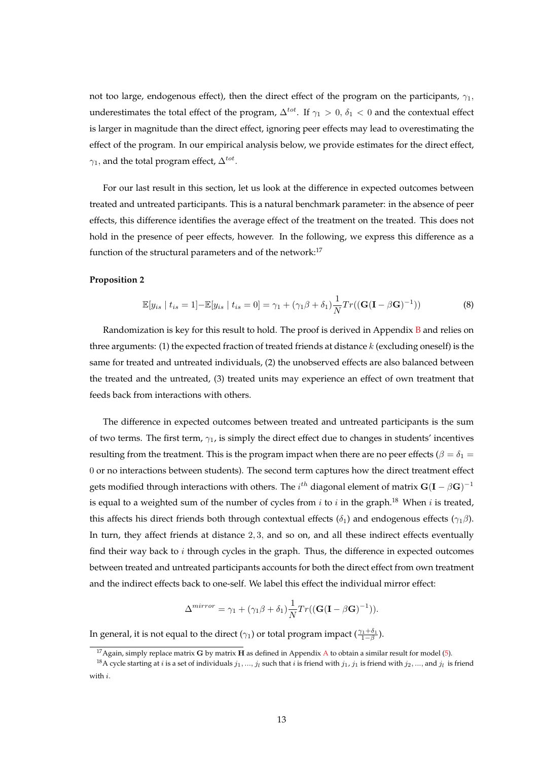not too large, endogenous effect), then the direct effect of the program on the participants, $\gamma_1$, underestimates the total effect of the program, $\Delta^{tot}$. If $\gamma_1 > 0$, $\delta_1 < 0$ and the contextual effect is larger in magnitude than the direct effect, ignoring peer effects may lead to overestimating the effect of the program. In our empirical analysis below, we provide estimates for the direct effect, $\gamma_1$, and the total program effect, $\Delta^{tot}$.

For our last result in this section, let us look at the difference in expected outcomes between treated and untreated participants. This is a natural benchmark parameter: in the absence of peer effects, this difference identifies the average effect of the treatment on the treated. This does not hold in the presence of peer effects, however. In the following, we express this difference as a function of the structural parameters and of the network:[17]

**Proposition 2**

$$\mathbb{E}[y_{is} \mid t_{is} = 1] - \mathbb{E}[y_{is} \mid t_{is} = 0] = \gamma_1 + (\gamma_1 \beta + \delta_1) \frac{1}{N} Tr((\mathbf{G}(\mathbf{I} - \beta \mathbf{G})^{-1})) \tag{8}$$

Randomization is key for this result to hold. The proof is derived in Appendix B and relies on three arguments: (1) the expected fraction of treated friends at distance $k$ (excluding oneself) is the same for treated and untreated individuals, (2) the unobserved effects are also balanced between the treated and the untreated, (3) treated units may experience an effect of own treatment that feeds back from interactions with others.

The difference in expected outcomes between treated and untreated participants is the sum of two terms. The first term, $\gamma_1$, is simply the direct effect due to changes in students' incentives resulting from the treatment. This is the program impact when there are no peer effects ($\beta = \delta_1 = 0$ or no interactions between students). The second term captures how the direct treatment effect gets modified through interactions with others. The $i^{th}$ diagonal element of matrix $\mathbf{G}(\mathbf{I} - \beta \mathbf{G})^{-1}$ is equal to a weighted sum of the number of cycles from $i$ to $i$ in the graph.[18] When $i$ is treated, this affects his direct friends both through contextual effects ($\delta_1$) and endogenous effects ($\gamma_1 \beta$). In turn, they affect friends at distance $2, 3$, and so on, and all these indirect effects eventually find their way back to $i$ through cycles in the graph. Thus, the difference in expected outcomes between treated and untreated participants accounts for both the direct effect from own treatment and the indirect effects back to one-self. We label this effect the individual mirror effect:

$$\Delta^{mirror} = \gamma_1 + (\gamma_1 \beta + \delta_1) \frac{1}{N} Tr((\mathbf{G}(\mathbf{I} - \beta \mathbf{G})^{-1})).$$

In general, it is not equal to the direct ($\gamma_1$) or total program impact ($\frac{\gamma_1 + \delta_1}{1 - \beta}$).

[17] Again, simply replace matrix $\mathbf{G}$ by matrix $\mathbf{H}$ as defined in Appendix A to obtain a similar result for model (5).

[18] A cycle starting at $i$ is a set of individuals $j_1, ..., j_l$ such that $i$ is friend with $j_1$, $j_1$ is friend with $j_2$, ..., and $j_l$ is friend with $i$.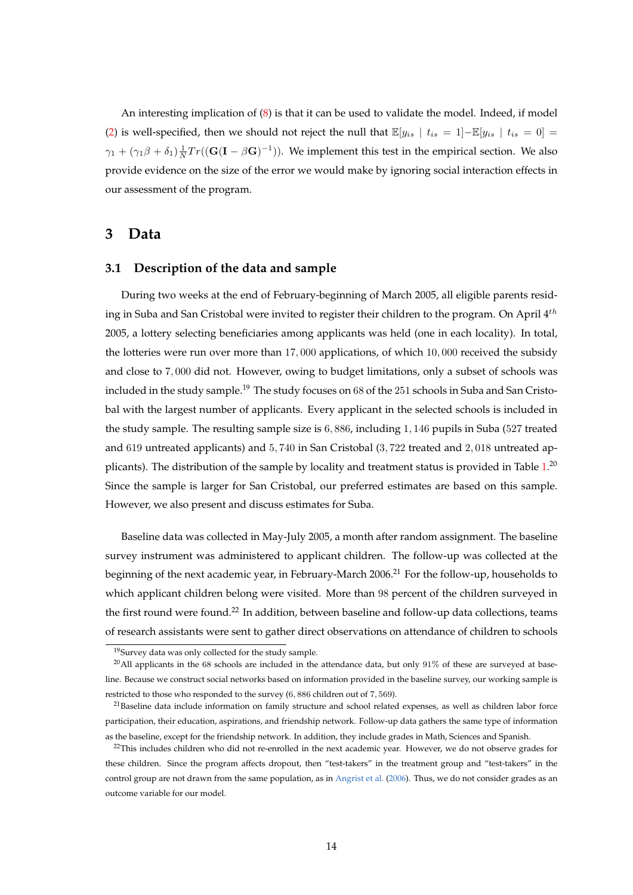An interesting implication of (8) is that it can be used to validate the model. Indeed, if model (2) is well-specified, then we should not reject the null that $\mathbb{E}[y_{is} \mid t_{is} = 1] - \mathbb{E}[y_{is} \mid t_{is} = 0] = \gamma_1 + (\gamma_1\beta + \delta_1)\frac{1}{N}Tr((\mathbf{G}(\mathbf{I} - \beta\mathbf{G})^{-1}))$. We implement this test in the empirical section. We also provide evidence on the size of the error we would make by ignoring social interaction effects in our assessment of the program.

# 3 Data

## 3.1 Description of the data and sample

During two weeks at the end of February-beginning of March 2005, all eligible parents residing in Suba and San Cristobal were invited to register their children to the program. On April $4^{th}$ 2005, a lottery selecting beneficiaries among applicants was held (one in each locality). In total, the lotteries were run over more than $17,000$ applications, of which $10,000$ received the subsidy and close to $7,000$ did not. However, owing to budget limitations, only a subset of schools was included in the study sample.[19] The study focuses on $68$ of the $251$ schools in Suba and San Cristobal with the largest number of applicants. Every applicant in the selected schools is included in the study sample. The resulting sample size is $6,886$, including $1,146$ pupils in Suba ($527$ treated and $619$ untreated applicants) and $5,740$ in San Cristobal ($3,722$ treated and $2,018$ untreated applicants). The distribution of the sample by locality and treatment status is provided in Table 1.[20] Since the sample is larger for San Cristobal, our preferred estimates are based on this sample. However, we also present and discuss estimates for Suba.

Baseline data was collected in May-July 2005, a month after random assignment. The baseline survey instrument was administered to applicant children. The follow-up was collected at the beginning of the next academic year, in February-March 2006.[21] For the follow-up, households to which applicant children belong were visited. More than $98$ percent of the children surveyed in the first round were found.[22] In addition, between baseline and follow-up data collections, teams of research assistants were sent to gather direct observations on attendance of children to schools

[19] Survey data was only collected for the study sample.

[20] All applicants in the 68 schools are included in the attendance data, but only $91\%$ of these are surveyed at baseline. Because we construct social networks based on information provided in the baseline survey, our working sample is restricted to those who responded to the survey ($6,886$ children out of $7,569$).

[21] Baseline data include information on family structure and school related expenses, as well as children labor force participation, their education, aspirations, and friendship network. Follow-up data gathers the same type of information as the baseline, except for the friendship network. In addition, they include grades in Math, Sciences and Spanish.

[22] This includes children who did not re-enrolled in the next academic year. However, we do not observe grades for these children. Since the program affects dropout, then "test-takers" in the treatment group and "test-takers" in the control group are not drawn from the same population, as in Angrist et al. (2006). Thus, we do not consider grades as an outcome variable for our model.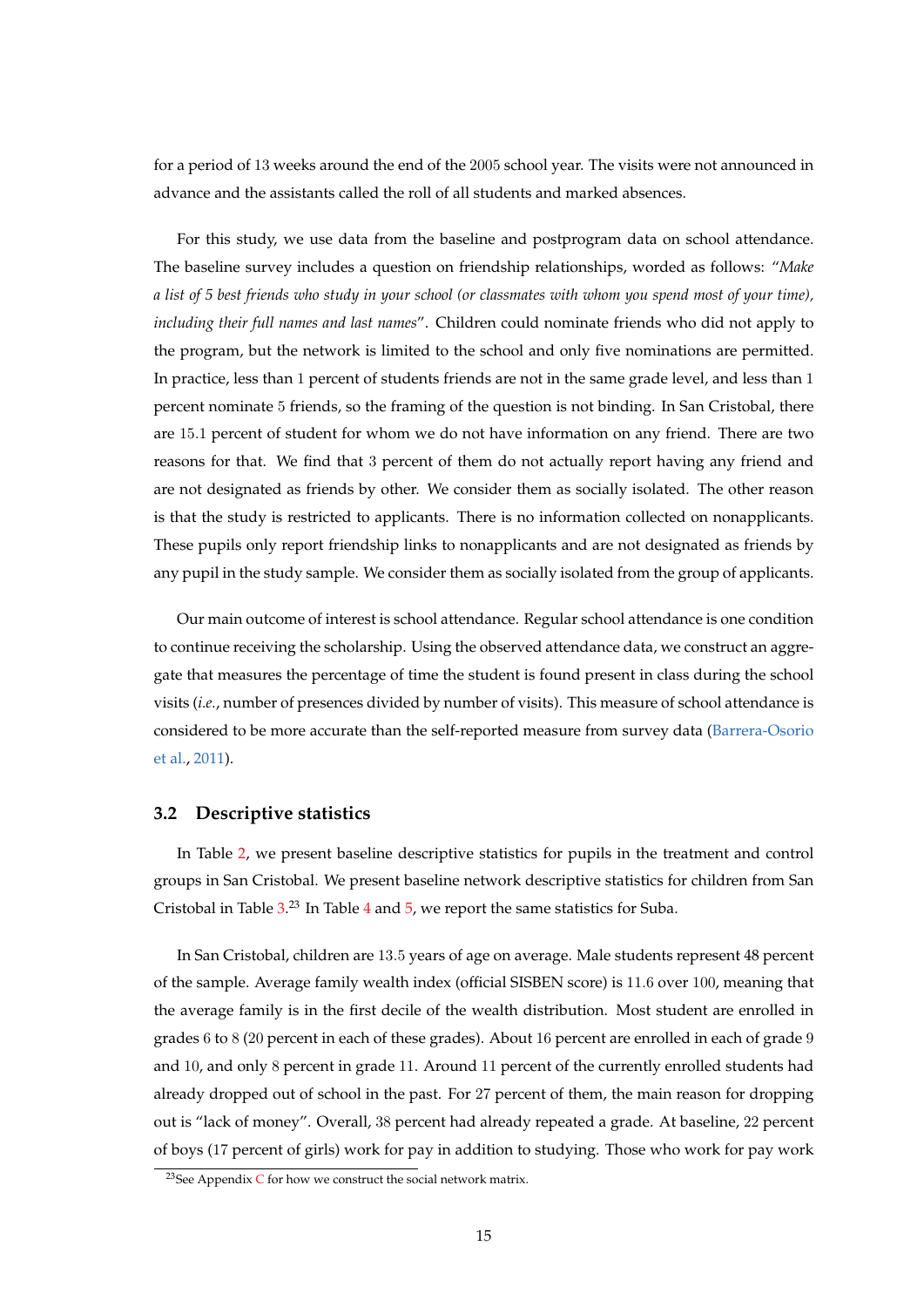for a period of 13 weeks around the end of the 2005 school year. The visits were not announced in advance and the assistants called the roll of all students and marked absences.

For this study, we use data from the baseline and postprogram data on school attendance. The baseline survey includes a question on friendship relationships, worded as follows: "*Make a list of 5 best friends who study in your school (or classmates with whom you spend most of your time), including their full names and last names*". Children could nominate friends who did not apply to the program, but the network is limited to the school and only five nominations are permitted. In practice, less than 1 percent of students friends are not in the same grade level, and less than 1 percent nominate 5 friends, so the framing of the question is not binding. In San Cristobal, there are 15.1 percent of student for whom we do not have information on any friend. There are two reasons for that. We find that 3 percent of them do not actually report having any friend and are not designated as friends by other. We consider them as socially isolated. The other reason is that the study is restricted to applicants. There is no information collected on nonapplicants. These pupils only report friendship links to nonapplicants and are not designated as friends by any pupil in the study sample. We consider them as socially isolated from the group of applicants.

Our main outcome of interest is school attendance. Regular school attendance is one condition to continue receiving the scholarship. Using the observed attendance data, we construct an aggregate that measures the percentage of time the student is found present in class during the school visits (*i.e.*, number of presences divided by number of visits). This measure of school attendance is considered to be more accurate than the self-reported measure from survey data (Barrera-Osorio et al., 2011).

### 3.2 Descriptive statistics

In Table 2, we present baseline descriptive statistics for pupils in the treatment and control groups in San Cristobal. We present baseline network descriptive statistics for children from San Cristobal in Table 3.[23] In Table 4 and 5, we report the same statistics for Suba.

In San Cristobal, children are 13.5 years of age on average. Male students represent 48 percent of the sample. Average family wealth index (official SISBEN score) is 11.6 over 100, meaning that the average family is in the first decile of the wealth distribution. Most student are enrolled in grades 6 to 8 (20 percent in each of these grades). About 16 percent are enrolled in each of grade 9 and 10, and only 8 percent in grade 11. Around 11 percent of the currently enrolled students had already dropped out of school in the past. For 27 percent of them, the main reason for dropping out is "lack of money". Overall, 38 percent had already repeated a grade. At baseline, 22 percent of boys (17 percent of girls) work for pay in addition to studying. Those who work for pay work

[23]See Appendix C for how we construct the social network matrix.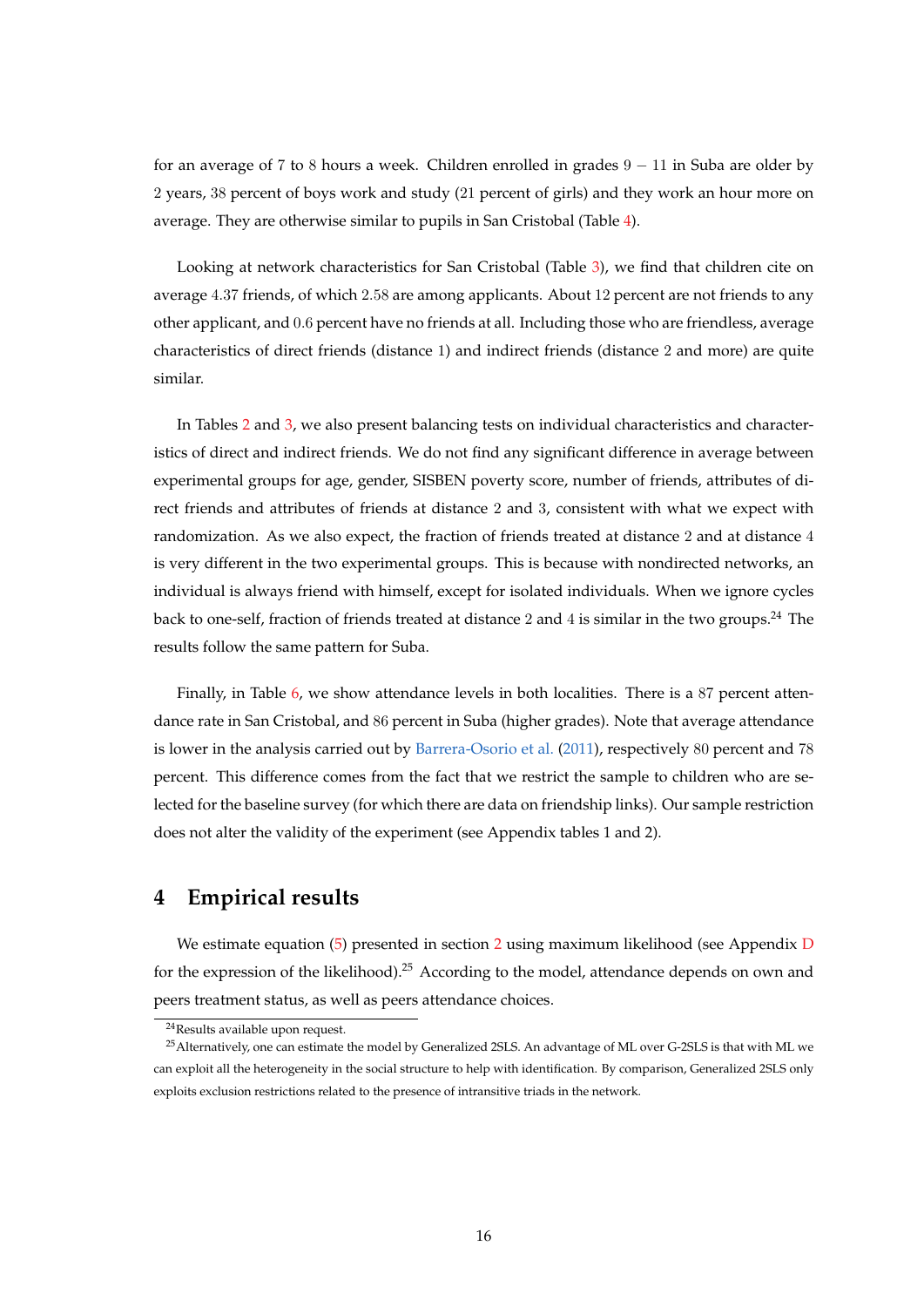for an average of 7 to 8 hours a week. Children enrolled in grades $9-11$ in Suba are older by 2 years, 38 percent of boys work and study (21 percent of girls) and they work an hour more on average. They are otherwise similar to pupils in San Cristobal (Table 4).

Looking at network characteristics for San Cristobal (Table 3), we find that children cite on average 4.37 friends, of which 2.58 are among applicants. About 12 percent are not friends to any other applicant, and 0.6 percent have no friends at all. Including those who are friendless, average characteristics of direct friends (distance 1) and indirect friends (distance 2 and more) are quite similar.

In Tables 2 and 3, we also present balancing tests on individual characteristics and characteristics of direct and indirect friends. We do not find any significant difference in average between experimental groups for age, gender, SISBEN poverty score, number of friends, attributes of direct friends and attributes of friends at distance 2 and 3, consistent with what we expect with randomization. As we also expect, the fraction of friends treated at distance 2 and at distance 4 is very different in the two experimental groups. This is because with nondirected networks, an individual is always friend with himself, except for isolated individuals. When we ignore cycles back to one-self, fraction of friends treated at distance 2 and 4 is similar in the two groups.[24] The results follow the same pattern for Suba.

Finally, in Table 6, we show attendance levels in both localities. There is a 87 percent attendance rate in San Cristobal, and 86 percent in Suba (higher grades). Note that average attendance is lower in the analysis carried out by Barrera-Osorio et al. (2011), respectively 80 percent and 78 percent. This difference comes from the fact that we restrict the sample to children who are selected for the baseline survey (for which there are data on friendship links). Our sample restriction does not alter the validity of the experiment (see Appendix tables 1 and 2).

# 4 Empirical results

We estimate equation (5) presented in section 2 using maximum likelihood (see Appendix D for the expression of the likelihood).[25] According to the model, attendance depends on own and peers treatment status, as well as peers attendance choices.

[24] Results available upon request.

[25] Alternatively, one can estimate the model by Generalized 2SLS. An advantage of ML over G-2SLS is that with ML we can exploit all the heterogeneity in the social structure to help with identification. By comparison, Generalized 2SLS only exploits exclusion restrictions related to the presence of intransitive triads in the network.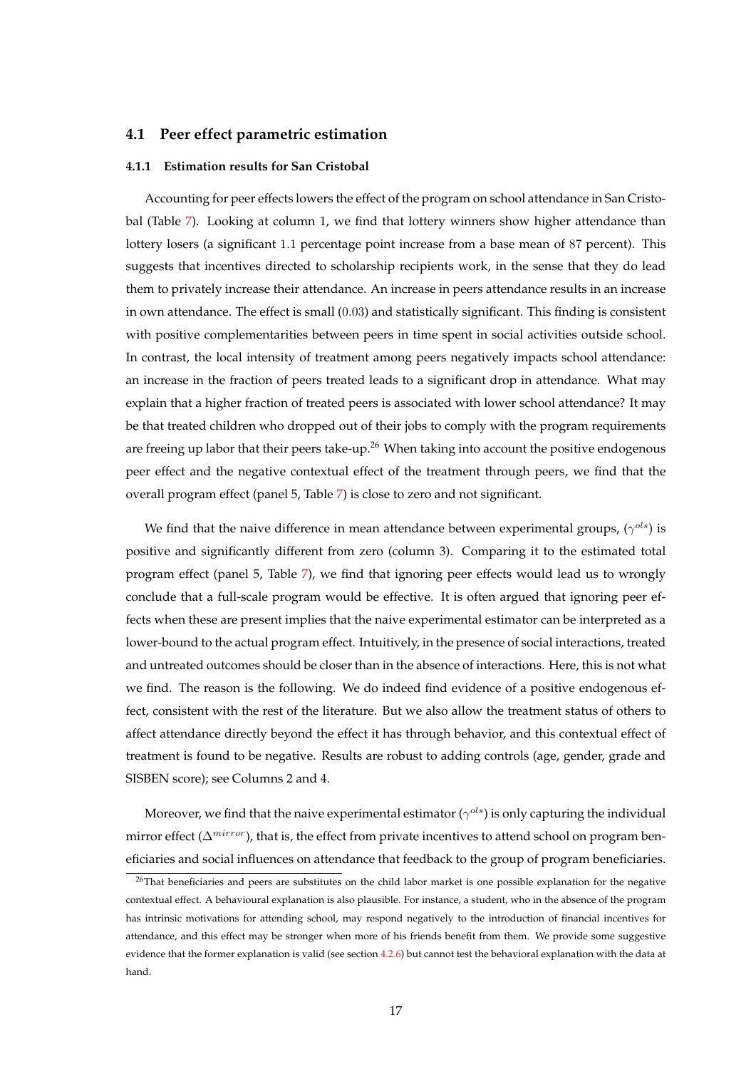### 4.1 Peer effect parametric estimation

#### 4.1.1 Estimation results for San Cristobal

Accounting for peer effects lowers the effect of the program on school attendance in San Cristobal (Table 7). Looking at column 1, we find that lottery winners show higher attendance than lottery losers (a significant 1.1 percentage point increase from a base mean of 87 percent). This suggests that incentives directed to scholarship recipients work, in the sense that they do lead them to privately increase their attendance. An increase in peers attendance results in an increase in own attendance. The effect is small (0.03) and statistically significant. This finding is consistent with positive complementarities between peers in time spent in social activities outside school. In contrast, the local intensity of treatment among peers negatively impacts school attendance: an increase in the fraction of peers treated leads to a significant drop in attendance. What may explain that a higher fraction of treated peers is associated with lower school attendance? It may be that treated children who dropped out of their jobs to comply with the program requirements are freeing up labor that their peers take-up.[26] When taking into account the positive endogenous peer effect and the negative contextual effect of the treatment through peers, we find that the overall program effect (panel 5, Table 7) is close to zero and not significant.

We find that the naive difference in mean attendance between experimental groups, ($\gamma^{ols}$) is positive and significantly different from zero (column 3). Comparing it to the estimated total program effect (panel 5, Table 7), we find that ignoring peer effects would lead us to wrongly conclude that a full-scale program would be effective. It is often argued that ignoring peer effects when these are present implies that the naive experimental estimator can be interpreted as a lower-bound to the actual program effect. Intuitively, in the presence of social interactions, treated and untreated outcomes should be closer than in the absence of interactions. Here, this is not what we find. The reason is the following. We do indeed find evidence of a positive endogenous effect, consistent with the rest of the literature. But we also allow the treatment status of others to affect attendance directly beyond the effect it has through behavior, and this contextual effect of treatment is found to be negative. Results are robust to adding controls (age, gender, grade and SISBEN score); see Columns 2 and 4.

Moreover, we find that the naive experimental estimator ($\gamma^{ols}$) is only capturing the individual mirror effect ($\Delta^{mirror}$), that is, the effect from private incentives to attend school on program beneficiaries and social influences on attendance that feedback to the group of program beneficiaries.

[26] That beneficiaries and peers are substitutes on the child labor market is one possible explanation for the negative contextual effect. A behavioural explanation is also plausible. For instance, a student, who in the absence of the program has intrinsic motivations for attending school, may respond negatively to the introduction of financial incentives for attendance, and this effect may be stronger when more of his friends benefit from them. We provide some suggestive evidence that the former explanation is valid (see section 4.2.6) but cannot test the behavioral explanation with the data at hand.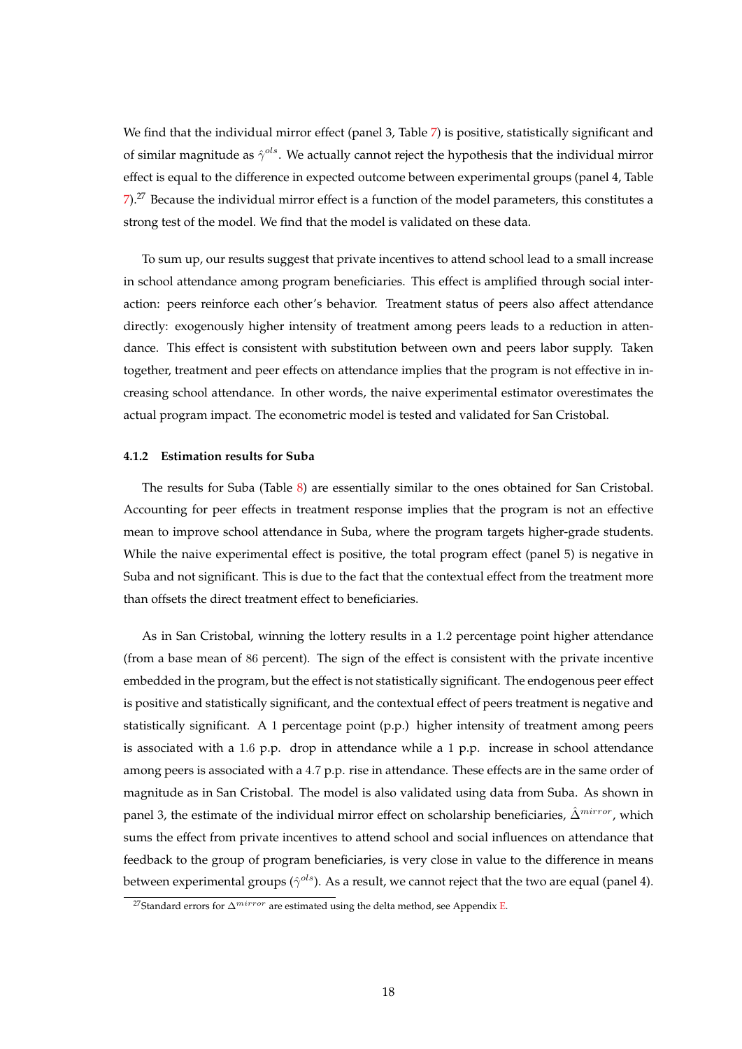We find that the individual mirror effect (panel 3, Table 7) is positive, statistically significant and of similar magnitude as $\hat{\gamma}^{ols}$. We actually cannot reject the hypothesis that the individual mirror effect is equal to the difference in expected outcome between experimental groups (panel 4, Table 7).[27] Because the individual mirror effect is a function of the model parameters, this constitutes a strong test of the model. We find that the model is validated on these data.

To sum up, our results suggest that private incentives to attend school lead to a small increase in school attendance among program beneficiaries. This effect is amplified through social interaction: peers reinforce each other's behavior. Treatment status of peers also affect attendance directly: exogenously higher intensity of treatment among peers leads to a reduction in attendance. This effect is consistent with substitution between own and peers labor supply. Taken together, treatment and peer effects on attendance implies that the program is not effective in increasing school attendance. In other words, the naive experimental estimator overestimates the actual program impact. The econometric model is tested and validated for San Cristobal.

### 4.1.2 Estimation results for Suba

The results for Suba (Table 8) are essentially similar to the ones obtained for San Cristobal. Accounting for peer effects in treatment response implies that the program is not an effective mean to improve school attendance in Suba, where the program targets higher-grade students. While the naive experimental effect is positive, the total program effect (panel 5) is negative in Suba and not significant. This is due to the fact that the contextual effect from the treatment more than offsets the direct treatment effect to beneficiaries.

As in San Cristobal, winning the lottery results in a $1.2$ percentage point higher attendance (from a base mean of $86$ percent). The sign of the effect is consistent with the private incentive embedded in the program, but the effect is not statistically significant. The endogenous peer effect is positive and statistically significant, and the contextual effect of peers treatment is negative and statistically significant. A $1$ percentage point (p.p.) higher intensity of treatment among peers is associated with a $1.6$ p.p. drop in attendance while a $1$ p.p. increase in school attendance among peers is associated with a $4.7$ p.p. rise in attendance. These effects are in the same order of magnitude as in San Cristobal. The model is also validated using data from Suba. As shown in panel 3, the estimate of the individual mirror effect on scholarship beneficiaries, $\hat{\Delta}^{mirror}$, which sums the effect from private incentives to attend school and social influences on attendance that feedback to the group of program beneficiaries, is very close in value to the difference in means between experimental groups ($\hat{\gamma}^{ols}$). As a result, we cannot reject that the two are equal (panel 4).

[27] Standard errors for $\Delta^{mirror}$ are estimated using the delta method, see Appendix E.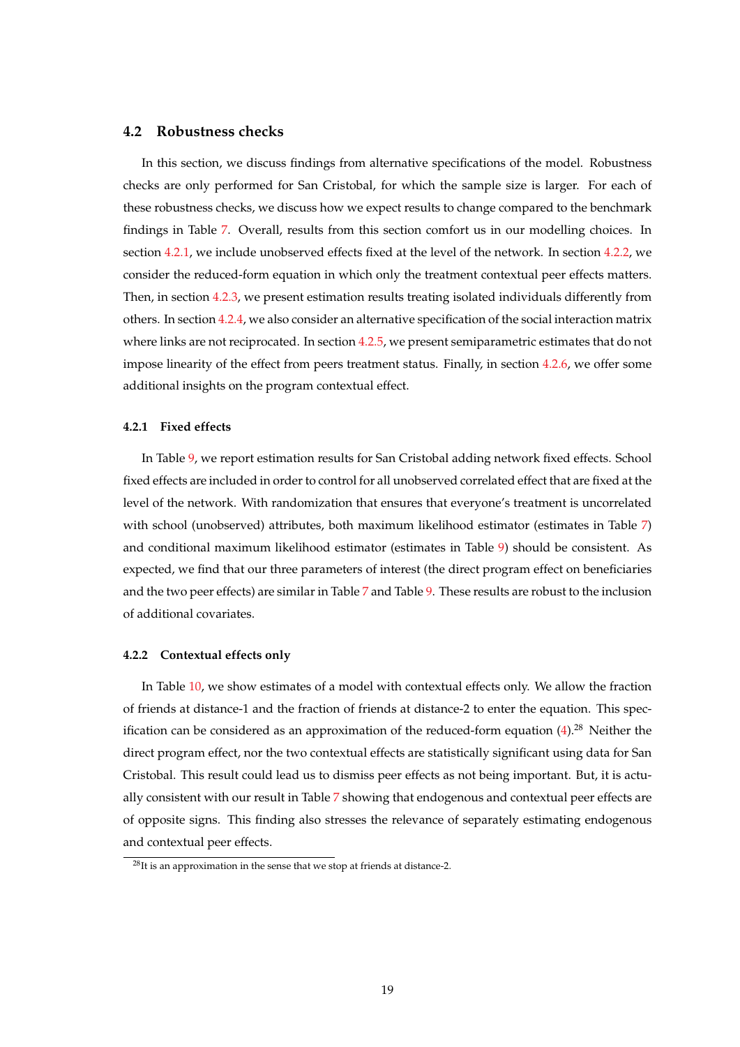### 4.2 Robustness checks

In this section, we discuss findings from alternative specifications of the model. Robustness checks are only performed for San Cristobal, for which the sample size is larger. For each of these robustness checks, we discuss how we expect results to change compared to the benchmark findings in Table 7. Overall, results from this section comfort us in our modelling choices. In section 4.2.1, we include unobserved effects fixed at the level of the network. In section 4.2.2, we consider the reduced-form equation in which only the treatment contextual peer effects matters. Then, in section 4.2.3, we present estimation results treating isolated individuals differently from others. In section 4.2.4, we also consider an alternative specification of the social interaction matrix where links are not reciprocated. In section 4.2.5, we present semiparametric estimates that do not impose linearity of the effect from peers treatment status. Finally, in section 4.2.6, we offer some additional insights on the program contextual effect.

#### 4.2.1 Fixed effects

In Table 9, we report estimation results for San Cristobal adding network fixed effects. School fixed effects are included in order to control for all unobserved correlated effect that are fixed at the level of the network. With randomization that ensures that everyone's treatment is uncorrelated with school (unobserved) attributes, both maximum likelihood estimator (estimates in Table 7) and conditional maximum likelihood estimator (estimates in Table 9) should be consistent. As expected, we find that our three parameters of interest (the direct program effect on beneficiaries and the two peer effects) are similar in Table 7 and Table 9. These results are robust to the inclusion of additional covariates.

#### 4.2.2 Contextual effects only

In Table 10, we show estimates of a model with contextual effects only. We allow the fraction of friends at distance-1 and the fraction of friends at distance-2 to enter the equation. This specification can be considered as an approximation of the reduced-form equation (4).[28] Neither the direct program effect, nor the two contextual effects are statistically significant using data for San Cristobal. This result could lead us to dismiss peer effects as not being important. But, it is actually consistent with our result in Table 7 showing that endogenous and contextual peer effects are of opposite signs. This finding also stresses the relevance of separately estimating endogenous and contextual peer effects.

[28] It is an approximation in the sense that we stop at friends at distance-2.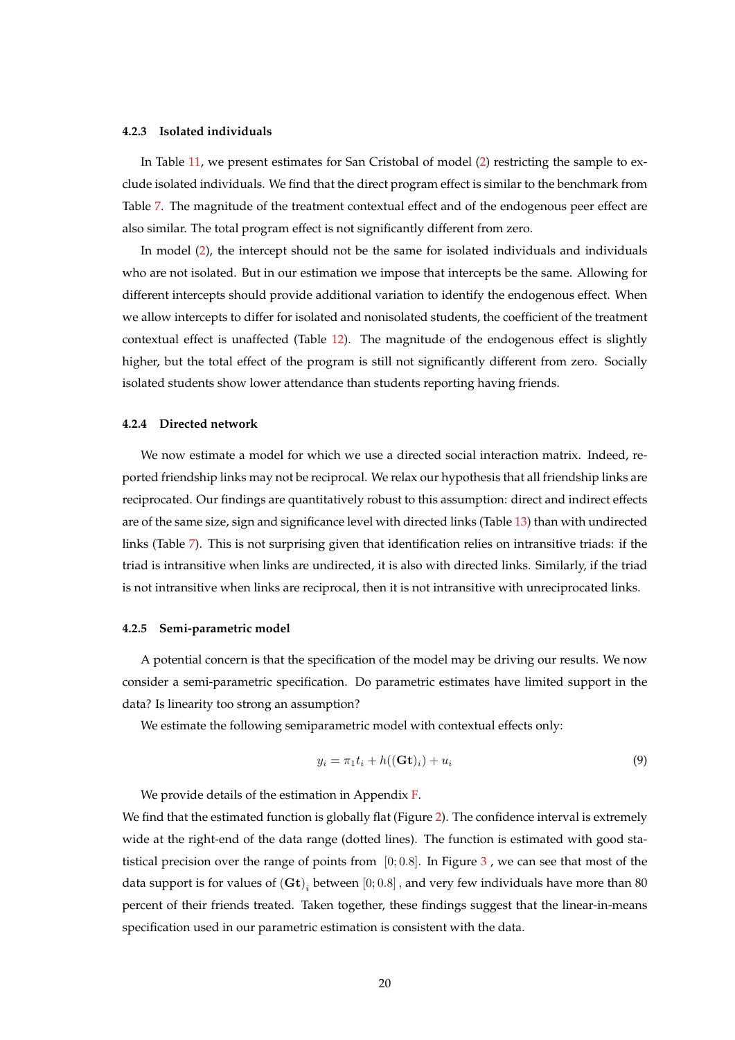#### 4.2.3 Isolated individuals

In Table 11, we present estimates for San Cristobal of model (2) restricting the sample to exclude isolated individuals. We find that the direct program effect is similar to the benchmark from Table 7. The magnitude of the treatment contextual effect and of the endogenous peer effect are also similar. The total program effect is not significantly different from zero.

In model (2), the intercept should not be the same for isolated individuals and individuals who are not isolated. But in our estimation we impose that intercepts be the same. Allowing for different intercepts should provide additional variation to identify the endogenous effect. When we allow intercepts to differ for isolated and nonisolated students, the coefficient of the treatment contextual effect is unaffected (Table 12). The magnitude of the endogenous effect is slightly higher, but the total effect of the program is still not significantly different from zero. Socially isolated students show lower attendance than students reporting having friends.

#### 4.2.4 Directed network

We now estimate a model for which we use a directed social interaction matrix. Indeed, reported friendship links may not be reciprocal. We relax our hypothesis that all friendship links are reciprocated. Our findings are quantitatively robust to this assumption: direct and indirect effects are of the same size, sign and significance level with directed links (Table 13) than with undirected links (Table 7). This is not surprising given that identification relies on intransitive triads: if the triad is intransitive when links are undirected, it is also with directed links. Similarly, if the triad is not intransitive when links are reciprocal, then it is not intransitive with unreciprocated links.

#### 4.2.5 Semi-parametric model

A potential concern is that the specification of the model may be driving our results. We now consider a semi-parametric specification. Do parametric estimates have limited support in the data? Is linearity too strong an assumption?

We estimate the following semiparametric model with contextual effects only:

$$y_i = \pi_1 t_i + h((\mathbf{G}\mathbf{t})_i) + u_i \tag{9}$$

We provide details of the estimation in Appendix F.

We find that the estimated function is globally flat (Figure 2). The confidence interval is extremely wide at the right-end of the data range (dotted lines). The function is estimated with good statistical precision over the range of points from $[0; 0.8]$. In Figure 3 , we can see that most of the data support is for values of $(\mathbf{G}\mathbf{t})_i$ between $[0; 0.8]$ , and very few individuals have more than 80 percent of their friends treated. Taken together, these findings suggest that the linear-in-means specification used in our parametric estimation is consistent with the data.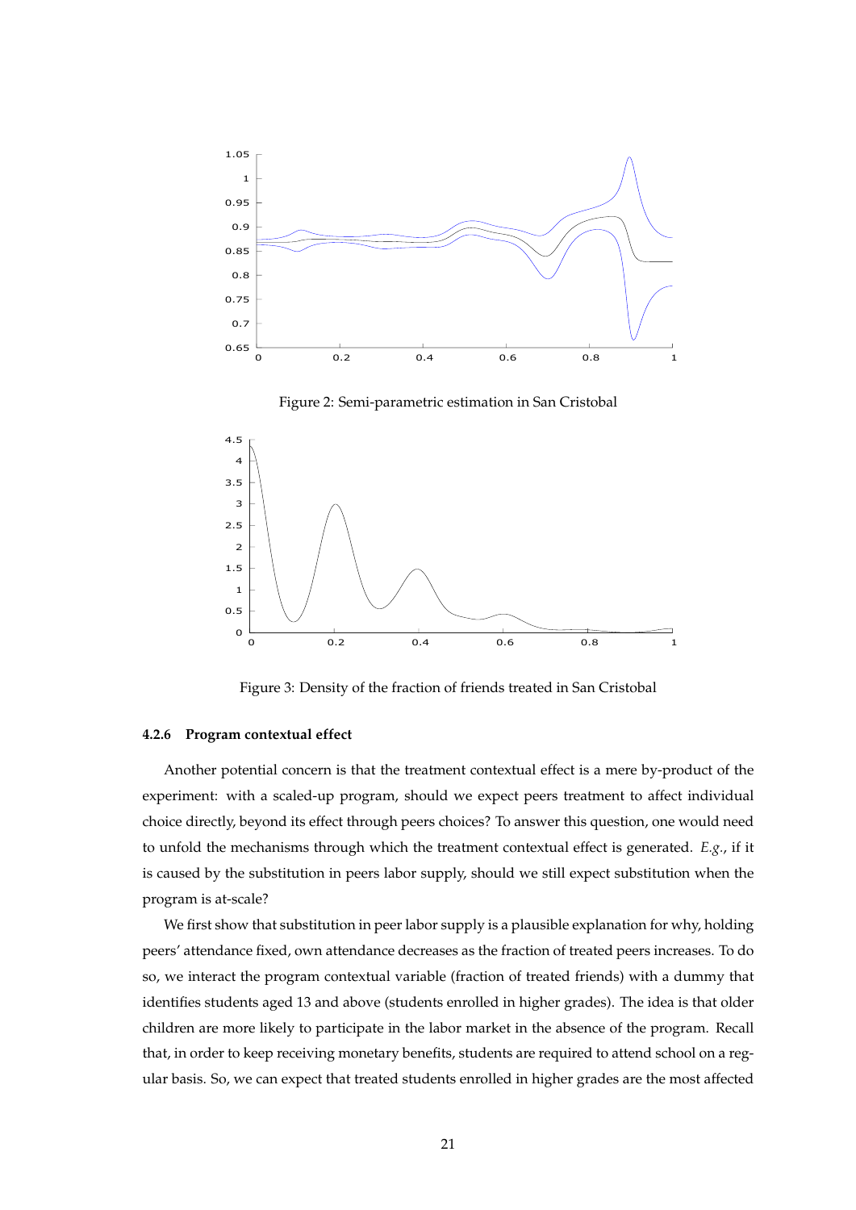Figure 2: Semi-parametric estimation in San Cristobal

Figure 3: Density of the fraction of friends treated in San Cristobal

#### 4.2.6 Program contextual effect

Another potential concern is that the treatment contextual effect is a mere by-product of the experiment: with a scaled-up program, should we expect peers treatment to affect individual choice directly, beyond its effect through peers choices? To answer this question, one would need to unfold the mechanisms through which the treatment contextual effect is generated. *E.g.*, if it is caused by the substitution in peers labor supply, should we still expect substitution when the program is at-scale?

We first show that substitution in peer labor supply is a plausible explanation for why, holding peers' attendance fixed, own attendance decreases as the fraction of treated peers increases. To do so, we interact the program contextual variable (fraction of treated friends) with a dummy that identifies students aged 13 and above (students enrolled in higher grades). The idea is that older children are more likely to participate in the labor market in the absence of the program. Recall that, in order to keep receiving monetary benefits, students are required to attend school on a regular basis. So, we can expect that treated students enrolled in higher grades are the most affected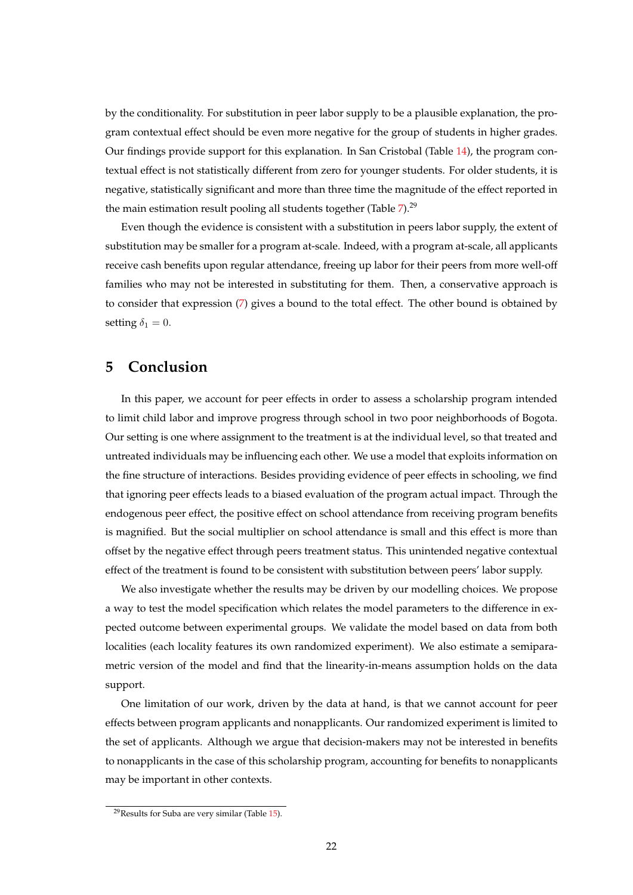by the conditionality. For substitution in peer labor supply to be a plausible explanation, the program contextual effect should be even more negative for the group of students in higher grades. Our findings provide support for this explanation. In San Cristobal (Table 14), the program contextual effect is not statistically different from zero for younger students. For older students, it is negative, statistically significant and more than three time the magnitude of the effect reported in the main estimation result pooling all students together (Table 7).[29]

Even though the evidence is consistent with a substitution in peers labor supply, the extent of substitution may be smaller for a program at-scale. Indeed, with a program at-scale, all applicants receive cash benefits upon regular attendance, freeing up labor for their peers from more well-off families who may not be interested in substituting for them. Then, a conservative approach is to consider that expression (7) gives a bound to the total effect. The other bound is obtained by setting $\delta_1 = 0$.

## 5 Conclusion

In this paper, we account for peer effects in order to assess a scholarship program intended to limit child labor and improve progress through school in two poor neighborhoods of Bogota. Our setting is one where assignment to the treatment is at the individual level, so that treated and untreated individuals may be influencing each other. We use a model that exploits information on the fine structure of interactions. Besides providing evidence of peer effects in schooling, we find that ignoring peer effects leads to a biased evaluation of the program actual impact. Through the endogenous peer effect, the positive effect on school attendance from receiving program benefits is magnified. But the social multiplier on school attendance is small and this effect is more than offset by the negative effect through peers treatment status. This unintended negative contextual effect of the treatment is found to be consistent with substitution between peers' labor supply.

We also investigate whether the results may be driven by our modelling choices. We propose a way to test the model specification which relates the model parameters to the difference in expected outcome between experimental groups. We validate the model based on data from both localities (each locality features its own randomized experiment). We also estimate a semiparametric version of the model and find that the linearity-in-means assumption holds on the data support.

One limitation of our work, driven by the data at hand, is that we cannot account for peer effects between program applicants and nonapplicants. Our randomized experiment is limited to the set of applicants. Although we argue that decision-makers may not be interested in benefits to nonapplicants in the case of this scholarship program, accounting for benefits to nonapplicants may be important in other contexts.

[29] Results for Suba are very similar (Table 15).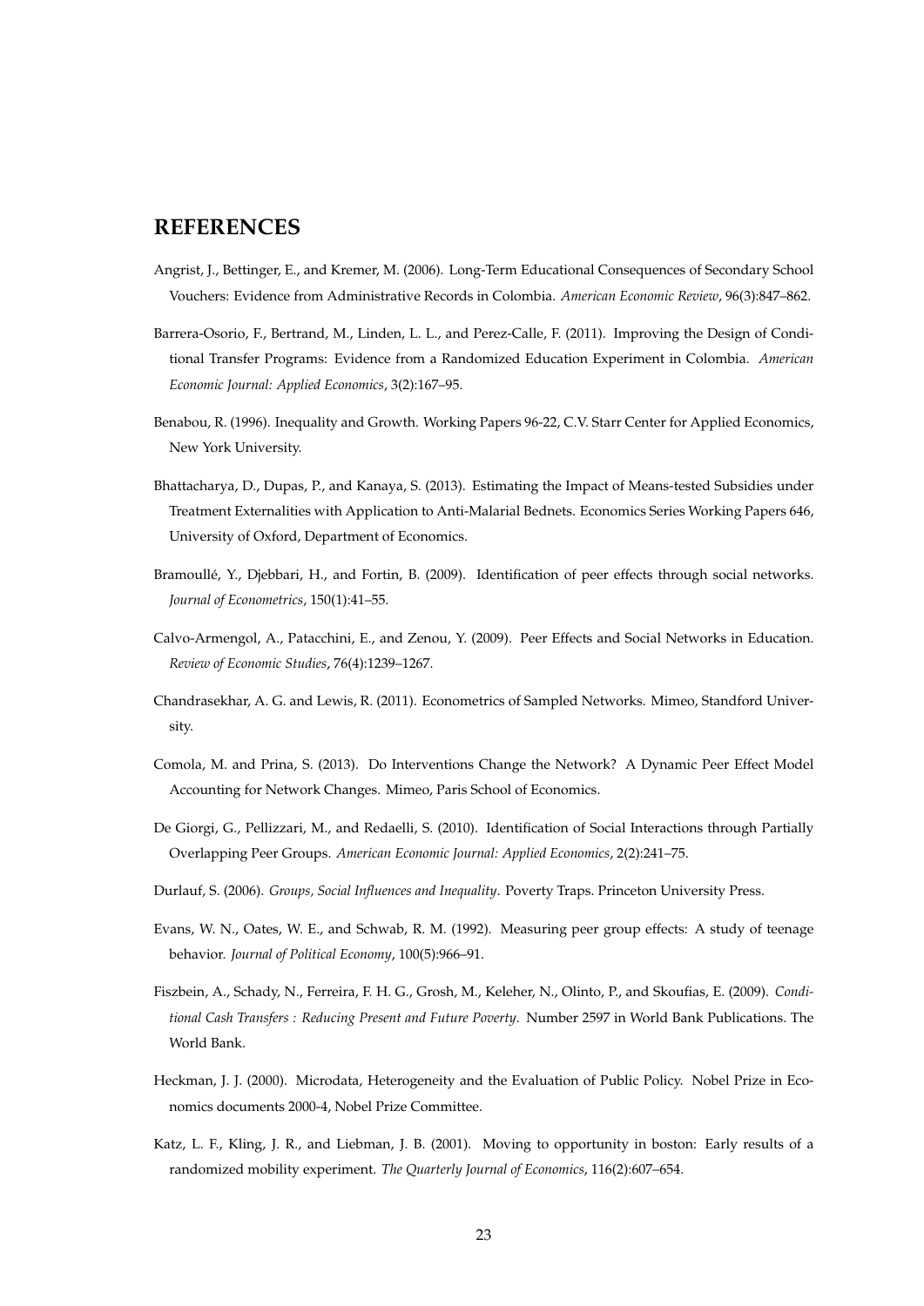## REFERENCES

Angrist, J., Bettinger, E., and Kremer, M. (2006). Long-Term Educational Consequences of Secondary School Vouchers: Evidence from Administrative Records in Colombia. *American Economic Review*, 96(3):847–862.

Barrera-Osorio, F., Bertrand, M., Linden, L. L., and Perez-Calle, F. (2011). Improving the Design of Conditional Transfer Programs: Evidence from a Randomized Education Experiment in Colombia. *American Economic Journal: Applied Economics*, 3(2):167–95.

Benabou, R. (1996). Inequality and Growth. Working Papers 96-22, C.V. Starr Center for Applied Economics, New York University.

Bhattacharya, D., Dupas, P., and Kanaya, S. (2013). Estimating the Impact of Means-tested Subsidies under Treatment Externalities with Application to Anti-Malarial Bednets. Economics Series Working Papers 646, University of Oxford, Department of Economics.

Bramoullé, Y., Djebbari, H., and Fortin, B. (2009). Identification of peer effects through social networks. *Journal of Econometrics*, 150(1):41–55.

Calvo-Armengol, A., Patacchini, E., and Zenou, Y. (2009). Peer Effects and Social Networks in Education. *Review of Economic Studies*, 76(4):1239–1267.

Chandrasekhar, A. G. and Lewis, R. (2011). Econometrics of Sampled Networks. Mimeo, Standford University.

Comola, M. and Prina, S. (2013). Do Interventions Change the Network? A Dynamic Peer Effect Model Accounting for Network Changes. Mimeo, Paris School of Economics.

De Giorgi, G., Pellizzari, M., and Redaelli, S. (2010). Identification of Social Interactions through Partially Overlapping Peer Groups. *American Economic Journal: Applied Economics*, 2(2):241–75.

Durlauf, S. (2006). *Groups, Social Influences and Inequality*. Poverty Traps. Princeton University Press.

Evans, W. N., Oates, W. E., and Schwab, R. M. (1992). Measuring peer group effects: A study of teenage behavior. *Journal of Political Economy*, 100(5):966–91.

Fiszbein, A., Schady, N., Ferreira, F. H. G., Grosh, M., Keleher, N., Olinto, P., and Skoufias, E. (2009). *Conditional Cash Transfers : Reducing Present and Future Poverty*. Number 2597 in World Bank Publications. The World Bank.

Heckman, J. J. (2000). Microdata, Heterogeneity and the Evaluation of Public Policy. Nobel Prize in Economics documents 2000-4, Nobel Prize Committee.

Katz, L. F., Kling, J. R., and Liebman, J. B. (2001). Moving to opportunity in boston: Early results of a randomized mobility experiment. *The Quarterly Journal of Economics*, 116(2):607–654.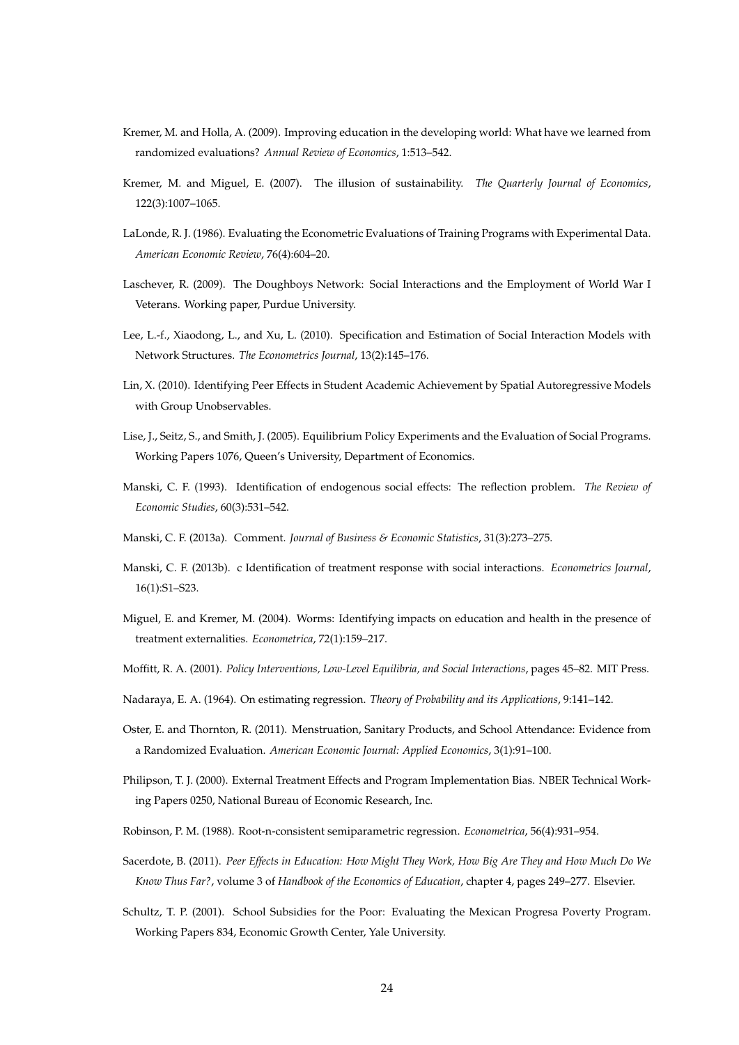Kremer, M. and Holla, A. (2009). Improving education in the developing world: What have we learned from randomized evaluations? *Annual Review of Economics*, 1:513–542.

Kremer, M. and Miguel, E. (2007). The illusion of sustainability. *The Quarterly Journal of Economics*, 122(3):1007–1065.

LaLonde, R. J. (1986). Evaluating the Econometric Evaluations of Training Programs with Experimental Data. *American Economic Review*, 76(4):604–20.

Laschever, R. (2009). The Doughboys Network: Social Interactions and the Employment of World War I Veterans. Working paper, Purdue University.

Lee, L.-f., Xiaodong, L., and Xu, L. (2010). Specification and Estimation of Social Interaction Models with Network Structures. *The Econometrics Journal*, 13(2):145–176.

Lin, X. (2010). Identifying Peer Effects in Student Academic Achievement by Spatial Autoregressive Models with Group Unobservables.

Lise, J., Seitz, S., and Smith, J. (2005). Equilibrium Policy Experiments and the Evaluation of Social Programs. Working Papers 1076, Queen's University, Department of Economics.

Manski, C. F. (1993). Identification of endogenous social effects: The reflection problem. *The Review of Economic Studies*, 60(3):531–542.

Manski, C. F. (2013a). Comment. *Journal of Business & Economic Statistics*, 31(3):273–275.

Manski, C. F. (2013b). c Identification of treatment response with social interactions. *Econometrics Journal*, 16(1):S1–S23.

Miguel, E. and Kremer, M. (2004). Worms: Identifying impacts on education and health in the presence of treatment externalities. *Econometrica*, 72(1):159–217.

Moffitt, R. A. (2001). *Policy Interventions, Low-Level Equilibria, and Social Interactions*, pages 45–82. MIT Press.

Nadaraya, E. A. (1964). On estimating regression. *Theory of Probability and its Applications*, 9:141–142.

Oster, E. and Thornton, R. (2011). Menstruation, Sanitary Products, and School Attendance: Evidence from a Randomized Evaluation. *American Economic Journal: Applied Economics*, 3(1):91–100.

Philipson, T. J. (2000). External Treatment Effects and Program Implementation Bias. NBER Technical Working Papers 0250, National Bureau of Economic Research, Inc.

Robinson, P. M. (1988). Root-n-consistent semiparametric regression. *Econometrica*, 56(4):931–954.

Sacerdote, B. (2011). *Peer Effects in Education: How Might They Work, How Big Are They and How Much Do We Know Thus Far?*, volume 3 of *Handbook of the Economics of Education*, chapter 4, pages 249–277. Elsevier.

Schultz, T. P. (2001). School Subsidies for the Poor: Evaluating the Mexican Progresa Poverty Program. Working Papers 834, Economic Growth Center, Yale University.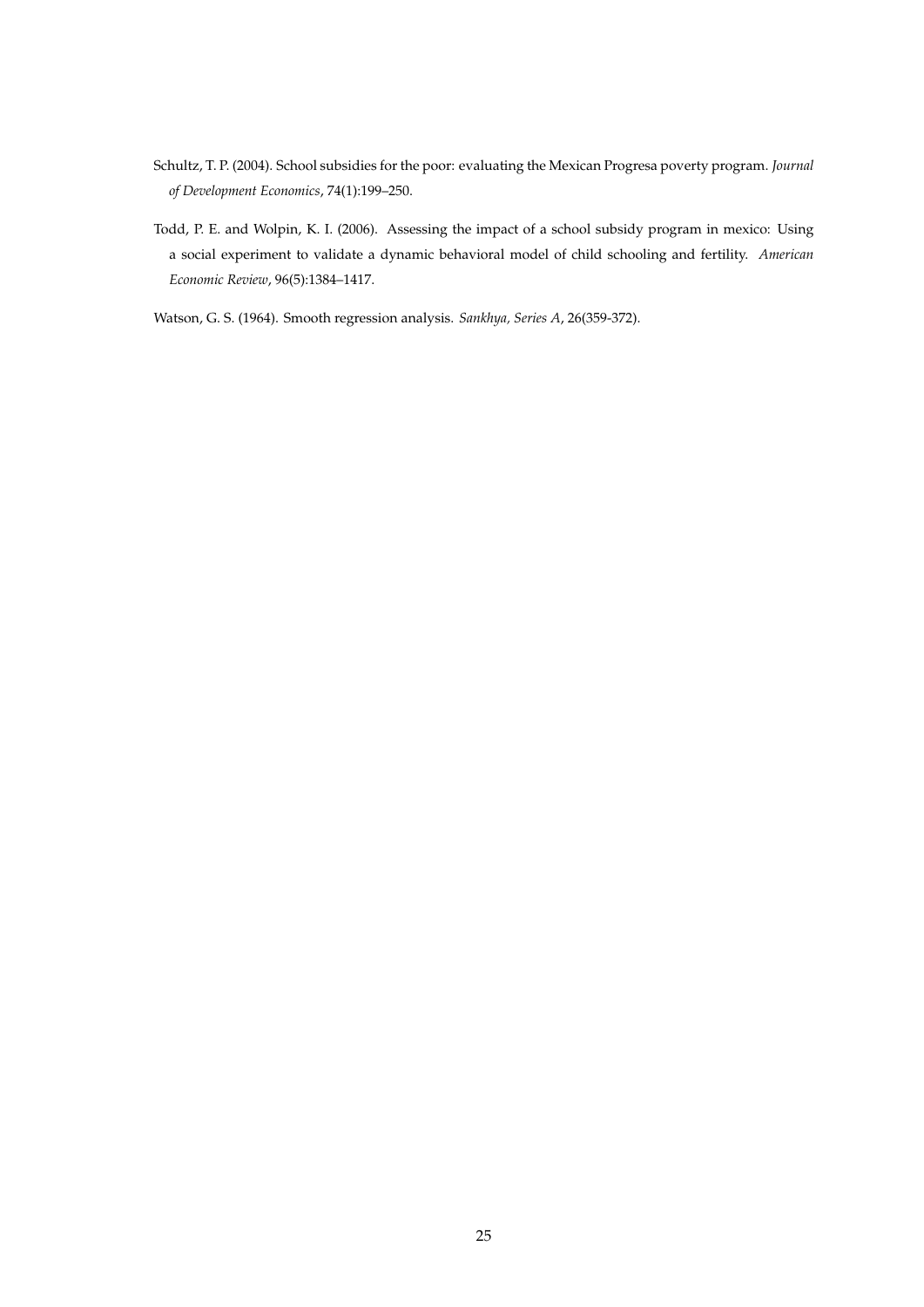Schultz, T. P. (2004). School subsidies for the poor: evaluating the Mexican Progresa poverty program. *Journal of Development Economics*, 74(1):199–250.

Todd, P. E. and Wolpin, K. I. (2006). Assessing the impact of a school subsidy program in mexico: Using a social experiment to validate a dynamic behavioral model of child schooling and fertility. *American Economic Review*, 96(5):1384–1417.

Watson, G. S. (1964). Smooth regression analysis. *Sankhya, Series A*, 26(359-372).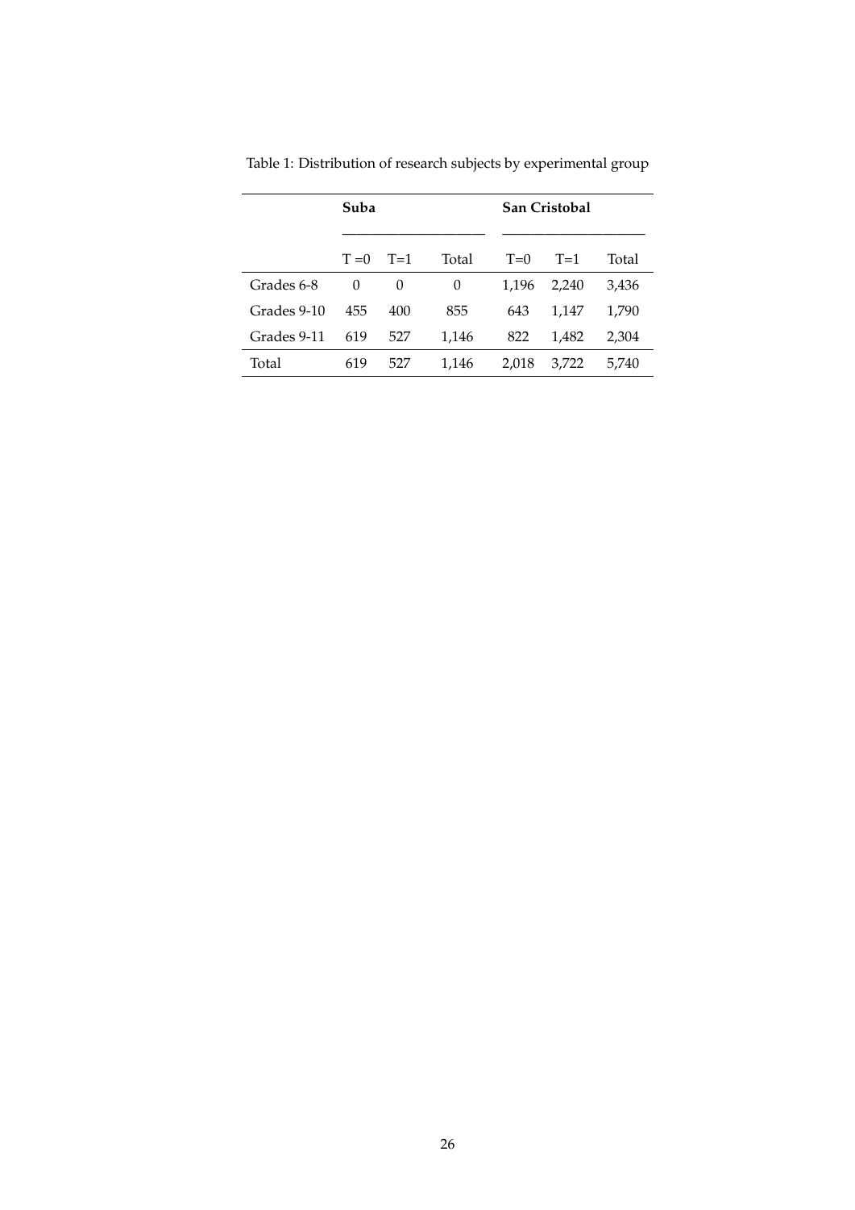Table 1: Distribution of research subjects by experimental group

| | Suba | | | San Cristobal | | |
|---|---|---|---|---|---|---|
| | T =0 | T=1 | Total | T=0 | T=1 | Total |
| Grades 6-8 | 0 | 0 | 0 | 1,196 | 2,240 | 3,436 |
| Grades 9-10 | 455 | 400 | 855 | 643 | 1,147 | 1,790 |
| Grades 9-11 | 619 | 527 | 1,146 | 822 | 1,482 | 2,304 |
| Total | 619 | 527 | 1,146 | 2,018 | 3,722 | 5,740 |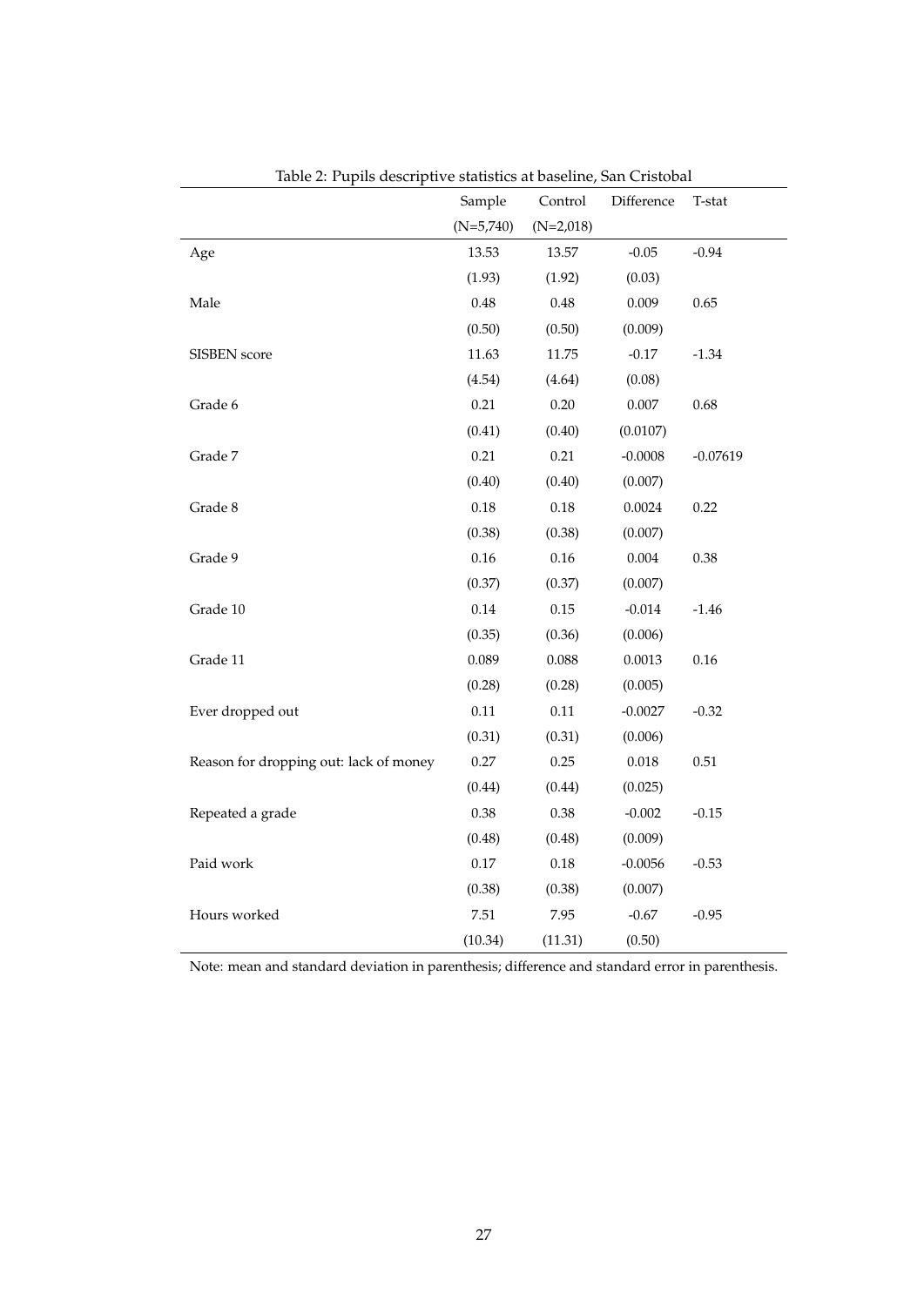Table 2: Pupils descriptive statistics at baseline, San Cristobal

| | Sample | Control | Difference | T-stat |
|---|---|---|---|---|
| | (N=5,740) | (N=2,018) | | |
| Age | 13.53 | 13.57 | -0.05 | -0.94 |
| | (1.93) | (1.92) | (0.03) | |
| Male | 0.48 | 0.48 | 0.009 | 0.65 |
| | (0.50) | (0.50) | (0.009) | |
| SISBEN score | 11.63 | 11.75 | -0.17 | -1.34 |
| | (4.54) | (4.64) | (0.08) | |
| Grade 6 | 0.21 | 0.20 | 0.007 | 0.68 |
| | (0.41) | (0.40) | (0.0107) | |
| Grade 7 | 0.21 | 0.21 | -0.0008 | -0.07619 |
| | (0.40) | (0.40) | (0.007) | |
| Grade 8 | 0.18 | 0.18 | 0.0024 | 0.22 |
| | (0.38) | (0.38) | (0.007) | |
| Grade 9 | 0.16 | 0.16 | 0.004 | 0.38 |
| | (0.37) | (0.37) | (0.007) | |
| Grade 10 | 0.14 | 0.15 | -0.014 | -1.46 |
| | (0.35) | (0.36) | (0.006) | |
| Grade 11 | 0.089 | 0.088 | 0.0013 | 0.16 |
| | (0.28) | (0.28) | (0.005) | |
| Ever dropped out | 0.11 | 0.11 | -0.0027 | -0.32 |
| | (0.31) | (0.31) | (0.006) | |
| Reason for dropping out: lack of money | 0.27 | 0.25 | 0.018 | 0.51 |
| | (0.44) | (0.44) | (0.025) | |
| Repeated a grade | 0.38 | 0.38 | -0.002 | -0.15 |
| | (0.48) | (0.48) | (0.009) | |
| Paid work | 0.17 | 0.18 | -0.0056 | -0.53 |
| | (0.38) | (0.38) | (0.007) | |
| Hours worked | 7.51 | 7.95 | -0.67 | -0.95 |
| | (10.34) | (11.31) | (0.50) | |

Note: mean and standard deviation in parenthesis; difference and standard error in parenthesis.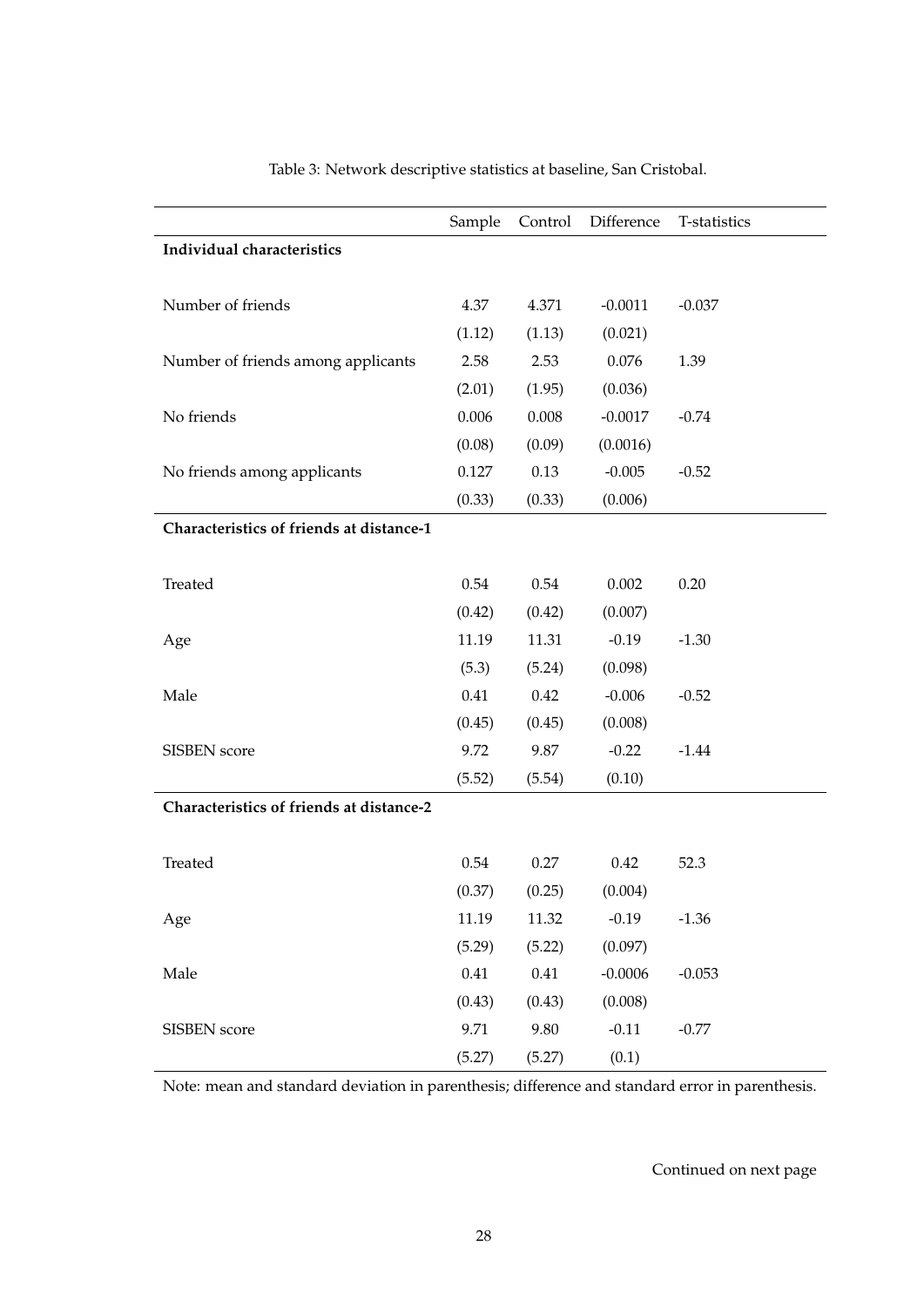Table 3: Network descriptive statistics at baseline, San Cristobal.

| | Sample | Control | Difference | T-statistics |
|---|---|---|---|---|
| **Individual characteristics** | | | | |
| Number of friends | 4.37 | 4.371 | -0.0011 | -0.037 |
| | (1.12) | (1.13) | (0.021) | |
| Number of friends among applicants | 2.58 | 2.53 | 0.076 | 1.39 |
| | (2.01) | (1.95) | (0.036) | |
| No friends | 0.006 | 0.008 | -0.0017 | -0.74 |
| | (0.08) | (0.09) | (0.0016) | |
| No friends among applicants | 0.127 | 0.13 | -0.005 | -0.52 |
| | (0.33) | (0.33) | (0.006) | |
| **Characteristics of friends at distance-1** | | | | |
| Treated | 0.54 | 0.54 | 0.002 | 0.20 |
| | (0.42) | (0.42) | (0.007) | |
| Age | 11.19 | 11.31 | -0.19 | -1.30 |
| | (5.3) | (5.24) | (0.098) | |
| Male | 0.41 | 0.42 | -0.006 | -0.52 |
| | (0.45) | (0.45) | (0.008) | |
| SISBEN score | 9.72 | 9.87 | -0.22 | -1.44 |
| | (5.52) | (5.54) | (0.10) | |
| **Characteristics of friends at distance-2** | | | | |
| Treated | 0.54 | 0.27 | 0.42 | 52.3 |
| | (0.37) | (0.25) | (0.004) | |
| Age | 11.19 | 11.32 | -0.19 | -1.36 |
| | (5.29) | (5.22) | (0.097) | |
| Male | 0.41 | 0.41 | -0.0006 | -0.053 |
| | (0.43) | (0.43) | (0.008) | |
| SISBEN score | 9.71 | 9.80 | -0.11 | -0.77 |
| | (5.27) | (5.27) | (0.1) | |

Note: mean and standard deviation in parenthesis; difference and standard error in parenthesis.

Continued on next page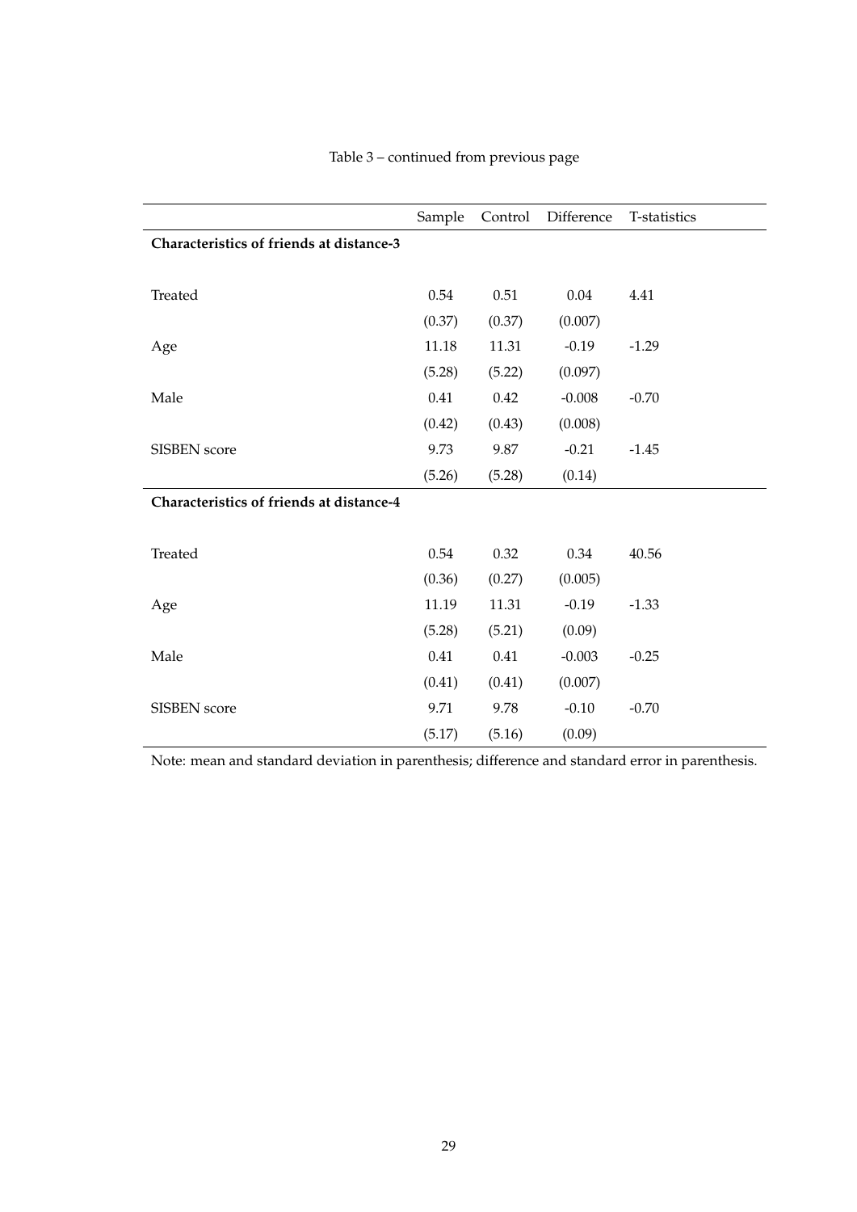Table 3 – continued from previous page

| | Sample | Control | Difference | T-statistics |
|---|---|---|---|---|
| **Characteristics of friends at distance-3** | | | | |
| Treated | 0.54 | 0.51 | 0.04 | 4.41 |
| | (0.37) | (0.37) | (0.007) | |
| Age | 11.18 | 11.31 | -0.19 | -1.29 |
| | (5.28) | (5.22) | (0.097) | |
| Male | 0.41 | 0.42 | -0.008 | -0.70 |
| | (0.42) | (0.43) | (0.008) | |
| SISBEN score | 9.73 | 9.87 | -0.21 | -1.45 |
| | (5.26) | (5.28) | (0.14) | |
| **Characteristics of friends at distance-4** | | | | |
| Treated | 0.54 | 0.32 | 0.34 | 40.56 |
| | (0.36) | (0.27) | (0.005) | |
| Age | 11.19 | 11.31 | -0.19 | -1.33 |
| | (5.28) | (5.21) | (0.09) | |
| Male | 0.41 | 0.41 | -0.003 | -0.25 |
| | (0.41) | (0.41) | (0.007) | |
| SISBEN score | 9.71 | 9.78 | -0.10 | -0.70 |
| | (5.17) | (5.16) | (0.09) | |

Note: mean and standard deviation in parenthesis; difference and standard error in parenthesis.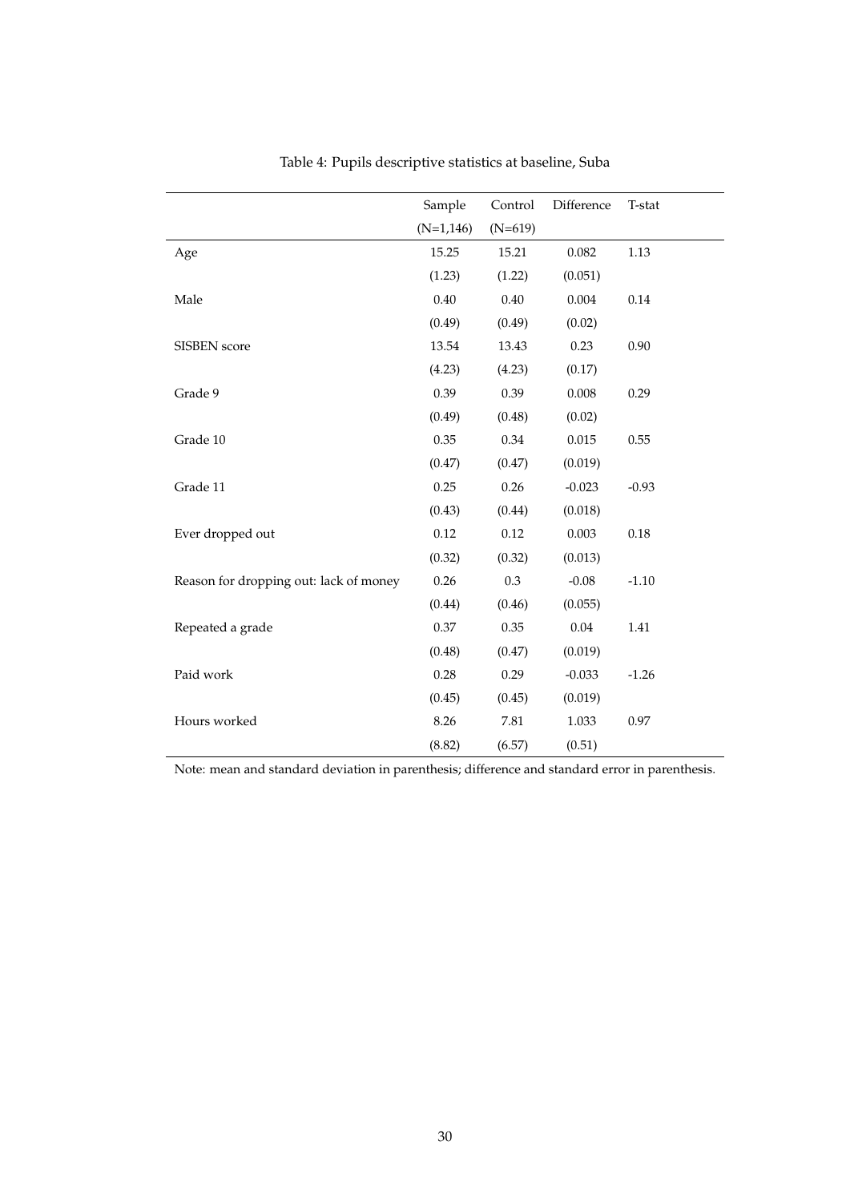Table 4: Pupils descriptive statistics at baseline, Suba

| | Sample | Control | Difference | T-stat |
|---|---|---|---|---|
| | (N=1,146) | (N=619) | | |
| Age | 15.25 | 15.21 | 0.082 | 1.13 |
| | (1.23) | (1.22) | (0.051) | |
| Male | 0.40 | 0.40 | 0.004 | 0.14 |
| | (0.49) | (0.49) | (0.02) | |
| SISBEN score | 13.54 | 13.43 | 0.23 | 0.90 |
| | (4.23) | (4.23) | (0.17) | |
| Grade 9 | 0.39 | 0.39 | 0.008 | 0.29 |
| | (0.49) | (0.48) | (0.02) | |
| Grade 10 | 0.35 | 0.34 | 0.015 | 0.55 |
| | (0.47) | (0.47) | (0.019) | |
| Grade 11 | 0.25 | 0.26 | -0.023 | -0.93 |
| | (0.43) | (0.44) | (0.018) | |
| Ever dropped out | 0.12 | 0.12 | 0.003 | 0.18 |
| | (0.32) | (0.32) | (0.013) | |
| Reason for dropping out: lack of money | 0.26 | 0.3 | -0.08 | -1.10 |
| | (0.44) | (0.46) | (0.055) | |
| Repeated a grade | 0.37 | 0.35 | 0.04 | 1.41 |
| | (0.48) | (0.47) | (0.019) | |
| Paid work | 0.28 | 0.29 | -0.033 | -1.26 |
| | (0.45) | (0.45) | (0.019) | |
| Hours worked | 8.26 | 7.81 | 1.033 | 0.97 |
| | (8.82) | (6.57) | (0.51) | |

Note: mean and standard deviation in parenthesis; difference and standard error in parenthesis.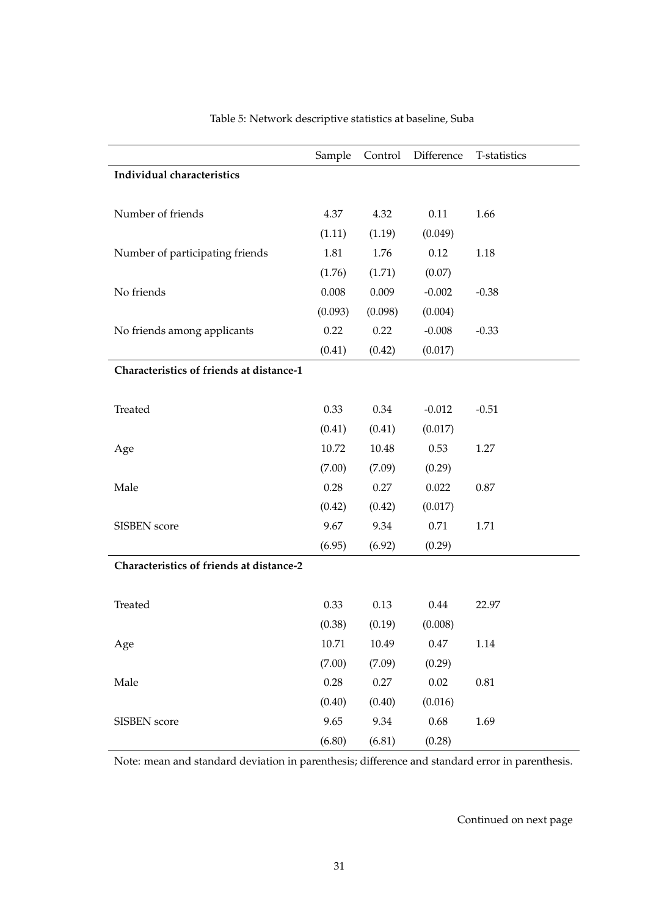Table 5: Network descriptive statistics at baseline, Suba

| | Sample | Control | Difference | T-statistics |
|---|---|---|---|---|
| **Individual characteristics** | | | | |
| Number of friends | 4.37 | 4.32 | 0.11 | 1.66 |
| | (1.11) | (1.19) | (0.049) | |
| Number of participating friends | 1.81 | 1.76 | 0.12 | 1.18 |
| | (1.76) | (1.71) | (0.07) | |
| No friends | 0.008 | 0.009 | -0.002 | -0.38 |
| | (0.093) | (0.098) | (0.004) | |
| No friends among applicants | 0.22 | 0.22 | -0.008 | -0.33 |
| | (0.41) | (0.42) | (0.017) | |
| **Characteristics of friends at distance-1** | | | | |
| Treated | 0.33 | 0.34 | -0.012 | -0.51 |
| | (0.41) | (0.41) | (0.017) | |
| Age | 10.72 | 10.48 | 0.53 | 1.27 |
| | (7.00) | (7.09) | (0.29) | |
| Male | 0.28 | 0.27 | 0.022 | 0.87 |
| | (0.42) | (0.42) | (0.017) | |
| SISBEN score | 9.67 | 9.34 | 0.71 | 1.71 |
| | (6.95) | (6.92) | (0.29) | |
| **Characteristics of friends at distance-2** | | | | |
| Treated | 0.33 | 0.13 | 0.44 | 22.97 |
| | (0.38) | (0.19) | (0.008) | |
| Age | 10.71 | 10.49 | 0.47 | 1.14 |
| | (7.00) | (7.09) | (0.29) | |
| Male | 0.28 | 0.27 | 0.02 | 0.81 |
| | (0.40) | (0.40) | (0.016) | |
| SISBEN score | 9.65 | 9.34 | 0.68 | 1.69 |
| | (6.80) | (6.81) | (0.28) | |

Note: mean and standard deviation in parenthesis; difference and standard error in parenthesis.

Continued on next page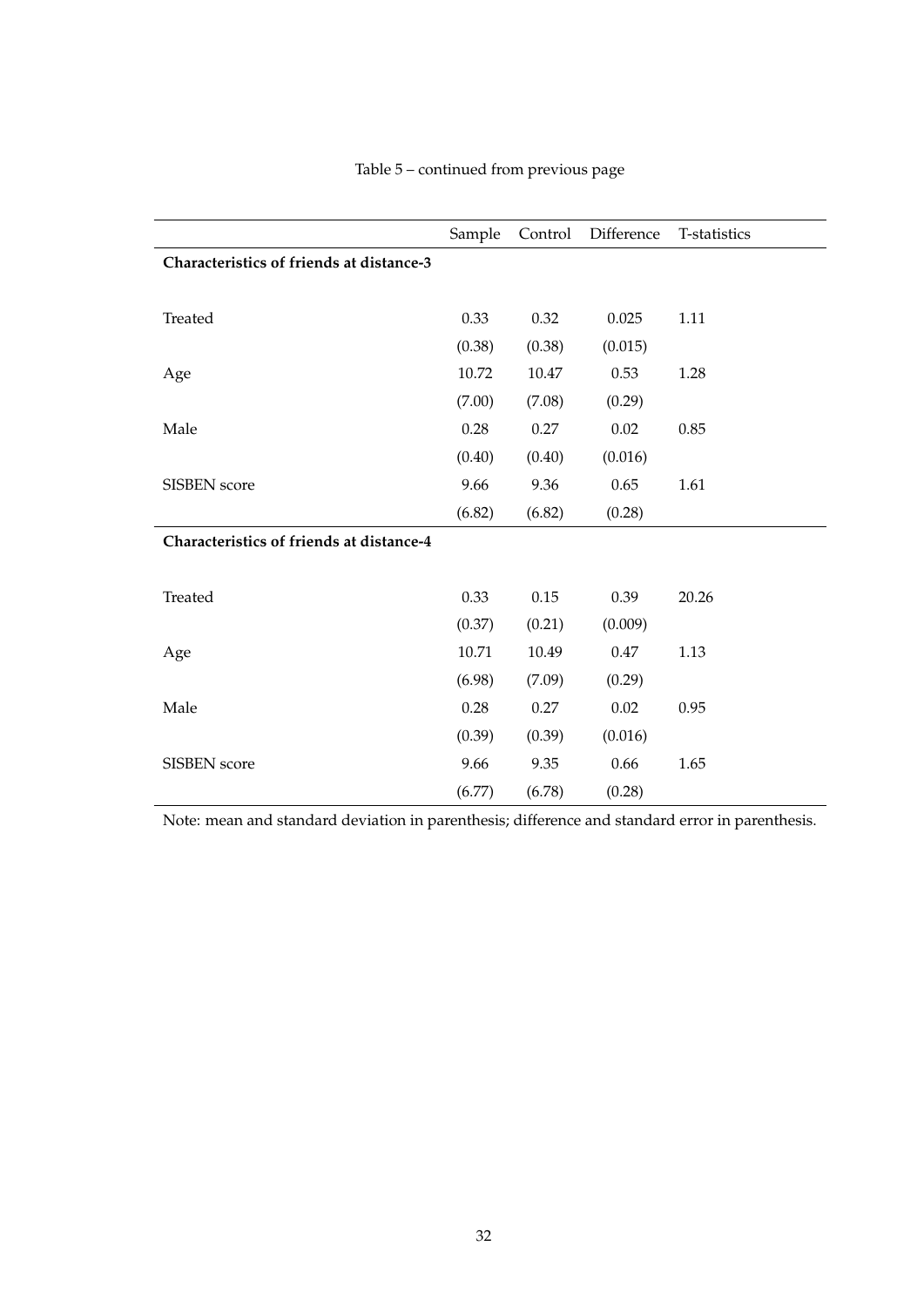Table 5 – continued from previous page

| | Sample | Control | Difference | T-statistics |
|---|---|---|---|---|
| **Characteristics of friends at distance-3** | | | | |
| Treated | 0.33 | 0.32 | 0.025 | 1.11 |
| | (0.38) | (0.38) | (0.015) | |
| Age | 10.72 | 10.47 | 0.53 | 1.28 |
| | (7.00) | (7.08) | (0.29) | |
| Male | 0.28 | 0.27 | 0.02 | 0.85 |
| | (0.40) | (0.40) | (0.016) | |
| SISBEN score | 9.66 | 9.36 | 0.65 | 1.61 |
| | (6.82) | (6.82) | (0.28) | |
| **Characteristics of friends at distance-4** | | | | |
| Treated | 0.33 | 0.15 | 0.39 | 20.26 |
| | (0.37) | (0.21) | (0.009) | |
| Age | 10.71 | 10.49 | 0.47 | 1.13 |
| | (6.98) | (7.09) | (0.29) | |
| Male | 0.28 | 0.27 | 0.02 | 0.95 |
| | (0.39) | (0.39) | (0.016) | |
| SISBEN score | 9.66 | 9.35 | 0.66 | 1.65 |
| | (6.77) | (6.78) | (0.28) | |

Note: mean and standard deviation in parenthesis; difference and standard error in parenthesis.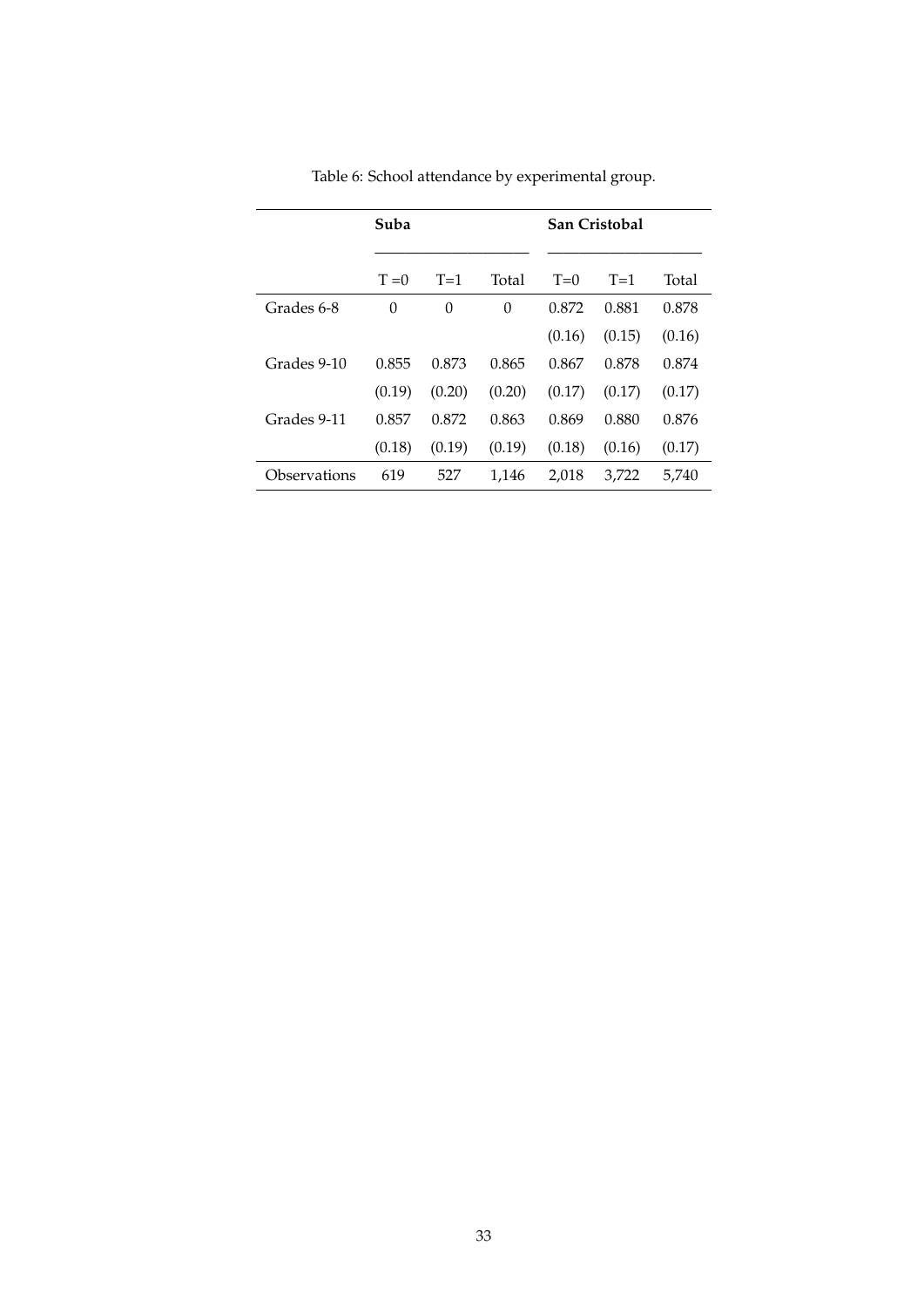Table 6: School attendance by experimental group.

| | Suba | | | San Cristobal | | |
|---|---|---|---|---|---|---|
| | T =0 | T=1 | Total | T=0 | T=1 | Total |
| Grades 6-8 | 0 | 0 | 0 | 0.872 | 0.881 | 0.878 |
| | | | | (0.16) | (0.15) | (0.16) |
| Grades 9-10 | 0.855 | 0.873 | 0.865 | 0.867 | 0.878 | 0.874 |
| | (0.19) | (0.20) | (0.20) | (0.17) | (0.17) | (0.17) |
| Grades 9-11 | 0.857 | 0.872 | 0.863 | 0.869 | 0.880 | 0.876 |
| | (0.18) | (0.19) | (0.19) | (0.18) | (0.16) | (0.17) |
| Observations | 619 | 527 | 1,146 | 2,018 | 3,722 | 5,740 |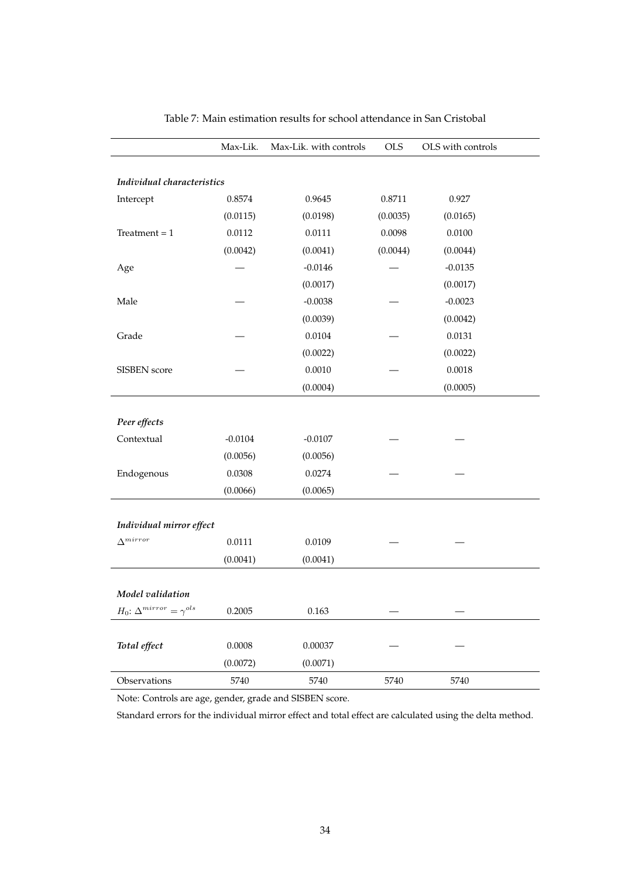Table 7: Main estimation results for school attendance in San Cristobal

| | Max-Lik. | Max-Lik. with controls | OLS | OLS with controls |
|---|---|---|---|---|
| ***Individual characteristics*** | | | | |
| Intercept | 0.8574 | 0.9645 | 0.8711 | 0.927 |
| | (0.0115) | (0.0198) | (0.0035) | (0.0165) |
| Treatment = 1 | 0.0112 | 0.0111 | 0.0098 | 0.0100 |
| | (0.0042) | (0.0041) | (0.0044) | (0.0044) |
| Age | — | -0.0146 | — | -0.0135 |
| | | (0.0017) | | (0.0017) |
| Male | — | -0.0038 | — | -0.0023 |
| | | (0.0039) | | (0.0042) |
| Grade | — | 0.0104 | — | 0.0131 |
| | | (0.0022) | | (0.0022) |
| SISBEN score | — | 0.0010 | — | 0.0018 |
| | | (0.0004) | | (0.0005) |
| ***Peer effects*** | | | | |
| Contextual | -0.0104 | -0.0107 | — | — |
| | (0.0056) | (0.0056) | | |
| Endogenous | 0.0308 | 0.0274 | — | — |
| | (0.0066) | (0.0065) | | |
| ***Individual mirror effect*** | | | | |
| $\Delta^{mirror}$ | 0.0111 | 0.0109 | — | — |
| | (0.0041) | (0.0041) | | |
| ***Model validation*** | | | | |
| $H_0$: $\Delta^{mirror} = \gamma^{ols}$ | 0.2005 | 0.163 | — | — |
| ***Total effect*** | 0.0008 | 0.00037 | — | — |
| | (0.0072) | (0.0071) | | |
| Observations | 5740 | 5740 | 5740 | 5740 |

Note: Controls are age, gender, grade and SISBEN score.

Standard errors for the individual mirror effect and total effect are calculated using the delta method.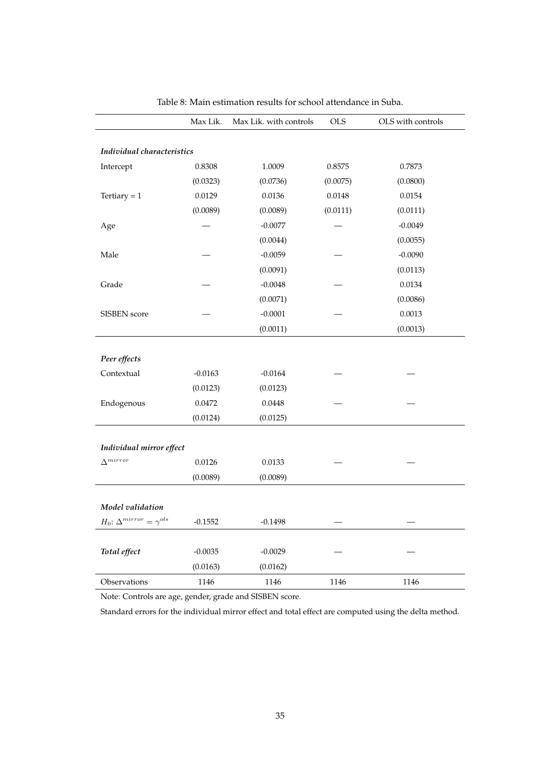Table 8: Main estimation results for school attendance in Suba.

| | Max Lik. | Max Lik. with controls | OLS | OLS with controls |
|---|---|---|---|---|
| ***Individual characteristics*** | | | | |
| Intercept | 0.8308 | 1.0009 | 0.8575 | 0.7873 |
| | (0.0323) | (0.0736) | (0.0075) | (0.0800) |
| Tertiary = 1 | 0.0129 | 0.0136 | 0.0148 | 0.0154 |
| | (0.0089) | (0.0089) | (0.0111) | (0.0111) |
| Age | — | -0.0077 | — | -0.0049 |
| | | (0.0044) | | (0.0055) |
| Male | — | -0.0059 | — | -0.0090 |
| | | (0.0091) | | (0.0113) |
| Grade | — | -0.0048 | — | 0.0134 |
| | | (0.0071) | | (0.0086) |
| SISBEN score | — | -0.0001 | — | 0.0013 |
| | | (0.0011) | | (0.0013) |
| ***Peer effects*** | | | | |
| Contextual | -0.0163 | -0.0164 | — | — |
| | (0.0123) | (0.0123) | | |
| Endogenous | 0.0472 | 0.0448 | — | — |
| | (0.0124) | (0.0125) | | |
| ***Individual mirror effect*** | | | | |
| $\Delta^{mirror}$ | 0.0126 | 0.0133 | — | — |
| | (0.0089) | (0.0089) | | |
| ***Model validation*** | | | | |
| $H_0$: $\Delta^{mirror} = \gamma^{ols}$ | -0.1552 | -0.1498 | — | — |
| ***Total effect*** | -0.0035 | -0.0029 | — | — |
| | (0.0163) | (0.0162) | | |
| Observations | 1146 | 1146 | 1146 | 1146 |

Note: Controls are age, gender, grade and SISBEN score.

Standard errors for the individual mirror effect and total effect are computed using the delta method.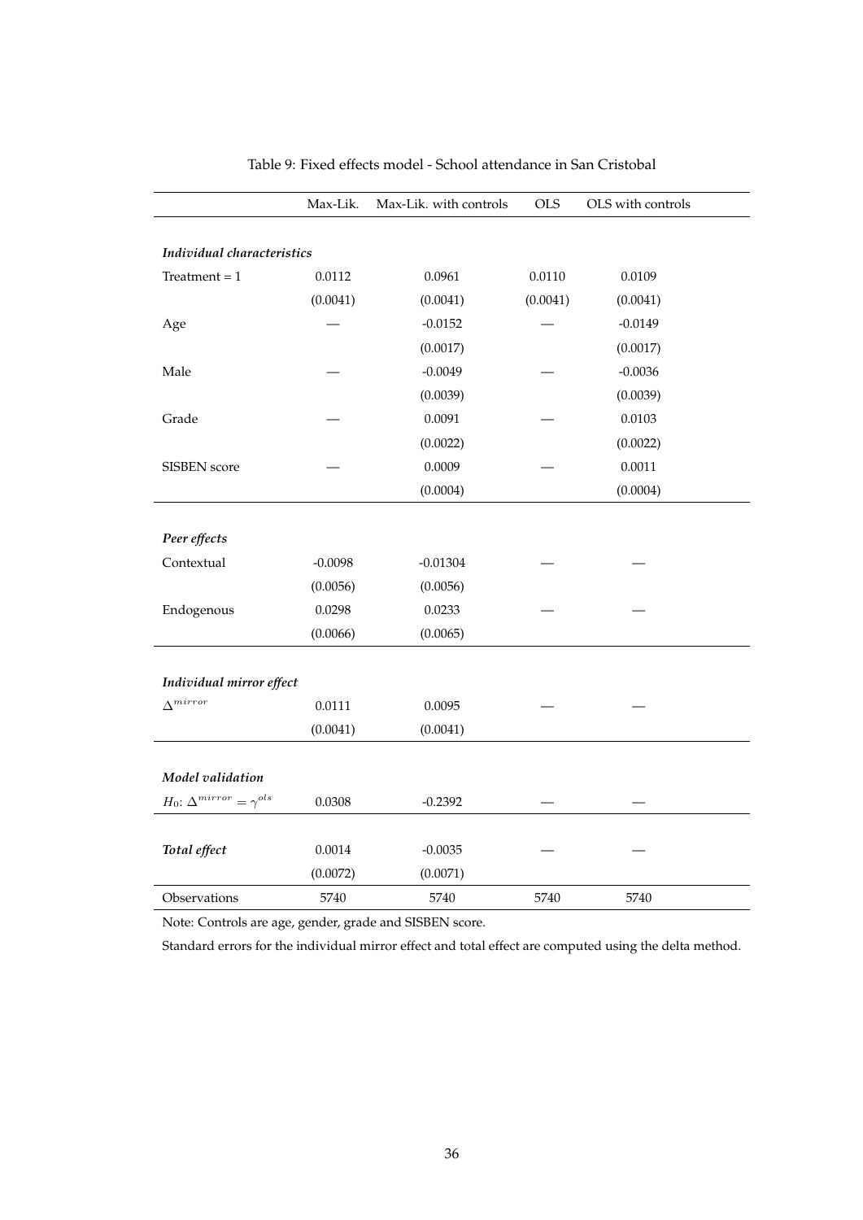Table 9: Fixed effects model - School attendance in San Cristobal

| | Max-Lik. | Max-Lik. with controls | OLS | OLS with controls |
|---|---|---|---|---|
| ***Individual characteristics*** | | | | |
| Treatment = 1 | 0.0112 | 0.0961 | 0.0110 | 0.0109 |
| | (0.0041) | (0.0041) | (0.0041) | (0.0041) |
| Age | — | -0.0152 | — | -0.0149 |
| | | (0.0017) | | (0.0017) |
| Male | — | -0.0049 | — | -0.0036 |
| | | (0.0039) | | (0.0039) |
| Grade | — | 0.0091 | — | 0.0103 |
| | | (0.0022) | | (0.0022) |
| SISBEN score | — | 0.0009 | — | 0.0011 |
| | | (0.0004) | | (0.0004) |
| ***Peer effects*** | | | | |
| Contextual | -0.0098 | -0.01304 | — | — |
| | (0.0056) | (0.0056) | | |
| Endogenous | 0.0298 | 0.0233 | — | — |
| | (0.0066) | (0.0065) | | |
| ***Individual mirror effect*** | | | | |
| $\Delta^{mirror}$ | 0.0111 | 0.0095 | — | — |
| | (0.0041) | (0.0041) | | |
| ***Model validation*** | | | | |
| $H_0$: $\Delta^{mirror} = \gamma^{ols}$ | 0.0308 | -0.2392 | — | — |
| ***Total effect*** | 0.0014 | -0.0035 | — | — |
| | (0.0072) | (0.0071) | | |
| Observations | 5740 | 5740 | 5740 | 5740 |

Note: Controls are age, gender, grade and SISBEN score.

Standard errors for the individual mirror effect and total effect are computed using the delta method.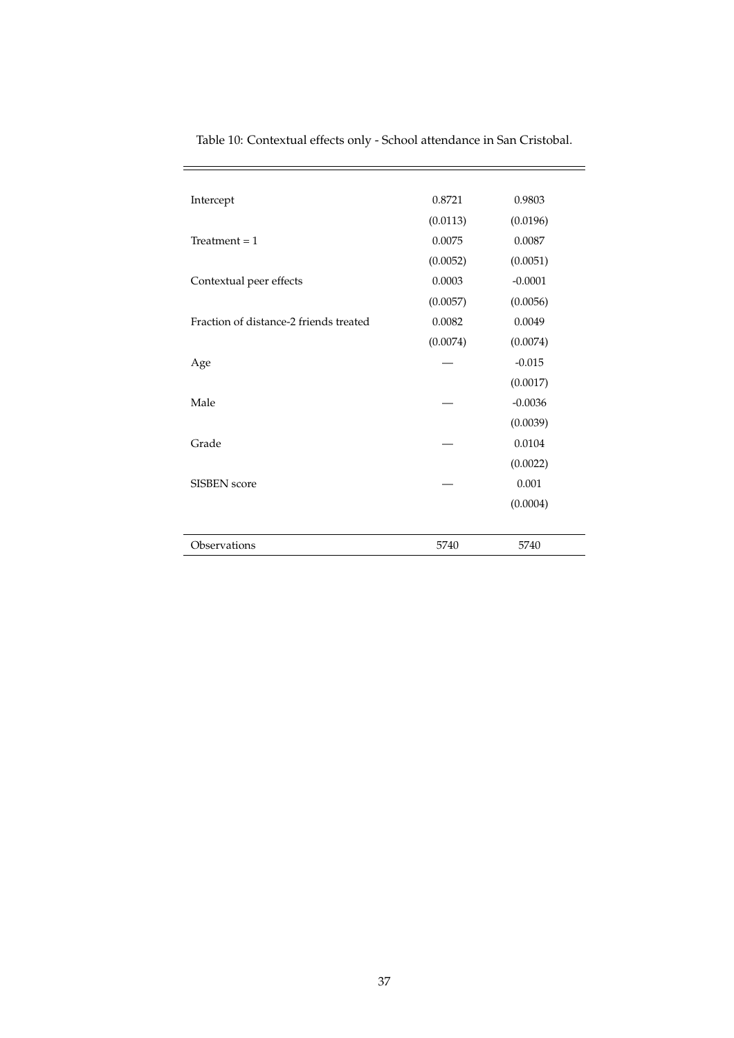Table 10: Contextual effects only - School attendance in San Cristobal.

| | | |
|---|---|---|
| Intercept | 0.8721 | 0.9803 |
| | (0.0113) | (0.0196) |
| Treatment = 1 | 0.0075 | 0.0087 |
| | (0.0052) | (0.0051) |
| Contextual peer effects | 0.0003 | -0.0001 |
| | (0.0057) | (0.0056) |
| Fraction of distance-2 friends treated | 0.0082 | 0.0049 |
| | (0.0074) | (0.0074) |
| Age | — | -0.015 |
| | | (0.0017) |
| Male | — | -0.0036 |
| | | (0.0039) |
| Grade | — | 0.0104 |
| | | (0.0022) |
| SISBEN score | — | 0.001 |
| | | (0.0004) |
| Observations | 5740 | 5740 |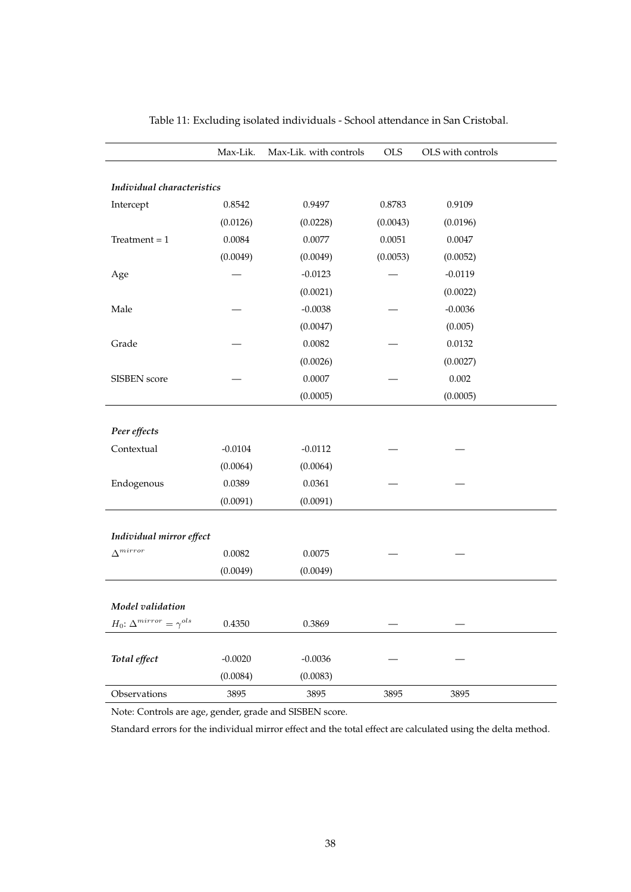Table 11: Excluding isolated individuals - School attendance in San Cristobal.

| | Max-Lik. | Max-Lik. with controls | OLS | OLS with controls |
|---|---|---|---|---|
| ***Individual characteristics*** | | | | |
| Intercept | 0.8542 | 0.9497 | 0.8783 | 0.9109 |
| | (0.0126) | (0.0228) | (0.0043) | (0.0196) |
| Treatment = 1 | 0.0084 | 0.0077 | 0.0051 | 0.0047 |
| | (0.0049) | (0.0049) | (0.0053) | (0.0052) |
| Age | — | -0.0123 | — | -0.0119 |
| | | (0.0021) | | (0.0022) |
| Male | — | -0.0038 | — | -0.0036 |
| | | (0.0047) | | (0.005) |
| Grade | — | 0.0082 | — | 0.0132 |
| | | (0.0026) | | (0.0027) |
| SISBEN score | — | 0.0007 | — | 0.002 |
| | | (0.0005) | | (0.0005) |
| ***Peer effects*** | | | | |
| Contextual | -0.0104 | -0.0112 | — | — |
| | (0.0064) | (0.0064) | | |
| Endogenous | 0.0389 | 0.0361 | — | — |
| | (0.0091) | (0.0091) | | |
| ***Individual mirror effect*** | | | | |
| $\Delta^{mirror}$ | 0.0082 | 0.0075 | — | — |
| | (0.0049) | (0.0049) | | |
| ***Model validation*** | | | | |
| $H_0$: $\Delta^{mirror} = \gamma^{ols}$ | 0.4350 | 0.3869 | — | — |
| ***Total effect*** | -0.0020 | -0.0036 | — | — |
| | (0.0084) | (0.0083) | | |
| Observations | 3895 | 3895 | 3895 | 3895 |

Note: Controls are age, gender, grade and SISBEN score.

Standard errors for the individual mirror effect and the total effect are calculated using the delta method.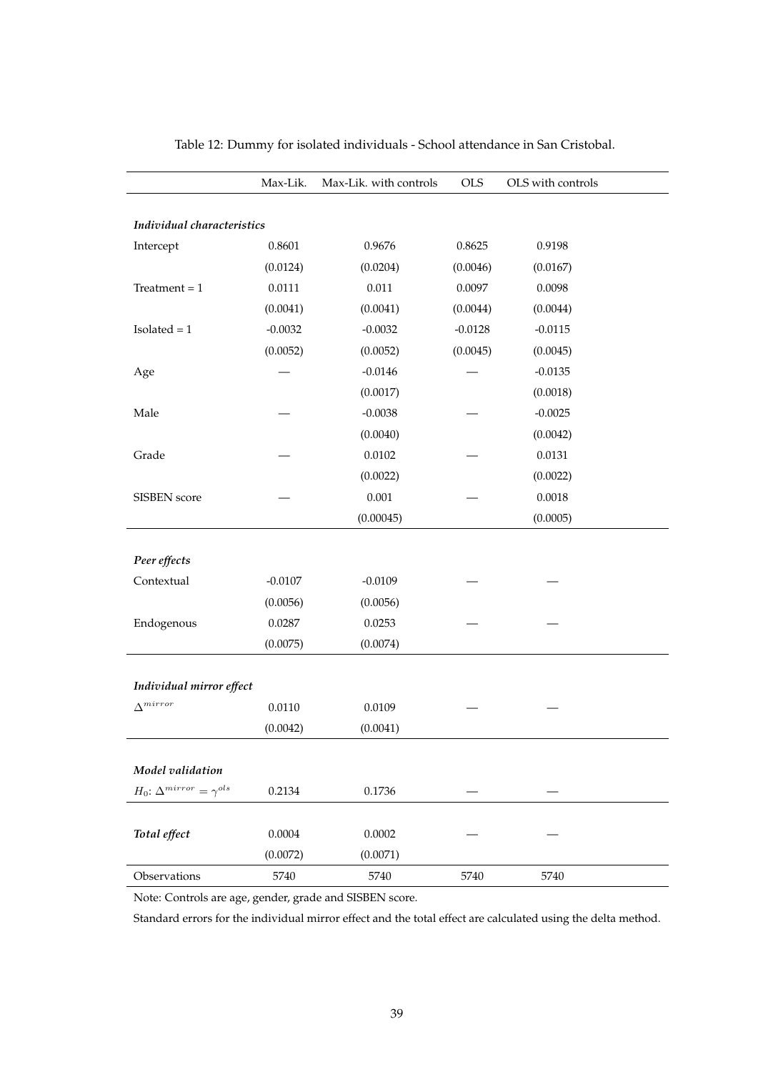Table 12: Dummy for isolated individuals - School attendance in San Cristobal.

| | Max-Lik. | Max-Lik. with controls | OLS | OLS with controls |
|---|---|---|---|---|
| ***Individual characteristics*** | | | | |
| Intercept | 0.8601 | 0.9676 | 0.8625 | 0.9198 |
| | (0.0124) | (0.0204) | (0.0046) | (0.0167) |
| Treatment = 1 | 0.0111 | 0.011 | 0.0097 | 0.0098 |
| | (0.0041) | (0.0041) | (0.0044) | (0.0044) |
| Isolated = 1 | -0.0032 | -0.0032 | -0.0128 | -0.0115 |
| | (0.0052) | (0.0052) | (0.0045) | (0.0045) |
| Age | — | -0.0146 | — | -0.0135 |
| | | (0.0017) | | (0.0018) |
| Male | — | -0.0038 | — | -0.0025 |
| | | (0.0040) | | (0.0042) |
| Grade | — | 0.0102 | — | 0.0131 |
| | | (0.0022) | | (0.0022) |
| SISBEN score | — | 0.001 | — | 0.0018 |
| | | (0.00045) | | (0.0005) |
| ***Peer effects*** | | | | |
| Contextual | -0.0107 | -0.0109 | — | — |
| | (0.0056) | (0.0056) | | |
| Endogenous | 0.0287 | 0.0253 | — | — |
| | (0.0075) | (0.0074) | | |
| ***Individual mirror effect*** | | | | |
| $\Delta^{mirror}$ | 0.0110 | 0.0109 | — | — |
| | (0.0042) | (0.0041) | | |
| ***Model validation*** | | | | |
| $H_0$: $\Delta^{mirror} = \gamma^{ols}$ | 0.2134 | 0.1736 | — | — |
| ***Total effect*** | 0.0004 | 0.0002 | — | — |
| | (0.0072) | (0.0071) | | |
| Observations | 5740 | 5740 | 5740 | 5740 |

Note: Controls are age, gender, grade and SISBEN score.

Standard errors for the individual mirror effect and the total effect are calculated using the delta method.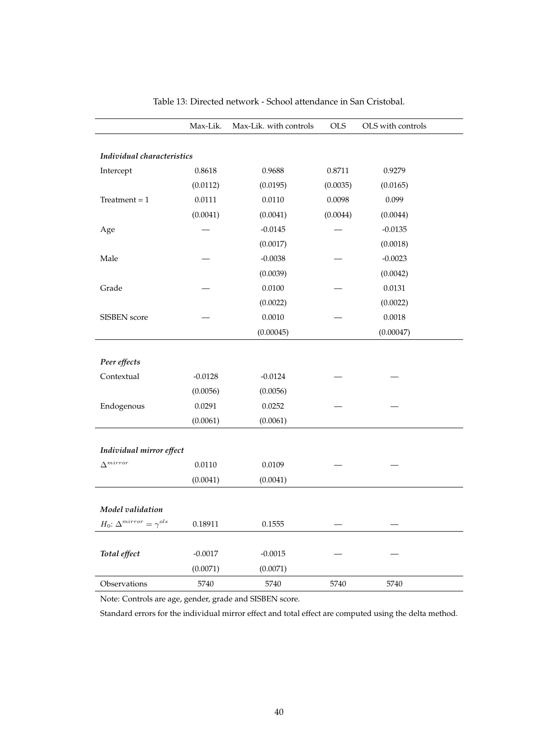Table 13: Directed network - School attendance in San Cristobal.

| | Max-Lik. | Max-Lik. with controls | OLS | OLS with controls |
|---|---|---|---|---|
| ***Individual characteristics*** | | | | |
| Intercept | 0.8618 | 0.9688 | 0.8711 | 0.9279 |
| | (0.0112) | (0.0195) | (0.0035) | (0.0165) |
| Treatment = 1 | 0.0111 | 0.0110 | 0.0098 | 0.099 |
| | (0.0041) | (0.0041) | (0.0044) | (0.0044) |
| Age | — | -0.0145 | — | -0.0135 |
| | | (0.0017) | | (0.0018) |
| Male | — | -0.0038 | — | -0.0023 |
| | | (0.0039) | | (0.0042) |
| Grade | — | 0.0100 | — | 0.0131 |
| | | (0.0022) | | (0.0022) |
| SISBEN score | — | 0.0010 | — | 0.0018 |
| | | (0.00045) | | (0.00047) |
| ***Peer effects*** | | | | |
| Contextual | -0.0128 | -0.0124 | — | — |
| | (0.0056) | (0.0056) | | |
| Endogenous | 0.0291 | 0.0252 | — | — |
| | (0.0061) | (0.0061) | | |
| ***Individual mirror effect*** | | | | |
| $\Delta^{mirror}$ | 0.0110 | 0.0109 | — | — |
| | (0.0041) | (0.0041) | | |
| ***Model validation*** | | | | |
| $H_0$: $\Delta^{mirror} = \gamma^{ols}$ | 0.18911 | 0.1555 | — | — |
| ***Total effect*** | -0.0017 | -0.0015 | — | — |
| | (0.0071) | (0.0071) | | |
| Observations | 5740 | 5740 | 5740 | 5740 |

Note: Controls are age, gender, grade and SISBEN score.

Standard errors for the individual mirror effect and total effect are computed using the delta method.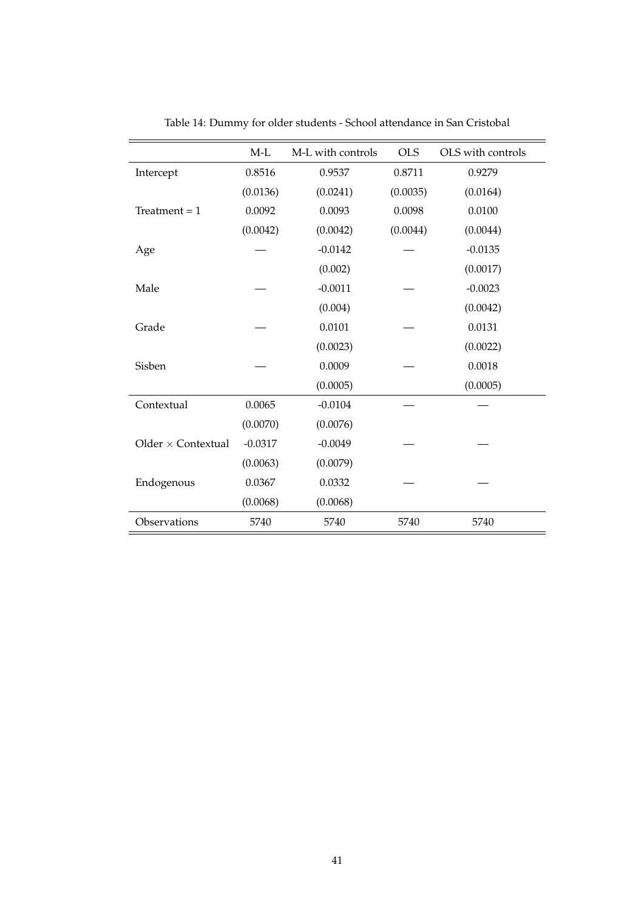Table 14: Dummy for older students - School attendance in San Cristobal

| | M-L | M-L with controls | OLS | OLS with controls |
|---|---|---|---|---|
| Intercept | 0.8516 | 0.9537 | 0.8711 | 0.9279 |
| | (0.0136) | (0.0241) | (0.0035) | (0.0164) |
| Treatment = 1 | 0.0092 | 0.0093 | 0.0098 | 0.0100 |
| | (0.0042) | (0.0042) | (0.0044) | (0.0044) |
| Age | — | -0.0142 | — | -0.0135 |
| | | (0.002) | | (0.0017) |
| Male | — | -0.0011 | — | -0.0023 |
| | | (0.004) | | (0.0042) |
| Grade | — | 0.0101 | — | 0.0131 |
| | | (0.0023) | | (0.0022) |
| Sisben | — | 0.0009 | — | 0.0018 |
| | | (0.0005) | | (0.0005) |
| Contextual | 0.0065 | -0.0104 | — | — |
| | (0.0070) | (0.0076) | | |
| Older $\times$ Contextual | -0.0317 | -0.0049 | — | — |
| | (0.0063) | (0.0079) | | |
| Endogenous | 0.0367 | 0.0332 | — | — |
| | (0.0068) | (0.0068) | | |
| Observations | 5740 | 5740 | 5740 | 5740 |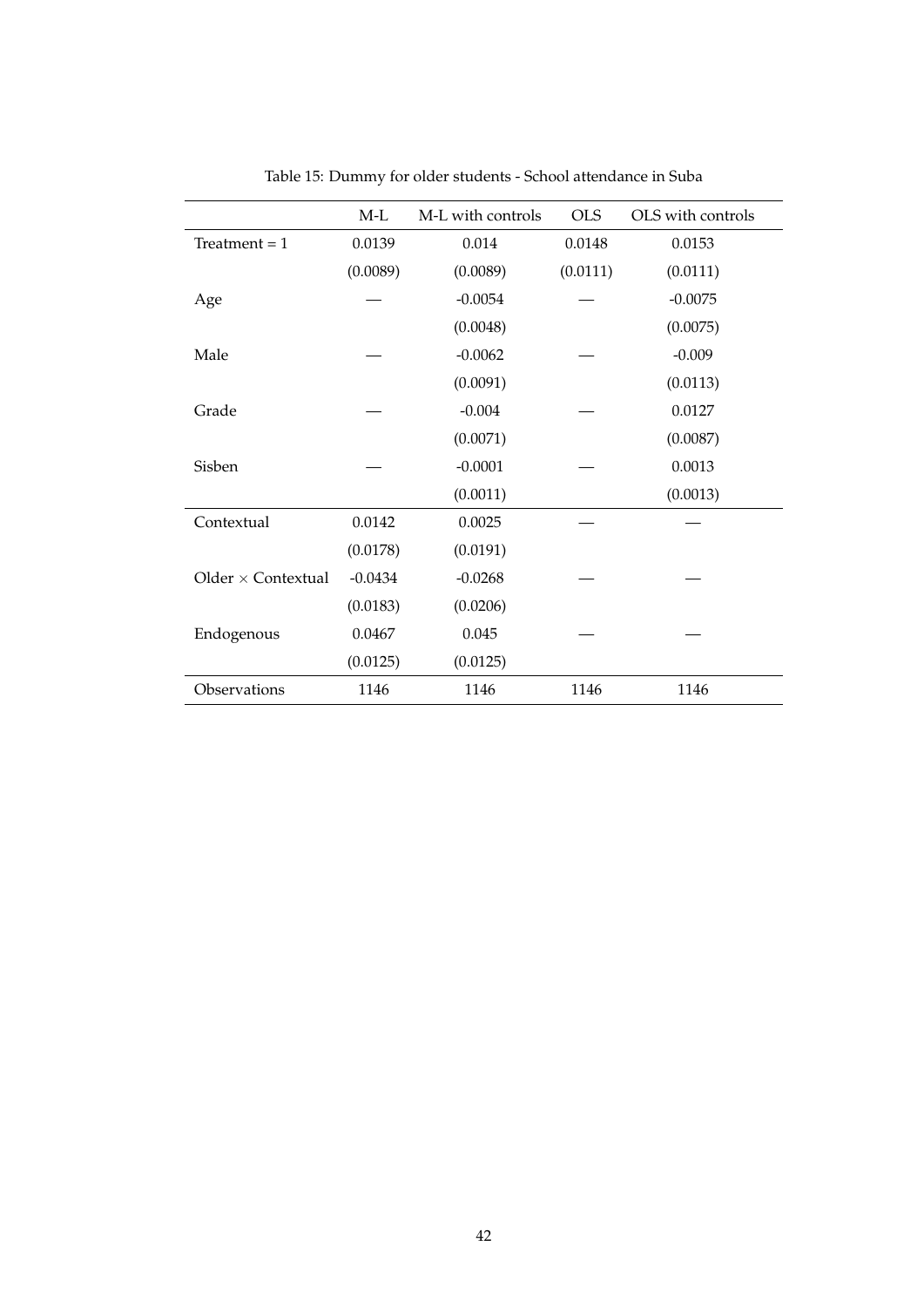Table 15: Dummy for older students - School attendance in Suba

| | M-L | M-L with controls | OLS | OLS with controls |
|---|---|---|---|---|
| Treatment = 1 | 0.0139 | 0.014 | 0.0148 | 0.0153 |
| | (0.0089) | (0.0089) | (0.0111) | (0.0111) |
| Age | — | -0.0054 | — | -0.0075 |
| | | (0.0048) | | (0.0075) |
| Male | — | -0.0062 | — | -0.009 |
| | | (0.0091) | | (0.0113) |
| Grade | — | -0.004 | — | 0.0127 |
| | | (0.0071) | | (0.0087) |
| Sisben | — | -0.0001 | — | 0.0013 |
| | | (0.0011) | | (0.0013) |
| Contextual | 0.0142 | 0.0025 | — | — |
| | (0.0178) | (0.0191) | | |
| Older $\times$ Contextual | -0.0434 | -0.0268 | — | — |
| | (0.0183) | (0.0206) | | |
| Endogenous | 0.0467 | 0.045 | — | — |
| | (0.0125) | (0.0125) | | |
| Observations | 1146 | 1146 | 1146 | 1146 |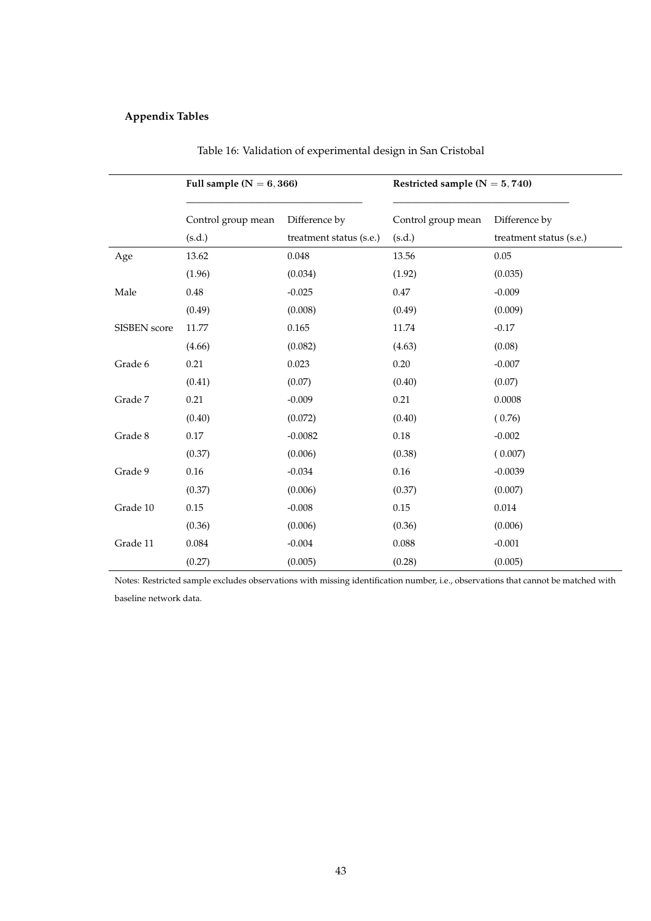## Appendix Tables

Table 16: Validation of experimental design in San Cristobal

| | Full sample ($N = 6,366$) | | Restricted sample ($N = 5,740$) | |
|---|---|---|---|---|
| | Control group mean (s.d.) | Difference by treatment status (s.e.) | Control group mean (s.d.) | Difference by treatment status (s.e.) |
| Age | 13.62 | 0.048 | 13.56 | 0.05 |
| | (1.96) | (0.034) | (1.92) | (0.035) |
| Male | 0.48 | -0.025 | 0.47 | -0.009 |
| | (0.49) | (0.008) | (0.49) | (0.009) |
| SISBEN score | 11.77 | 0.165 | 11.74 | -0.17 |
| | (4.66) | (0.082) | (4.63) | (0.08) |
| Grade 6 | 0.21 | 0.023 | 0.20 | -0.007 |
| | (0.41) | (0.07) | (0.40) | (0.07) |
| Grade 7 | 0.21 | -0.009 | 0.21 | 0.0008 |
| | (0.40) | (0.072) | (0.40) | ( 0.76) |
| Grade 8 | 0.17 | -0.0082 | 0.18 | -0.002 |
| | (0.37) | (0.006) | (0.38) | ( 0.007) |
| Grade 9 | 0.16 | -0.034 | 0.16 | -0.0039 |
| | (0.37) | (0.006) | (0.37) | (0.007) |
| Grade 10 | 0.15 | -0.008 | 0.15 | 0.014 |
| | (0.36) | (0.006) | (0.36) | (0.006) |
| Grade 11 | 0.084 | -0.004 | 0.088 | -0.001 |
| | (0.27) | (0.005) | (0.28) | (0.005) |

Notes: Restricted sample excludes observations with missing identification number, i.e., observations that cannot be matched with baseline network data.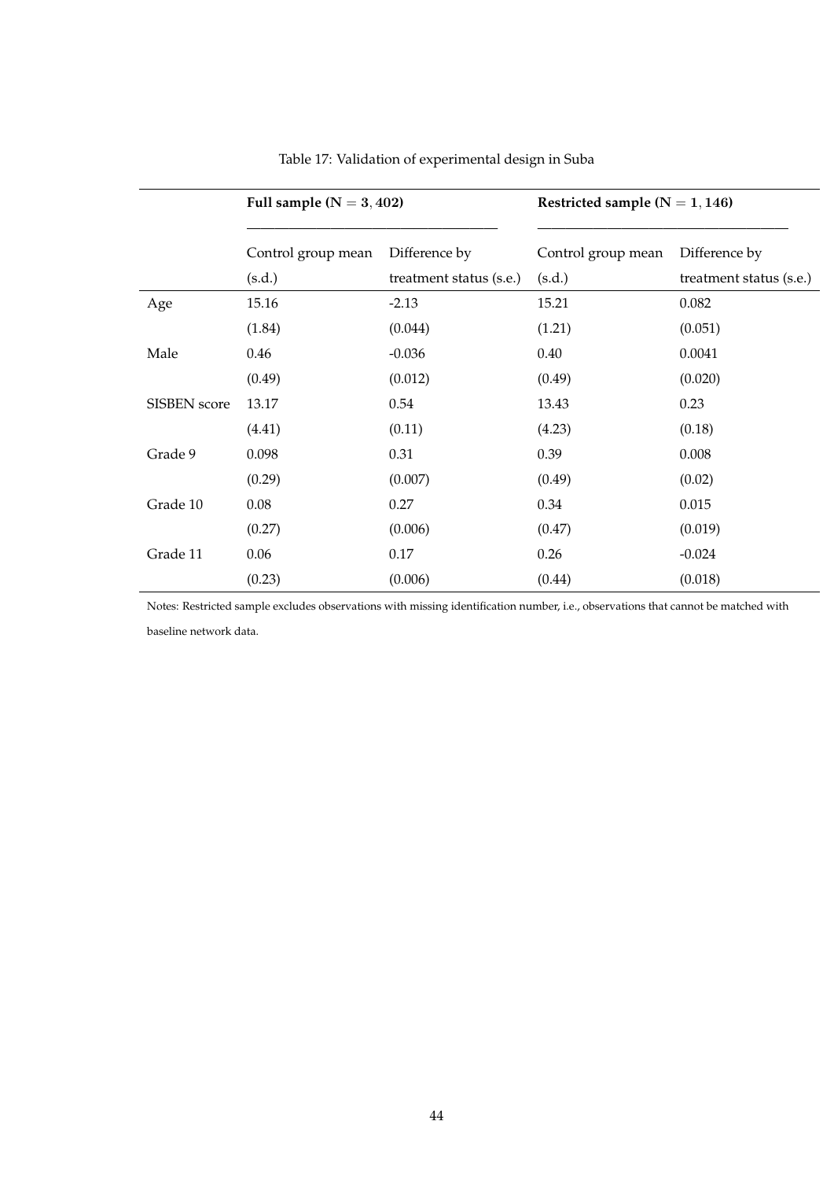Table 17: Validation of experimental design in Suba

| | **Full sample ($N = 3,402$)** | | **Restricted sample ($N = 1,146$)** | |
|---|---|---|---|---|
| | Control group mean (s.d.) | Difference by treatment status (s.e.) | Control group mean (s.d.) | Difference by treatment status (s.e.) |
| Age | 15.16 | -2.13 | 15.21 | 0.082 |
| | (1.84) | (0.044) | (1.21) | (0.051) |
| Male | 0.46 | -0.036 | 0.40 | 0.0041 |
| | (0.49) | (0.012) | (0.49) | (0.020) |
| SISBEN score | 13.17 | 0.54 | 13.43 | 0.23 |
| | (4.41) | (0.11) | (4.23) | (0.18) |
| Grade 9 | 0.098 | 0.31 | 0.39 | 0.008 |
| | (0.29) | (0.007) | (0.49) | (0.02) |
| Grade 10 | 0.08 | 0.27 | 0.34 | 0.015 |
| | (0.27) | (0.006) | (0.47) | (0.019) |
| Grade 11 | 0.06 | 0.17 | 0.26 | -0.024 |
| | (0.23) | (0.006) | (0.44) | (0.018) |

Notes: Restricted sample excludes observations with missing identification number, i.e., observations that cannot be matched with baseline network data.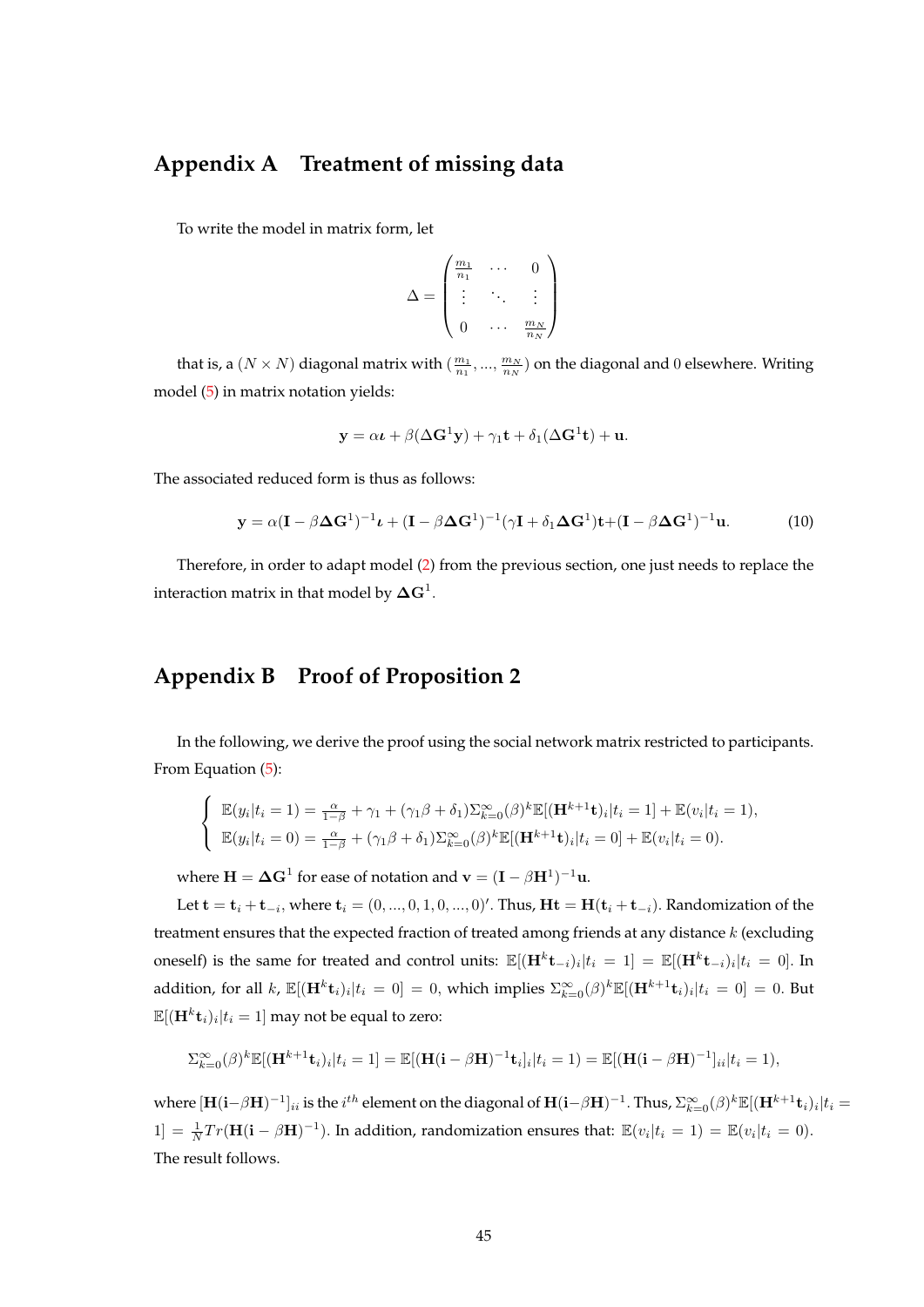# Appendix A Treatment of missing data

To write the model in matrix form, let

$$\Delta = \begin{pmatrix} \frac{m_1}{n_1} & \cdots & 0 \\ \vdots & \ddots & \vdots \\ 0 & \cdots & \frac{m_N}{n_N} \end{pmatrix}$$

that is, a $(N \times N)$ diagonal matrix with $(\frac{m_1}{n_1}, ..., \frac{m_N}{n_N})$ on the diagonal and $0$ elsewhere. Writing model (5) in matrix notation yields:

$$\mathbf{y} = \alpha \boldsymbol{\iota} + \beta(\Delta \mathbf{G}^1 \mathbf{y}) + \gamma_1 \mathbf{t} + \delta_1(\Delta \mathbf{G}^1 \mathbf{t}) + \mathbf{u}.$$

The associated reduced form is thus as follows:

$$\mathbf{y} = \alpha(\mathbf{I} - \beta \boldsymbol{\Delta}\mathbf{G}^1)^{-1}\boldsymbol{\iota} + (\mathbf{I} - \beta \boldsymbol{\Delta}\mathbf{G}^1)^{-1}(\gamma \mathbf{I} + \delta_1 \boldsymbol{\Delta}\mathbf{G}^1)\mathbf{t} + (\mathbf{I} - \beta \boldsymbol{\Delta}\mathbf{G}^1)^{-1}\mathbf{u}. \tag{10}$$

Therefore, in order to adapt model (2) from the previous section, one just needs to replace the interaction matrix in that model by $\boldsymbol{\Delta}\mathbf{G}^1$.

# Appendix B Proof of Proposition 2

In the following, we derive the proof using the social network matrix restricted to participants. From Equation (5):

$$\begin{cases} \mathbb{E}(y_i|t_i = 1) = \frac{\alpha}{1-\beta} + \gamma_1 + (\gamma_1\beta + \delta_1)\Sigma_{k=0}^{\infty}(\beta)^k \mathbb{E}[(\mathbf{H}^{k+1}\mathbf{t})_i|t_i = 1] + \mathbb{E}(v_i|t_i = 1), \\ \mathbb{E}(y_i|t_i = 0) = \frac{\alpha}{1-\beta} + (\gamma_1\beta + \delta_1)\Sigma_{k=0}^{\infty}(\beta)^k \mathbb{E}[(\mathbf{H}^{k+1}\mathbf{t})_i|t_i = 0] + \mathbb{E}(v_i|t_i = 0). \end{cases}$$

where $\mathbf{H} = \boldsymbol{\Delta}\mathbf{G}^1$ for ease of notation and $\mathbf{v} = (\mathbf{I} - \beta\mathbf{H}^1)^{-1}\mathbf{u}$.

Let $\mathbf{t} = \mathbf{t}_i + \mathbf{t}_{-i}$, where $\mathbf{t}_i = (0, ..., 0, 1, 0, ..., 0)'$. Thus, $\mathbf{H}\mathbf{t} = \mathbf{H}(\mathbf{t}_i + \mathbf{t}_{-i})$. Randomization of the treatment ensures that the expected fraction of treated among friends at any distance $k$ (excluding oneself) is the same for treated and control units: $\mathbb{E}[(\mathbf{H}^k\mathbf{t}_{-i})_i|t_i = 1] = \mathbb{E}[(\mathbf{H}^k\mathbf{t}_{-i})_i|t_i = 0]$. In addition, for all $k$, $\mathbb{E}[(\mathbf{H}^k\mathbf{t}_i)_i|t_i = 0] = 0$, which implies $\Sigma_{k=0}^{\infty}(\beta)^k\mathbb{E}[(\mathbf{H}^{k+1}\mathbf{t}_i)_i|t_i = 0] = 0$. But $\mathbb{E}[(\mathbf{H}^k\mathbf{t}_i)_i|t_i = 1]$ may not be equal to zero:

$$\Sigma_{k=0}^{\infty}(\beta)^k\mathbb{E}[(\mathbf{H}^{k+1}\mathbf{t}_i)_i|t_i = 1] = \mathbb{E}[(\mathbf{H}(\mathbf{i} - \beta\mathbf{H})^{-1}\mathbf{t}_i]_i|t_i = 1) = \mathbb{E}[(\mathbf{H}(\mathbf{i} - \beta\mathbf{H})^{-1}]_{ii}|t_i = 1),$$

where $[\mathbf{H}(\mathbf{i}-\beta\mathbf{H})^{-1}]_{ii}$ is the $i^{th}$ element on the diagonal of $\mathbf{H}(\mathbf{i}-\beta\mathbf{H})^{-1}$. Thus, $\Sigma_{k=0}^{\infty}(\beta)^k\mathbb{E}[(\mathbf{H}^{k+1}\mathbf{t}_i)_i|t_i = 1] = \frac{1}{N}Tr(\mathbf{H}(\mathbf{i} - \beta\mathbf{H})^{-1})$. In addition, randomization ensures that: $\mathbb{E}(v_i|t_i = 1) = \mathbb{E}(v_i|t_i = 0)$. The result follows.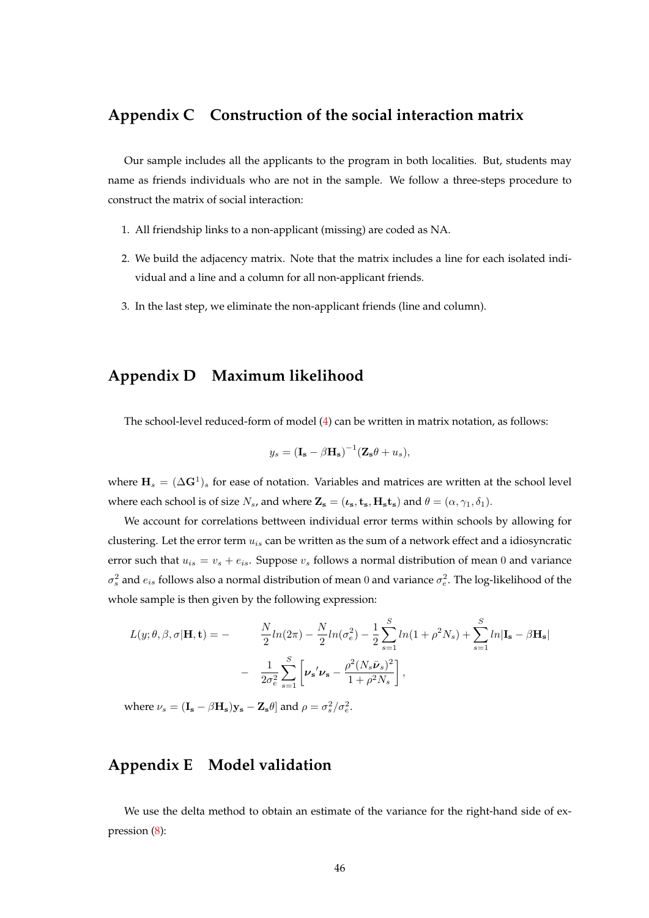## Appendix C Construction of the social interaction matrix

Our sample includes all the applicants to the program in both localities. But, students may name as friends individuals who are not in the sample. We follow a three-steps procedure to construct the matrix of social interaction:

1. All friendship links to a non-applicant (missing) are coded as NA.
2. We build the adjacency matrix. Note that the matrix includes a line for each isolated individual and a line and a column for all non-applicant friends.
3. In the last step, we eliminate the non-applicant friends (line and column).

## Appendix D Maximum likelihood

The school-level reduced-form of model (4) can be written in matrix notation, as follows:

$$y_s = (\mathbf{I_s} - \beta \mathbf{H_s})^{-1}(\mathbf{Z_s}\theta + u_s),$$

where $\mathbf{H}_s = (\Delta \mathbf{G}^1)_s$ for ease of notation. Variables and matrices are written at the school level where each school is of size $N_s$, and where $\mathbf{Z_s} = (\boldsymbol{\iota}_\mathbf{s}, \mathbf{t_s}, \mathbf{H_s t_s})$ and $\theta = (\alpha, \gamma_1, \delta_1)$.

We account for correlations bettween individual error terms within schools by allowing for clustering. Let the error term $u_{is}$ can be written as the sum of a network effect and a idiosyncratic error such that $u_{is} = v_s + e_{is}$. Suppose $v_s$ follows a normal distribution of mean 0 and variance $\sigma_s^2$ and $e_{is}$ follows also a normal distribution of mean 0 and variance $\sigma_e^2$. The log-likelihood of the whole sample is then given by the following expression:

$$\begin{aligned} L(y;\theta,\beta,\sigma|\mathbf{H},\mathbf{t}) = - \quad & \frac{N}{2}ln(2\pi) - \frac{N}{2}ln(\sigma_e^2) - \frac{1}{2}\sum_{s=1}^{S} ln(1+\rho^2 N_s) + \sum_{s=1}^{S} ln|\mathbf{I_s} - \beta\mathbf{H_s}| \\ & - \quad \frac{1}{2\sigma_e^2}\sum_{s=1}^{S}\left[\boldsymbol{\nu_s}'\boldsymbol{\nu_s} - \frac{\rho^2(N_s\bar{\boldsymbol{\nu}}_s)^2}{1+\rho^2 N_s}\right], \end{aligned}$$

where $\nu_s = (\mathbf{I_s} - \beta\mathbf{H_s})\mathbf{y_s} - \mathbf{Z_s}\theta]$ and $\rho = \sigma_s^2/\sigma_e^2$.

## Appendix E Model validation

We use the delta method to obtain an estimate of the variance for the right-hand side of expression (8):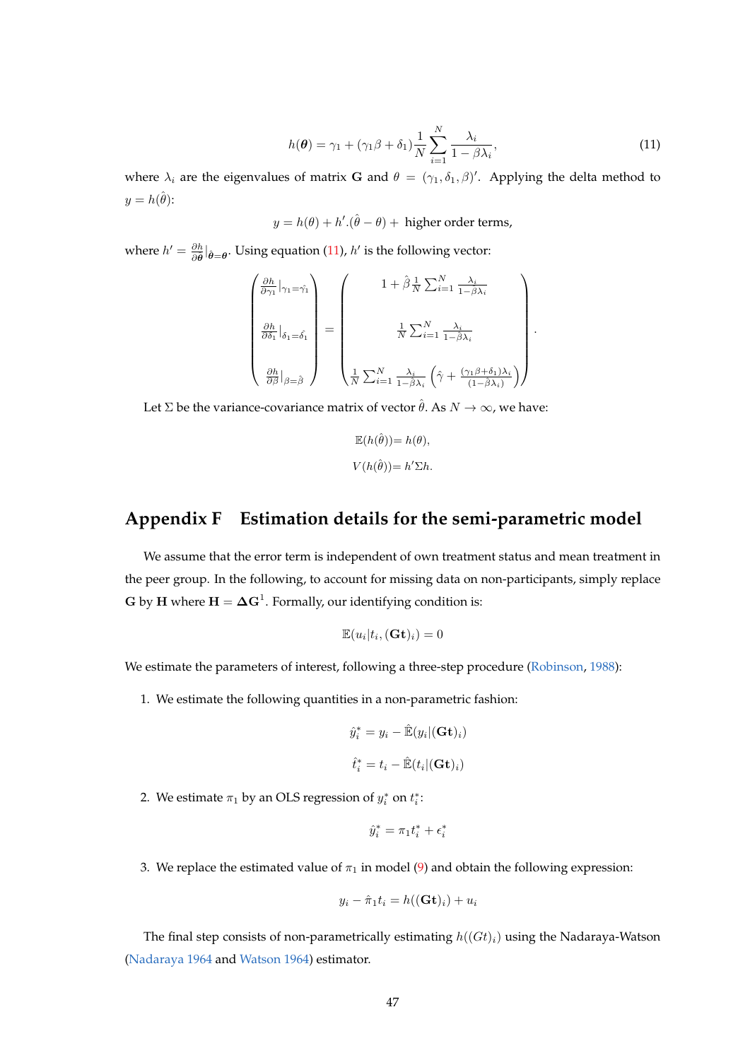$$h(\boldsymbol{\theta}) = \gamma_1 + (\gamma_1\beta + \delta_1)\frac{1}{N}\sum_{i=1}^{N}\frac{\lambda_i}{1-\beta\lambda_i}, \tag{11}$$

where $\lambda_i$ are the eigenvalues of matrix $\mathbf{G}$ and $\theta = (\gamma_1, \delta_1, \beta)'$. Applying the delta method to $y = h(\hat{\theta})$:

$$y = h(\theta) + h'.(\hat{\theta} - \theta) + \text{ higher order terms},$$

where $h' = \frac{\partial h}{\partial \boldsymbol{\theta}}|_{\hat{\boldsymbol{\theta}}=\boldsymbol{\theta}}$. Using equation (11), $h'$ is the following vector:

$$\begin{pmatrix} \frac{\partial h}{\partial \gamma_1}|_{\gamma_1=\hat{\gamma_1}} \\ \\ \frac{\partial h}{\partial \delta_1}|_{\delta_1=\hat{\delta_1}} \\ \\ \frac{\partial h}{\partial \beta}|_{\beta=\hat{\beta}} \end{pmatrix} = \begin{pmatrix} 1 + \hat{\beta}\frac{1}{N}\sum_{i=1}^{N}\frac{\lambda_i}{1-\beta\lambda_i} \\ \\ \frac{1}{N}\sum_{i=1}^{N}\frac{\lambda_i}{1-\beta\lambda_i} \\ \\ \frac{1}{N}\sum_{i=1}^{N}\frac{\lambda_i}{1-\hat{\beta}\lambda_i}\left(\hat{\gamma} + \frac{(\gamma_1\beta+\delta_1)\lambda_i}{(1-\hat{\beta}\lambda_i)}\right) \end{pmatrix}.$$

Let $\Sigma$ be the variance-covariance matrix of vector $\hat{\theta}$. As $N \to \infty$, we have:

$$\mathbb{E}(h(\hat{\theta})) = h(\theta),$$

$$V(h(\hat{\theta})) = h'\Sigma h.$$

# Appendix F Estimation details for the semi-parametric model

We assume that the error term is independent of own treatment status and mean treatment in the peer group. In the following, to account for missing data on non-participants, simply replace $\mathbf{G}$ by $\mathbf{H}$ where $\mathbf{H} = \boldsymbol{\Delta}\mathbf{G}^1$. Formally, our identifying condition is:

$$\mathbb{E}(u_i|t_i, (\mathbf{G}\mathbf{t})_i) = 0$$

We estimate the parameters of interest, following a three-step procedure (Robinson, 1988):

1. We estimate the following quantities in a non-parametric fashion:

$$\hat{y}_i^* = y_i - \hat{\mathbb{E}}(y_i|(\mathbf{G}\mathbf{t})_i)$$

$$\hat{t}_i^* = t_i - \hat{\mathbb{E}}(t_i|(\mathbf{G}\mathbf{t})_i)$$

2. We estimate $\pi_1$ by an OLS regression of $y_i^*$ on $t_i^*$:

$$\hat{y}_i^* = \pi_1 t_i^* + \epsilon_i^*$$

3. We replace the estimated value of $\pi_1$ in model (9) and obtain the following expression:

$$y_i - \hat{\pi}_1 t_i = h((\mathbf{G}\mathbf{t})_i) + u_i$$

The final step consists of non-parametrically estimating $h((Gt)_i)$ using the Nadaraya-Watson (Nadaraya 1964 and Watson 1964) estimator.